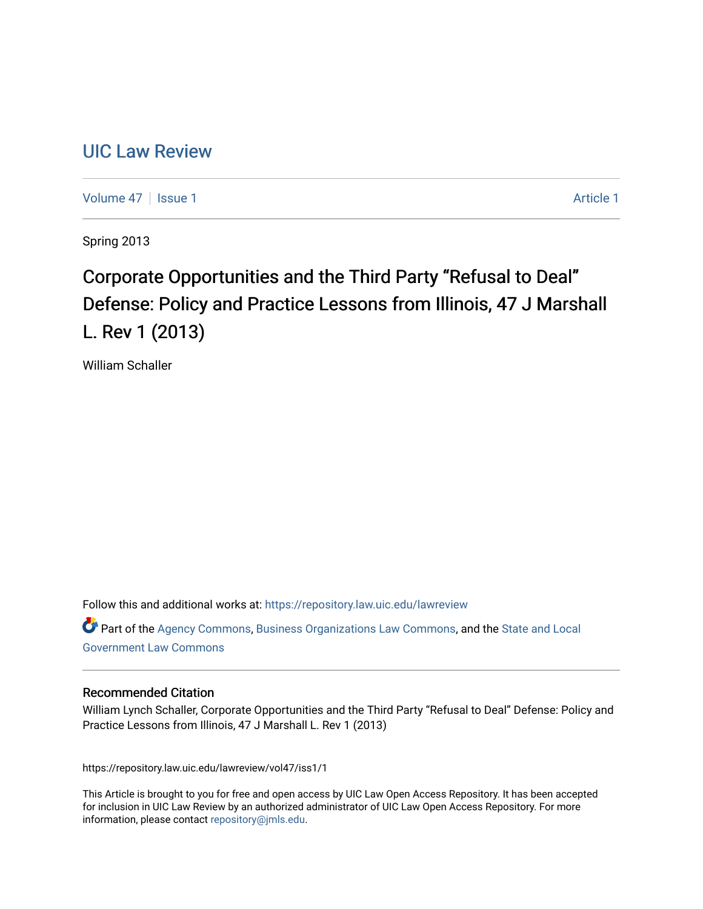# UIC Law Review

Volume 47 | Issue 1 Article 1

Spring 2013

## Corporate Opportunities and the Third Party "Refusal to Deal" Defense: Policy and Practice Lessons from Illinois, 47 J Marshall L. Rev 1 (2013)

William Schaller

Follow this and additional works at: https://repository.law.uic.edu/lawreview

Part of the Agency Commons, Business Organizations Law Commons, and the State and Local Government Law Commons

### Recommended Citation

William Lynch Schaller, Corporate Opportunities and the Third Party "Refusal to Deal" Defense: Policy and Practice Lessons from Illinois, 47 J Marshall L. Rev 1 (2013)

https://repository.law.uic.edu/lawreview/vol47/iss1/1

This Article is brought to you for free and open access by UIC Law Open Access Repository. It has been accepted for inclusion in UIC Law Review by an authorized administrator of UIC Law Open Access Repository. For more information, please contact repository@jmls.edu.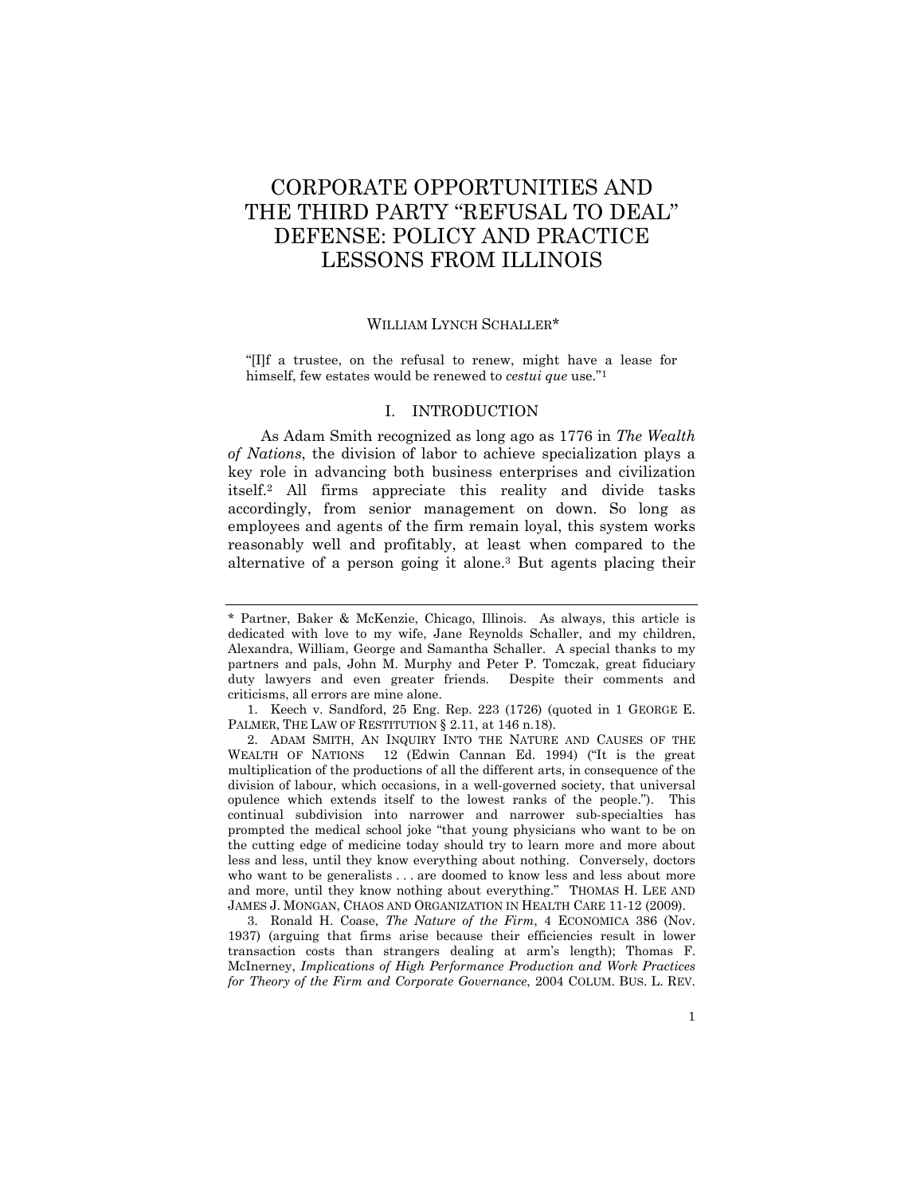# CORPORATE OPPORTUNITIES AND THE THIRD PARTY "REFUSAL TO DEAL" DEFENSE: POLICY AND PRACTICE LESSONS FROM ILLINOIS

WILLIAM LYNCH SCHALLER*

"[I]f a trustee, on the refusal to renew, might have a lease for himself, few estates would be renewed to *cestui que* use."[1]

## I. INTRODUCTION

As Adam Smith recognized as long ago as 1776 in *The Wealth of Nations*, the division of labor to achieve specialization plays a key role in advancing both business enterprises and civilization itself.[2] All firms appreciate this reality and divide tasks accordingly, from senior management on down. So long as employees and agents of the firm remain loyal, this system works reasonably well and profitably, at least when compared to the alternative of a person going it alone.[3] But agents placing their

---

\* Partner, Baker & McKenzie, Chicago, Illinois. As always, this article is dedicated with love to my wife, Jane Reynolds Schaller, and my children, Alexandra, William, George and Samantha Schaller. A special thanks to my partners and pals, John M. Murphy and Peter P. Tomczak, great fiduciary duty lawyers and even greater friends. Despite their comments and criticisms, all errors are mine alone.

1. Keech v. Sandford, 25 Eng. Rep. 223 (1726) (quoted in 1 GEORGE E. PALMER, THE LAW OF RESTITUTION § 2.11, at 146 n.18).

2. ADAM SMITH, AN INQUIRY INTO THE NATURE AND CAUSES OF THE WEALTH OF NATIONS 12 (Edwin Cannan Ed. 1994) ("It is the great multiplication of the productions of all the different arts, in consequence of the division of labour, which occasions, in a well-governed society, that universal opulence which extends itself to the lowest ranks of the people."). This continual subdivision into narrower and narrower sub-specialties has prompted the medical school joke "that young physicians who want to be on the cutting edge of medicine today should try to learn more and more about less and less, until they know everything about nothing. Conversely, doctors who want to be generalists . . . are doomed to know less and less about more and more, until they know nothing about everything." THOMAS H. LEE AND JAMES J. MONGAN, CHAOS AND ORGANIZATION IN HEALTH CARE 11-12 (2009).

3. Ronald H. Coase, *The Nature of the Firm*, 4 ECONOMICA 386 (Nov. 1937) (arguing that firms arise because their efficiencies result in lower transaction costs than strangers dealing at arm's length); Thomas F. McInerney, *Implications of High Performance Production and Work Practices for Theory of the Firm and Corporate Governance*, 2004 COLUM. BUS. L. REV.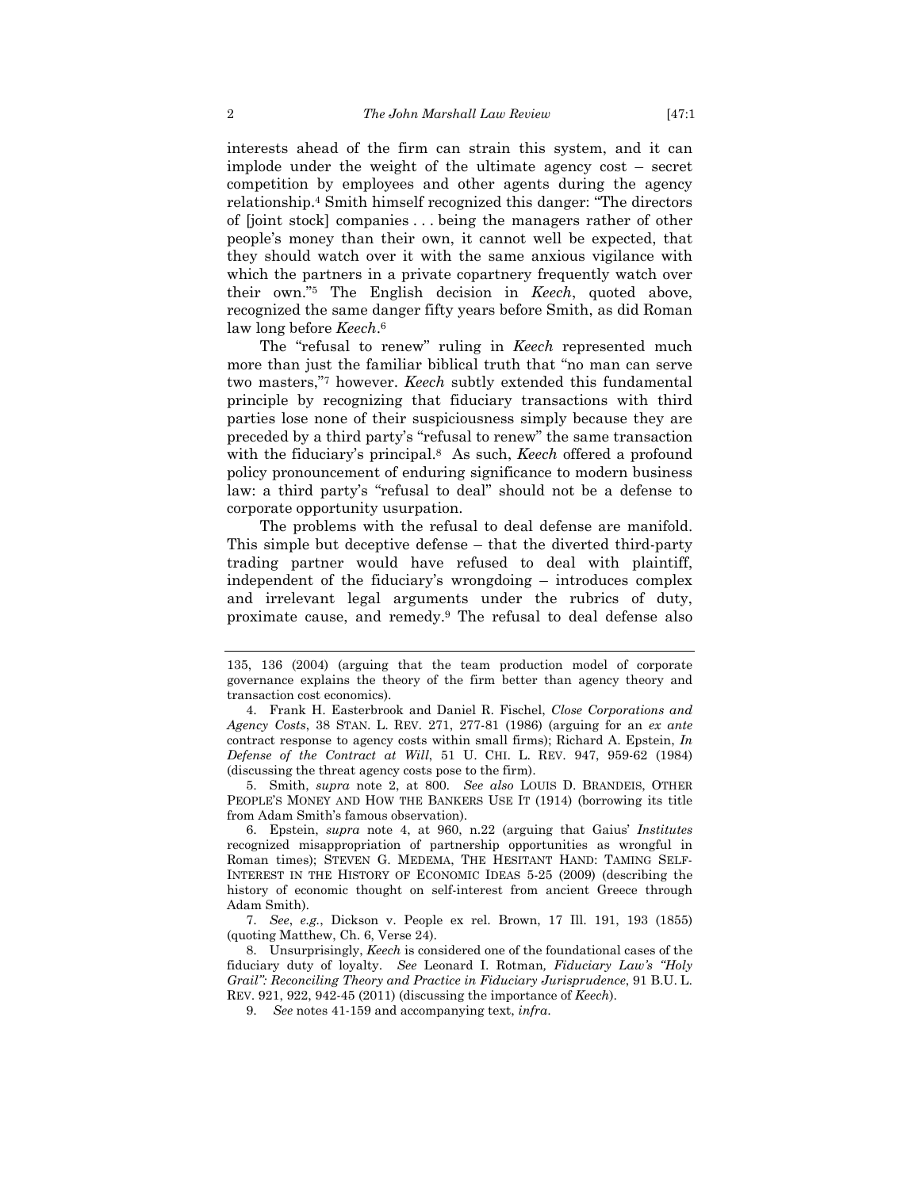interests ahead of the firm can strain this system, and it can implode under the weight of the ultimate agency cost – secret competition by employees and other agents during the agency relationship.[4] Smith himself recognized this danger: "The directors of [joint stock] companies . . . being the managers rather of other people's money than their own, it cannot well be expected, that they should watch over it with the same anxious vigilance with which the partners in a private copartnery frequently watch over their own."[5] The English decision in *Keech*, quoted above, recognized the same danger fifty years before Smith, as did Roman law long before *Keech*.[6]

The "refusal to renew" ruling in *Keech* represented much more than just the familiar biblical truth that "no man can serve two masters,"[7] however. *Keech* subtly extended this fundamental principle by recognizing that fiduciary transactions with third parties lose none of their suspiciousness simply because they are preceded by a third party's "refusal to renew" the same transaction with the fiduciary's principal.[8] As such, *Keech* offered a profound policy pronouncement of enduring significance to modern business law: a third party's "refusal to deal" should not be a defense to corporate opportunity usurpation.

The problems with the refusal to deal defense are manifold. This simple but deceptive defense – that the diverted third-party trading partner would have refused to deal with plaintiff, independent of the fiduciary's wrongdoing – introduces complex and irrelevant legal arguments under the rubrics of duty, proximate cause, and remedy.[9] The refusal to deal defense also

---

135, 136 (2004) (arguing that the team production model of corporate governance explains the theory of the firm better than agency theory and transaction cost economics).

4. Frank H. Easterbrook and Daniel R. Fischel, *Close Corporations and Agency Costs*, 38 STAN. L. REV. 271, 277-81 (1986) (arguing for an *ex ante* contract response to agency costs within small firms); Richard A. Epstein, *In Defense of the Contract at Will*, 51 U. CHI. L. REV. 947, 959-62 (1984) (discussing the threat agency costs pose to the firm).

5. Smith, *supra* note 2, at 800. *See also* LOUIS D. BRANDEIS, OTHER PEOPLE'S MONEY AND HOW THE BANKERS USE IT (1914) (borrowing its title from Adam Smith's famous observation).

6. Epstein, *supra* note 4, at 960, n.22 (arguing that Gaius' *Institutes* recognized misappropriation of partnership opportunities as wrongful in Roman times); STEVEN G. MEDEMA, THE HESITANT HAND: TAMING SELF-INTEREST IN THE HISTORY OF ECONOMIC IDEAS 5-25 (2009) (describing the history of economic thought on self-interest from ancient Greece through Adam Smith).

7. *See*, *e.g.*, Dickson v. People ex rel. Brown, 17 Ill. 191, 193 (1855) (quoting Matthew, Ch. 6, Verse 24).

8. Unsurprisingly, *Keech* is considered one of the foundational cases of the fiduciary duty of loyalty. *See* Leonard I. Rotman*, Fiduciary Law's "Holy Grail": Reconciling Theory and Practice in Fiduciary Jurisprudence*, 91 B.U. L. REV. 921, 922, 942-45 (2011) (discussing the importance of *Keech*).

9. *See* notes 41-159 and accompanying text, *infra*.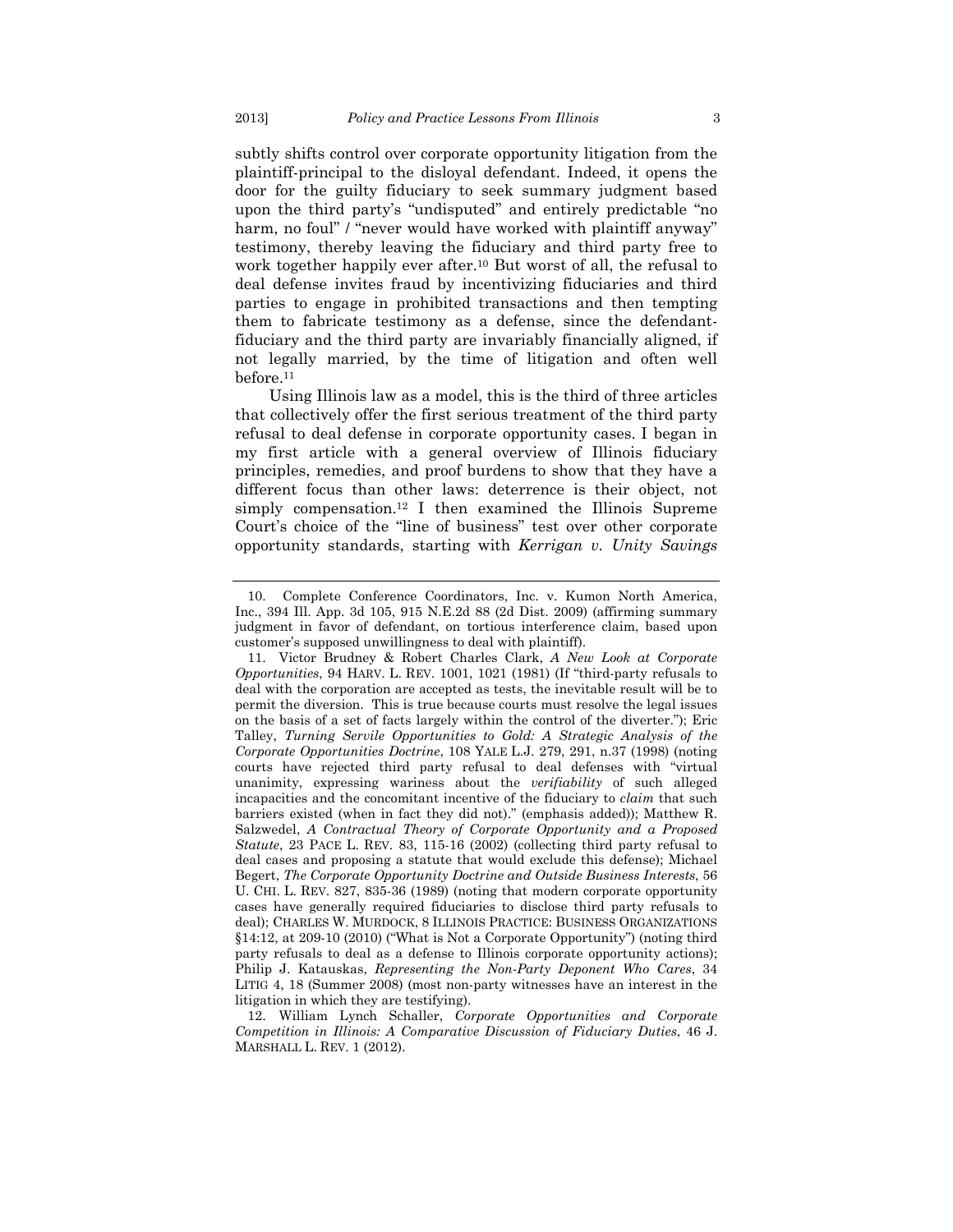subtly shifts control over corporate opportunity litigation from the plaintiff-principal to the disloyal defendant. Indeed, it opens the door for the guilty fiduciary to seek summary judgment based upon the third party's "undisputed" and entirely predictable "no harm, no foul" / "never would have worked with plaintiff anyway" testimony, thereby leaving the fiduciary and third party free to work together happily ever after.[10] But worst of all, the refusal to deal defense invites fraud by incentivizing fiduciaries and third parties to engage in prohibited transactions and then tempting them to fabricate testimony as a defense, since the defendant-fiduciary and the third party are invariably financially aligned, if not legally married, by the time of litigation and often well before.[11]

Using Illinois law as a model, this is the third of three articles that collectively offer the first serious treatment of the third party refusal to deal defense in corporate opportunity cases. I began in my first article with a general overview of Illinois fiduciary principles, remedies, and proof burdens to show that they have a different focus than other laws: deterrence is their object, not simply compensation.[12] I then examined the Illinois Supreme Court's choice of the "line of business" test over other corporate opportunity standards, starting with *Kerrigan v. Unity Savings*

---

10. Complete Conference Coordinators, Inc. v. Kumon North America, Inc., 394 Ill. App. 3d 105, 915 N.E.2d 88 (2d Dist. 2009) (affirming summary judgment in favor of defendant, on tortious interference claim, based upon customer's supposed unwillingness to deal with plaintiff).

11. Victor Brudney & Robert Charles Clark, *A New Look at Corporate Opportunities*, 94 HARV. L. REV. 1001, 1021 (1981) (If "third-party refusals to deal with the corporation are accepted as tests, the inevitable result will be to permit the diversion. This is true because courts must resolve the legal issues on the basis of a set of facts largely within the control of the diverter."); Eric Talley, *Turning Servile Opportunities to Gold: A Strategic Analysis of the Corporate Opportunities Doctrine*, 108 YALE L.J. 279, 291, n.37 (1998) (noting courts have rejected third party refusal to deal defenses with "virtual unanimity, expressing wariness about the *verifiability* of such alleged incapacities and the concomitant incentive of the fiduciary to *claim* that such barriers existed (when in fact they did not)." (emphasis added)); Matthew R. Salzwedel, *A Contractual Theory of Corporate Opportunity and a Proposed Statute*, 23 PACE L. REV. 83, 115-16 (2002) (collecting third party refusal to deal cases and proposing a statute that would exclude this defense); Michael Begert, *The Corporate Opportunity Doctrine and Outside Business Interests*, 56 U. CHI. L. REV. 827, 835-36 (1989) (noting that modern corporate opportunity cases have generally required fiduciaries to disclose third party refusals to deal); CHARLES W. MURDOCK, 8 ILLINOIS PRACTICE: BUSINESS ORGANIZATIONS §14:12, at 209-10 (2010) ("What is Not a Corporate Opportunity") (noting third party refusals to deal as a defense to Illinois corporate opportunity actions); Philip J. Katauskas, *Representing the Non-Party Deponent Who Cares*, 34 LITIG 4, 18 (Summer 2008) (most non-party witnesses have an interest in the litigation in which they are testifying).

12. William Lynch Schaller, *Corporate Opportunities and Corporate Competition in Illinois: A Comparative Discussion of Fiduciary Duties*, 46 J. MARSHALL L. REV. 1 (2012).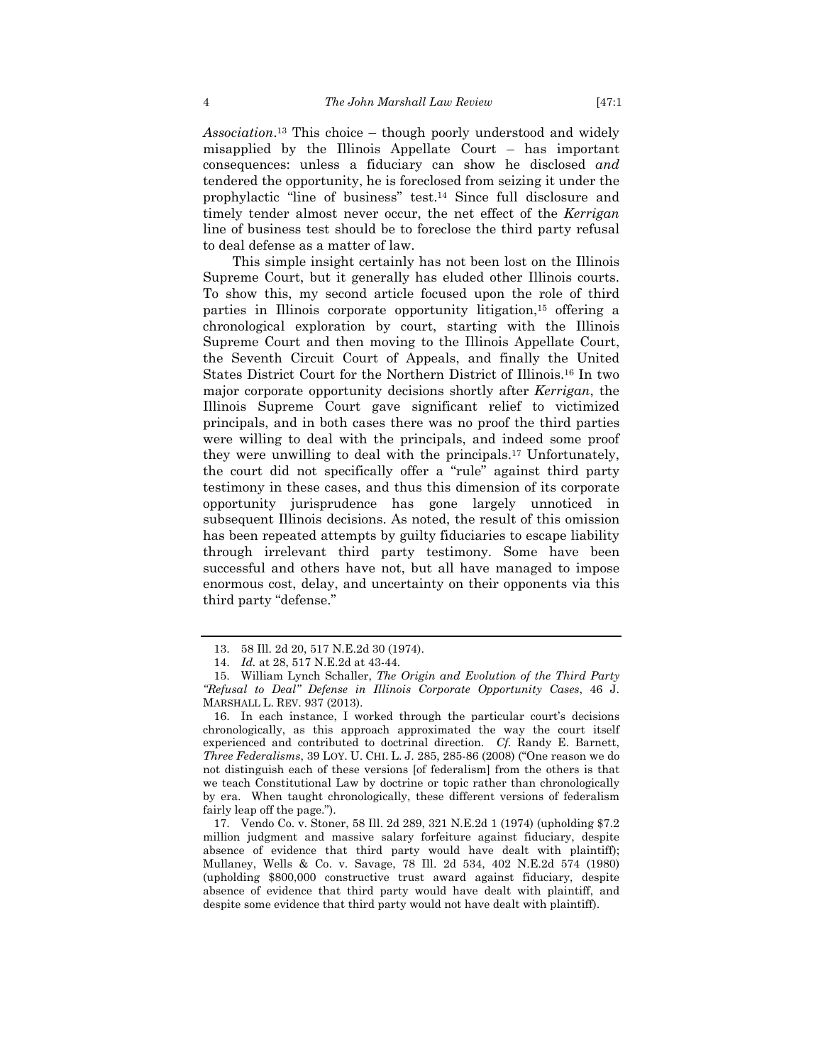*Association*.[13] This choice – though poorly understood and widely misapplied by the Illinois Appellate Court – has important consequences: unless a fiduciary can show he disclosed *and* tendered the opportunity, he is foreclosed from seizing it under the prophylactic "line of business" test.[14] Since full disclosure and timely tender almost never occur, the net effect of the *Kerrigan* line of business test should be to foreclose the third party refusal to deal defense as a matter of law.

This simple insight certainly has not been lost on the Illinois Supreme Court, but it generally has eluded other Illinois courts. To show this, my second article focused upon the role of third parties in Illinois corporate opportunity litigation,[15] offering a chronological exploration by court, starting with the Illinois Supreme Court and then moving to the Illinois Appellate Court, the Seventh Circuit Court of Appeals, and finally the United States District Court for the Northern District of Illinois.[16] In two major corporate opportunity decisions shortly after *Kerrigan*, the Illinois Supreme Court gave significant relief to victimized principals, and in both cases there was no proof the third parties were willing to deal with the principals, and indeed some proof they were unwilling to deal with the principals.[17] Unfortunately, the court did not specifically offer a "rule" against third party testimony in these cases, and thus this dimension of its corporate opportunity jurisprudence has gone largely unnoticed in subsequent Illinois decisions. As noted, the result of this omission has been repeated attempts by guilty fiduciaries to escape liability through irrelevant third party testimony. Some have been successful and others have not, but all have managed to impose enormous cost, delay, and uncertainty on their opponents via this third party "defense."

---

13. 58 Ill. 2d 20, 517 N.E.2d 30 (1974).

14. *Id.* at 28, 517 N.E.2d at 43-44.

15. William Lynch Schaller, *The Origin and Evolution of the Third Party "Refusal to Deal" Defense in Illinois Corporate Opportunity Cases*, 46 J. MARSHALL L. REV. 937 (2013).

16. In each instance, I worked through the particular court's decisions chronologically, as this approach approximated the way the court itself experienced and contributed to doctrinal direction. *Cf.* Randy E. Barnett, *Three Federalisms*, 39 LOY. U. CHI. L. J. 285, 285-86 (2008) ("One reason we do not distinguish each of these versions [of federalism] from the others is that we teach Constitutional Law by doctrine or topic rather than chronologically by era. When taught chronologically, these different versions of federalism fairly leap off the page.").

17. Vendo Co. v. Stoner, 58 Ill. 2d 289, 321 N.E.2d 1 (1974) (upholding $7.2 million judgment and massive salary forfeiture against fiduciary, despite absence of evidence that third party would have dealt with plaintiff); Mullaney, Wells & Co. v. Savage, 78 Ill. 2d 534, 402 N.E.2d 574 (1980) (upholding $800,000 constructive trust award against fiduciary, despite absence of evidence that third party would have dealt with plaintiff, and despite some evidence that third party would not have dealt with plaintiff).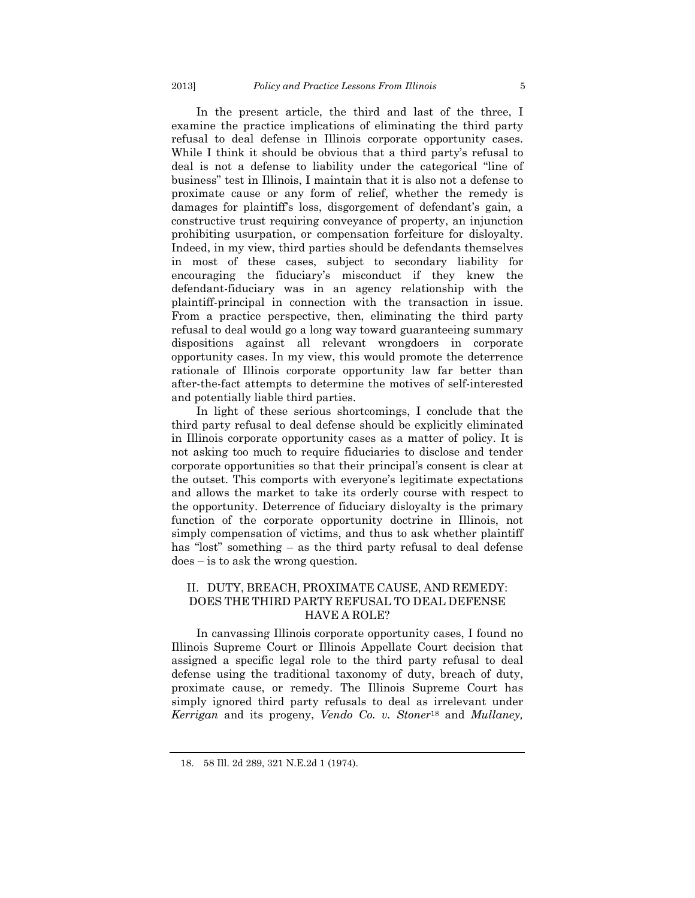In the present article, the third and last of the three, I examine the practice implications of eliminating the third party refusal to deal defense in Illinois corporate opportunity cases. While I think it should be obvious that a third party's refusal to deal is not a defense to liability under the categorical "line of business" test in Illinois, I maintain that it is also not a defense to proximate cause or any form of relief, whether the remedy is damages for plaintiff's loss, disgorgement of defendant's gain, a constructive trust requiring conveyance of property, an injunction prohibiting usurpation, or compensation forfeiture for disloyalty. Indeed, in my view, third parties should be defendants themselves in most of these cases, subject to secondary liability for encouraging the fiduciary's misconduct if they knew the defendant-fiduciary was in an agency relationship with the plaintiff-principal in connection with the transaction in issue. From a practice perspective, then, eliminating the third party refusal to deal would go a long way toward guaranteeing summary dispositions against all relevant wrongdoers in corporate opportunity cases. In my view, this would promote the deterrence rationale of Illinois corporate opportunity law far better than after-the-fact attempts to determine the motives of self-interested and potentially liable third parties.

In light of these serious shortcomings, I conclude that the third party refusal to deal defense should be explicitly eliminated in Illinois corporate opportunity cases as a matter of policy. It is not asking too much to require fiduciaries to disclose and tender corporate opportunities so that their principal's consent is clear at the outset. This comports with everyone's legitimate expectations and allows the market to take its orderly course with respect to the opportunity. Deterrence of fiduciary disloyalty is the primary function of the corporate opportunity doctrine in Illinois, not simply compensation of victims, and thus to ask whether plaintiff has "lost" something – as the third party refusal to deal defense does – is to ask the wrong question.

## II. DUTY, BREACH, PROXIMATE CAUSE, AND REMEDY: DOES THE THIRD PARTY REFUSAL TO DEAL DEFENSE HAVE A ROLE?

In canvassing Illinois corporate opportunity cases, I found no Illinois Supreme Court or Illinois Appellate Court decision that assigned a specific legal role to the third party refusal to deal defense using the traditional taxonomy of duty, breach of duty, proximate cause, or remedy. The Illinois Supreme Court has simply ignored third party refusals to deal as irrelevant under *Kerrigan* and its progeny, *Vendo Co. v. Stoner*[18] and *Mullaney,*

18. 58 Ill. 2d 289, 321 N.E.2d 1 (1974).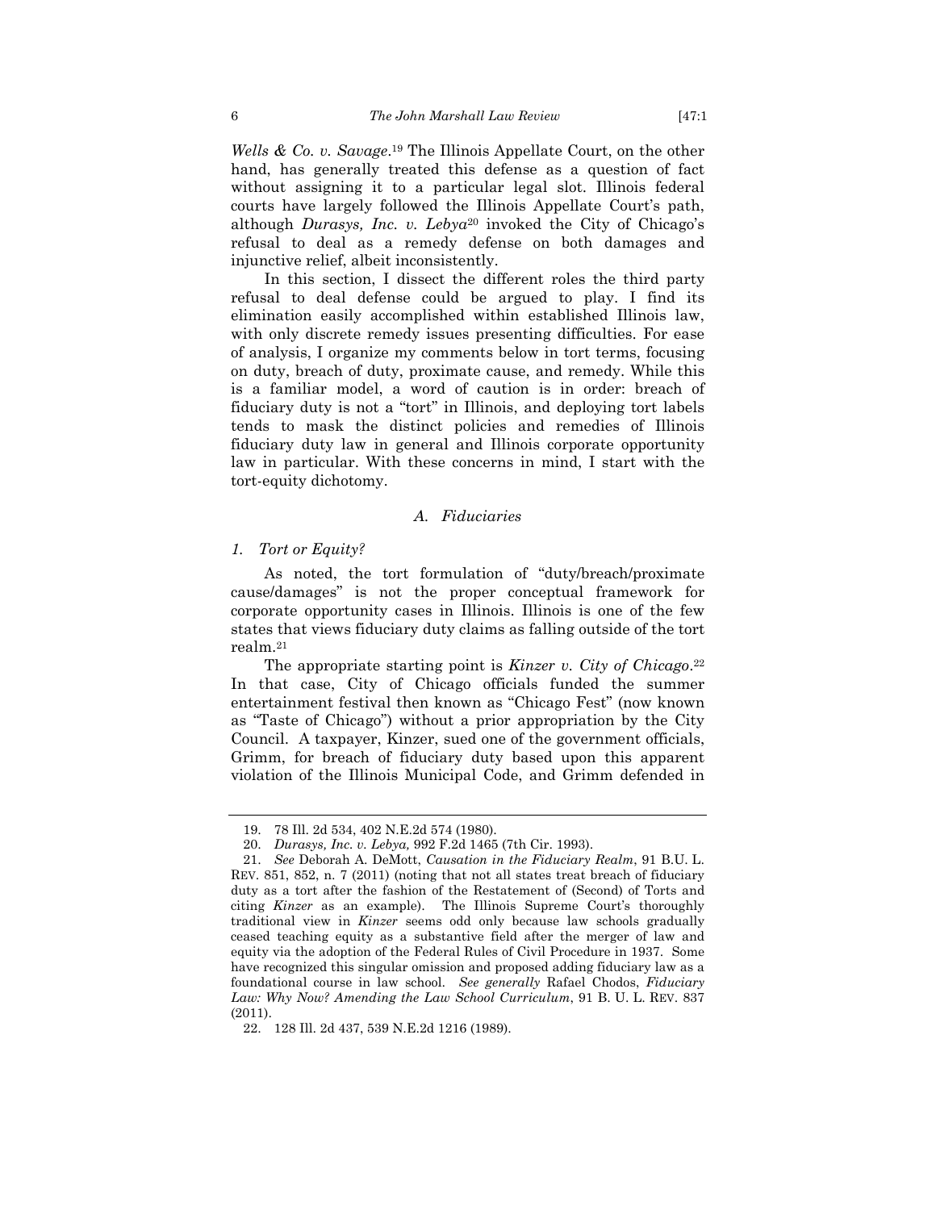*Wells & Co. v. Savage*.[19] The Illinois Appellate Court, on the other hand, has generally treated this defense as a question of fact without assigning it to a particular legal slot. Illinois federal courts have largely followed the Illinois Appellate Court's path, although *Durasys, Inc. v. Lebya*[20] invoked the City of Chicago's refusal to deal as a remedy defense on both damages and injunctive relief, albeit inconsistently.

In this section, I dissect the different roles the third party refusal to deal defense could be argued to play. I find its elimination easily accomplished within established Illinois law, with only discrete remedy issues presenting difficulties. For ease of analysis, I organize my comments below in tort terms, focusing on duty, breach of duty, proximate cause, and remedy. While this is a familiar model, a word of caution is in order: breach of fiduciary duty is not a "tort" in Illinois, and deploying tort labels tends to mask the distinct policies and remedies of Illinois fiduciary duty law in general and Illinois corporate opportunity law in particular. With these concerns in mind, I start with the tort-equity dichotomy.

### *A. Fiduciaries*

#### *1. Tort or Equity?*

As noted, the tort formulation of "duty/breach/proximate cause/damages" is not the proper conceptual framework for corporate opportunity cases in Illinois. Illinois is one of the few states that views fiduciary duty claims as falling outside of the tort realm.[21]

The appropriate starting point is *Kinzer v. City of Chicago*.[22] In that case, City of Chicago officials funded the summer entertainment festival then known as "Chicago Fest" (now known as "Taste of Chicago") without a prior appropriation by the City Council. A taxpayer, Kinzer, sued one of the government officials, Grimm, for breach of fiduciary duty based upon this apparent violation of the Illinois Municipal Code, and Grimm defended in

---

19. 78 Ill. 2d 534, 402 N.E.2d 574 (1980).

20. *Durasys, Inc. v. Lebya,* 992 F.2d 1465 (7th Cir. 1993).

21. *See* Deborah A. DeMott, *Causation in the Fiduciary Realm*, 91 B.U. L. REV. 851, 852, n. 7 (2011) (noting that not all states treat breach of fiduciary duty as a tort after the fashion of the Restatement of (Second) of Torts and citing *Kinzer* as an example). The Illinois Supreme Court's thoroughly traditional view in *Kinzer* seems odd only because law schools gradually ceased teaching equity as a substantive field after the merger of law and equity via the adoption of the Federal Rules of Civil Procedure in 1937. Some have recognized this singular omission and proposed adding fiduciary law as a foundational course in law school. *See generally* Rafael Chodos, *Fiduciary Law: Why Now? Amending the Law School Curriculum*, 91 B. U. L. REV. 837 (2011).

22. 128 Ill. 2d 437, 539 N.E.2d 1216 (1989).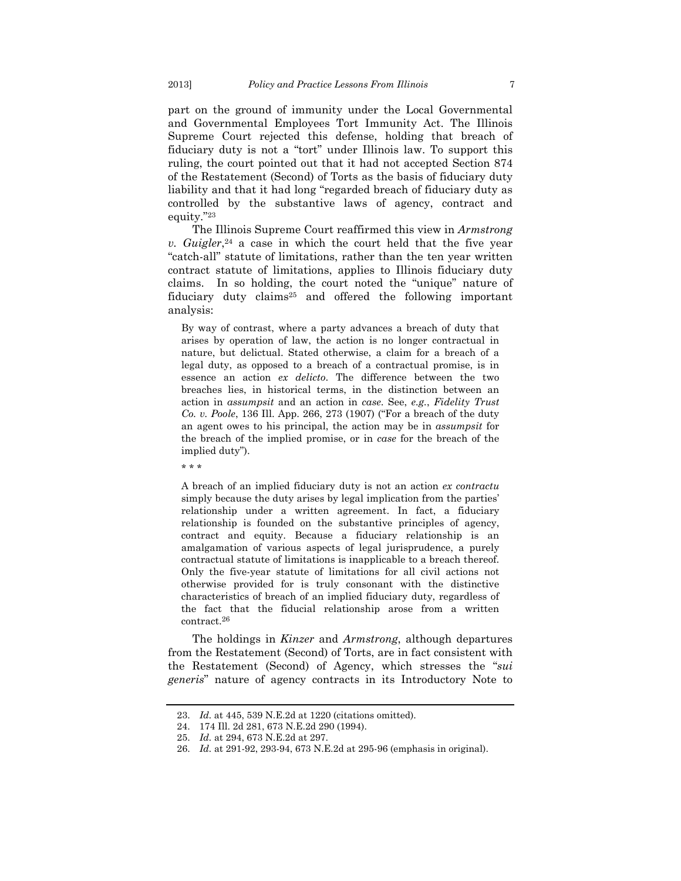part on the ground of immunity under the Local Governmental and Governmental Employees Tort Immunity Act. The Illinois Supreme Court rejected this defense, holding that breach of fiduciary duty is not a "tort" under Illinois law. To support this ruling, the court pointed out that it had not accepted Section 874 of the Restatement (Second) of Torts as the basis of fiduciary duty liability and that it had long "regarded breach of fiduciary duty as controlled by the substantive laws of agency, contract and equity."[23]

The Illinois Supreme Court reaffirmed this view in *Armstrong v. Guigler*,[24] a case in which the court held that the five year "catch-all" statute of limitations, rather than the ten year written contract statute of limitations, applies to Illinois fiduciary duty claims. In so holding, the court noted the "unique" nature of fiduciary duty claims[25] and offered the following important analysis:

> By way of contrast, where a party advances a breach of duty that arises by operation of law, the action is no longer contractual in nature, but delictual. Stated otherwise, a claim for a breach of a legal duty, as opposed to a breach of a contractual promise, is in essence an action *ex delicto*. The difference between the two breaches lies, in historical terms, in the distinction between an action in *assumpsit* and an action in *case*. See, *e.g.*, *Fidelity Trust Co. v. Poole*, 136 Ill. App. 266, 273 (1907) ("For a breach of the duty an agent owes to his principal, the action may be in *assumpsit* for the breach of the implied promise, or in *case* for the breach of the implied duty").
>
> * * *
>
> A breach of an implied fiduciary duty is not an action *ex contractu* simply because the duty arises by legal implication from the parties' relationship under a written agreement. In fact, a fiduciary relationship is founded on the substantive principles of agency, contract and equity. Because a fiduciary relationship is an amalgamation of various aspects of legal jurisprudence, a purely contractual statute of limitations is inapplicable to a breach thereof. Only the five-year statute of limitations for all civil actions not otherwise provided for is truly consonant with the distinctive characteristics of breach of an implied fiduciary duty, regardless of the fact that the fiducial relationship arose from a written contract.[26]

The holdings in *Kinzer* and *Armstrong*, although departures from the Restatement (Second) of Torts, are in fact consistent with the Restatement (Second) of Agency, which stresses the "*sui generis*" nature of agency contracts in its Introductory Note to

---

23. *Id.* at 445, 539 N.E.2d at 1220 (citations omitted).

24. 174 Ill. 2d 281, 673 N.E.2d 290 (1994).

25. *Id.* at 294, 673 N.E.2d at 297.

26. *Id.* at 291-92, 293-94, 673 N.E.2d at 295-96 (emphasis in original).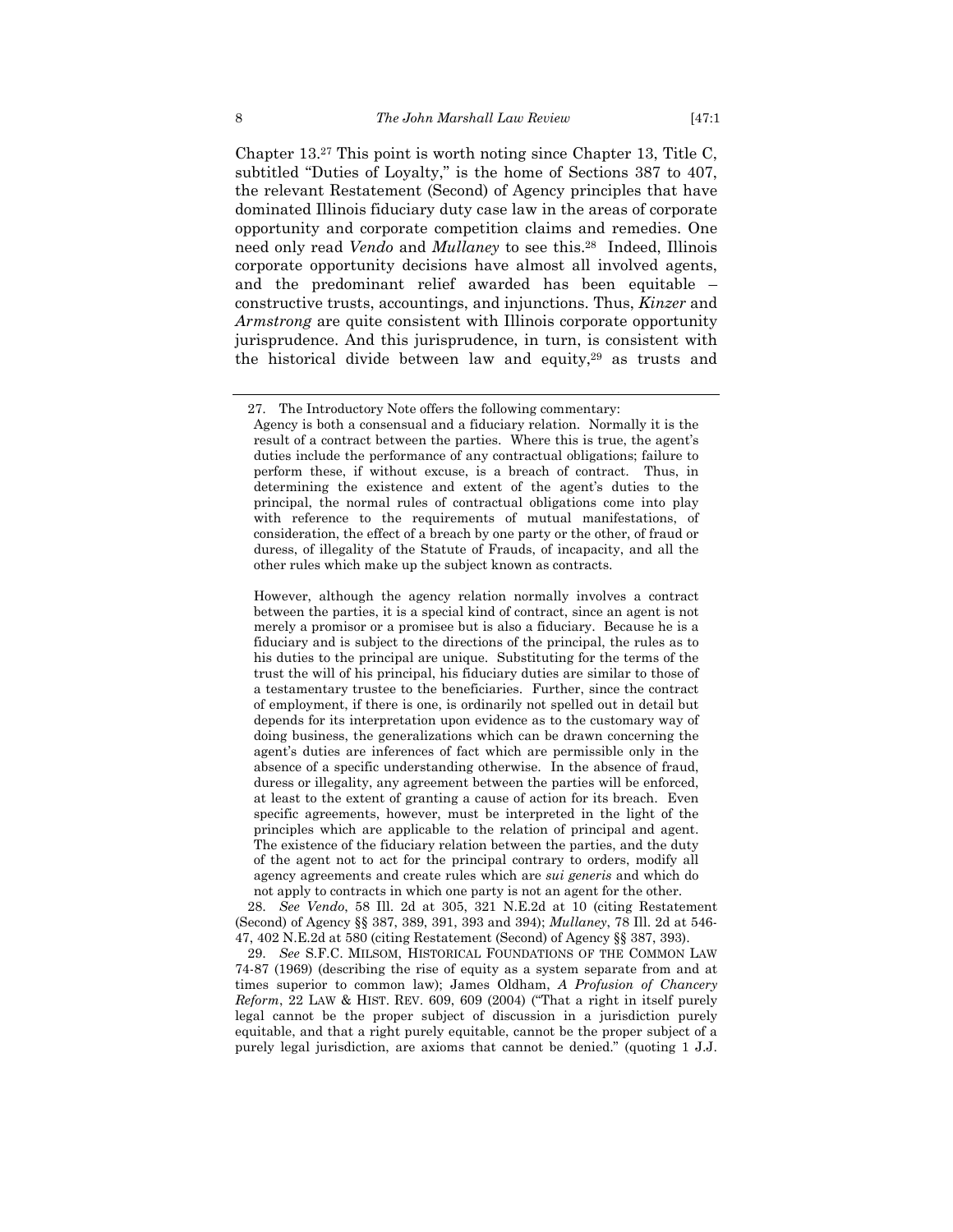Chapter 13.[27] This point is worth noting since Chapter 13, Title C, subtitled "Duties of Loyalty," is the home of Sections 387 to 407, the relevant Restatement (Second) of Agency principles that have dominated Illinois fiduciary duty case law in the areas of corporate opportunity and corporate competition claims and remedies. One need only read *Vendo* and *Mullaney* to see this.[28] Indeed, Illinois corporate opportunity decisions have almost all involved agents, and the predominant relief awarded has been equitable – constructive trusts, accountings, and injunctions. Thus, *Kinzer* and *Armstrong* are quite consistent with Illinois corporate opportunity jurisprudence. And this jurisprudence, in turn, is consistent with the historical divide between law and equity,[29] as trusts and

---

27. The Introductory Note offers the following commentary:

> Agency is both a consensual and a fiduciary relation. Normally it is the result of a contract between the parties. Where this is true, the agent's duties include the performance of any contractual obligations; failure to perform these, if without excuse, is a breach of contract. Thus, in determining the existence and extent of the agent's duties to the principal, the normal rules of contractual obligations come into play with reference to the requirements of mutual manifestations, of consideration, the effect of a breach by one party or the other, of fraud or duress, of illegality of the Statute of Frauds, of incapacity, and all the other rules which make up the subject known as contracts.
>
> However, although the agency relation normally involves a contract between the parties, it is a special kind of contract, since an agent is not merely a promisor or a promisee but is also a fiduciary. Because he is a fiduciary and is subject to the directions of the principal, the rules as to his duties to the principal are unique. Substituting for the terms of the trust the will of his principal, his fiduciary duties are similar to those of a testamentary trustee to the beneficiaries. Further, since the contract of employment, if there is one, is ordinarily not spelled out in detail but depends for its interpretation upon evidence as to the customary way of doing business, the generalizations which can be drawn concerning the agent's duties are inferences of fact which are permissible only in the absence of a specific understanding otherwise. In the absence of fraud, duress or illegality, any agreement between the parties will be enforced, at least to the extent of granting a cause of action for its breach. Even specific agreements, however, must be interpreted in the light of the principles which are applicable to the relation of principal and agent. The existence of the fiduciary relation between the parties, and the duty of the agent not to act for the principal contrary to orders, modify all agency agreements and create rules which are *sui generis* and which do not apply to contracts in which one party is not an agent for the other.

28. *See Vendo*, 58 Ill. 2d at 305, 321 N.E.2d at 10 (citing Restatement (Second) of Agency §§ 387, 389, 391, 393 and 394); *Mullaney*, 78 Ill. 2d at 546-47, 402 N.E.2d at 580 (citing Restatement (Second) of Agency §§ 387, 393).

29. *See* S.F.C. MILSOM, HISTORICAL FOUNDATIONS OF THE COMMON LAW 74-87 (1969) (describing the rise of equity as a system separate from and at times superior to common law); James Oldham, *A Profusion of Chancery Reform*, 22 LAW & HIST. REV. 609, 609 (2004) ("That a right in itself purely legal cannot be the proper subject of discussion in a jurisdiction purely equitable, and that a right purely equitable, cannot be the proper subject of a purely legal jurisdiction, are axioms that cannot be denied." (quoting 1 J.J.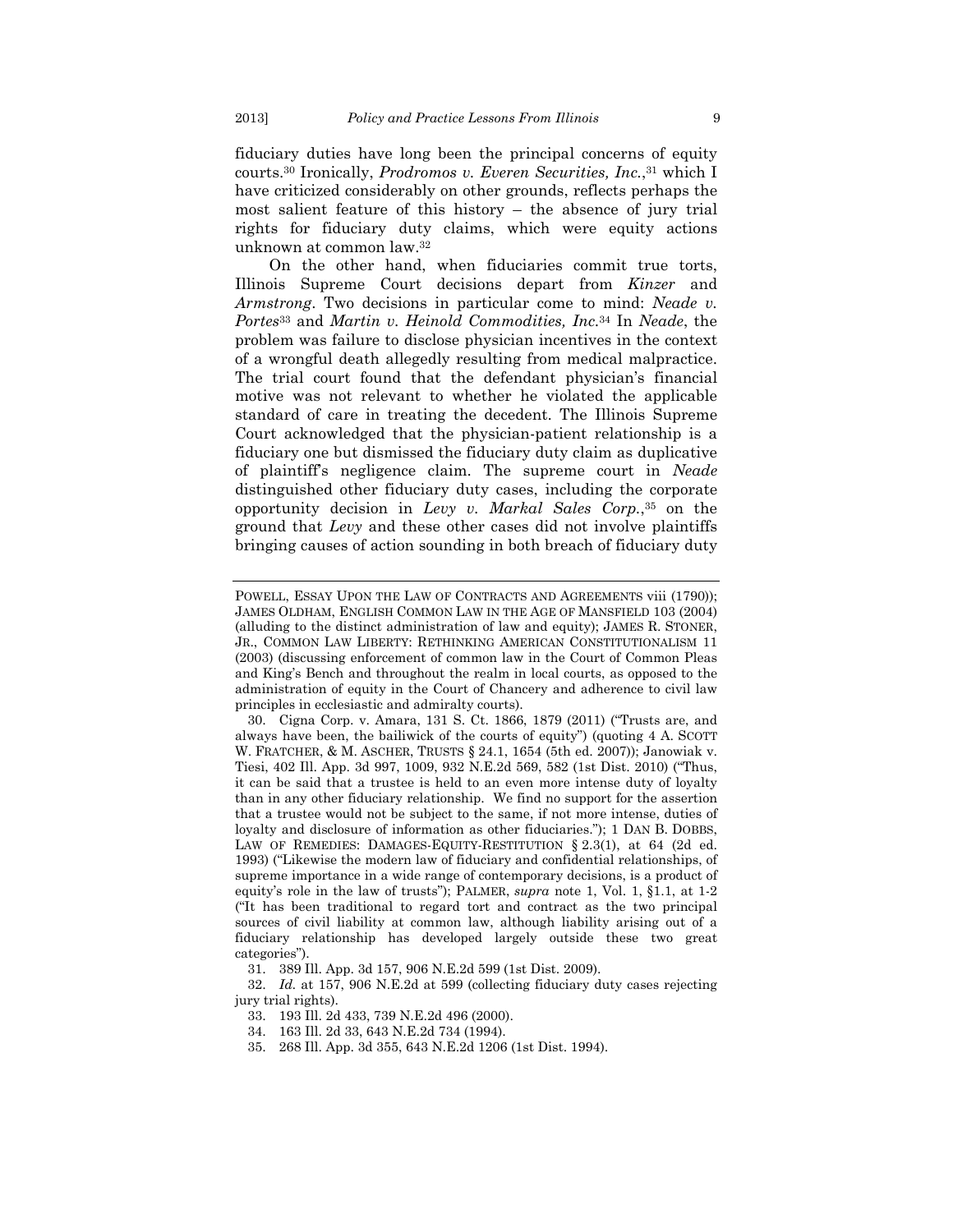fiduciary duties have long been the principal concerns of equity courts.[30] Ironically, *Prodromos v. Everen Securities, Inc.*,[31] which I have criticized considerably on other grounds, reflects perhaps the most salient feature of this history – the absence of jury trial rights for fiduciary duty claims, which were equity actions unknown at common law.[32]

On the other hand, when fiduciaries commit true torts, Illinois Supreme Court decisions depart from *Kinzer* and *Armstrong*. Two decisions in particular come to mind: *Neade v. Portes*[33] and *Martin v. Heinold Commodities, Inc.*[34] In *Neade*, the problem was failure to disclose physician incentives in the context of a wrongful death allegedly resulting from medical malpractice. The trial court found that the defendant physician's financial motive was not relevant to whether he violated the applicable standard of care in treating the decedent. The Illinois Supreme Court acknowledged that the physician-patient relationship is a fiduciary one but dismissed the fiduciary duty claim as duplicative of plaintiff's negligence claim. The supreme court in *Neade* distinguished other fiduciary duty cases, including the corporate opportunity decision in *Levy v. Markal Sales Corp.*,[35] on the ground that *Levy* and these other cases did not involve plaintiffs bringing causes of action sounding in both breach of fiduciary duty

---

POWELL, ESSAY UPON THE LAW OF CONTRACTS AND AGREEMENTS viii (1790)); JAMES OLDHAM, ENGLISH COMMON LAW IN THE AGE OF MANSFIELD 103 (2004) (alluding to the distinct administration of law and equity); JAMES R. STONER, JR., COMMON LAW LIBERTY: RETHINKING AMERICAN CONSTITUTIONALISM 11 (2003) (discussing enforcement of common law in the Court of Common Pleas and King's Bench and throughout the realm in local courts, as opposed to the administration of equity in the Court of Chancery and adherence to civil law principles in ecclesiastic and admiralty courts).

30. Cigna Corp. v. Amara, 131 S. Ct. 1866, 1879 (2011) ("Trusts are, and always have been, the bailiwick of the courts of equity") (quoting 4 A. SCOTT W. FRATCHER, & M. ASCHER, TRUSTS § 24.1, 1654 (5th ed. 2007)); Janowiak v. Tiesi, 402 Ill. App. 3d 997, 1009, 932 N.E.2d 569, 582 (1st Dist. 2010) ("Thus, it can be said that a trustee is held to an even more intense duty of loyalty than in any other fiduciary relationship. We find no support for the assertion that a trustee would not be subject to the same, if not more intense, duties of loyalty and disclosure of information as other fiduciaries."); 1 DAN B. DOBBS, LAW OF REMEDIES: DAMAGES-EQUITY-RESTITUTION § 2.3(1), at 64 (2d ed. 1993) ("Likewise the modern law of fiduciary and confidential relationships, of supreme importance in a wide range of contemporary decisions, is a product of equity's role in the law of trusts"); PALMER, *supra* note 1, Vol. 1, §1.1, at 1-2 ("It has been traditional to regard tort and contract as the two principal sources of civil liability at common law, although liability arising out of a fiduciary relationship has developed largely outside these two great categories").

31. 389 Ill. App. 3d 157, 906 N.E.2d 599 (1st Dist. 2009).

32. *Id.* at 157, 906 N.E.2d at 599 (collecting fiduciary duty cases rejecting jury trial rights).

33. 193 Ill. 2d 433, 739 N.E.2d 496 (2000).

34. 163 Ill. 2d 33, 643 N.E.2d 734 (1994).

35. 268 Ill. App. 3d 355, 643 N.E.2d 1206 (1st Dist. 1994).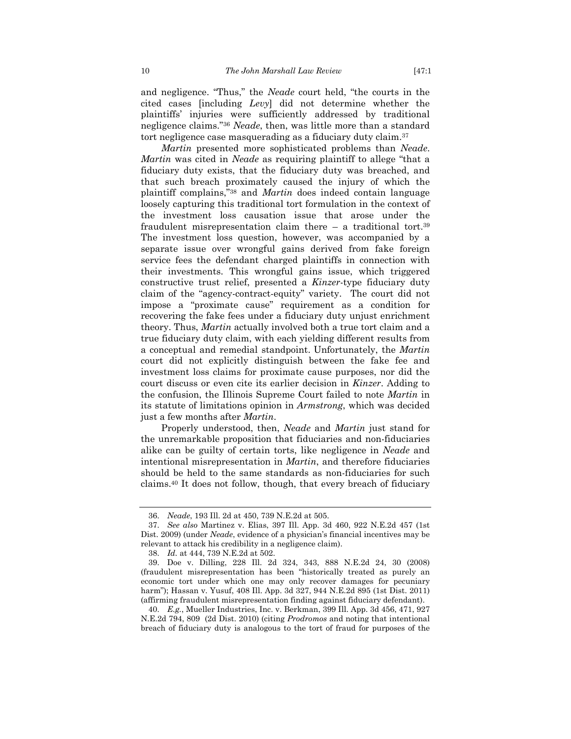and negligence. "Thus," the *Neade* court held, "the courts in the cited cases [including *Levy*] did not determine whether the plaintiffs' injuries were sufficiently addressed by traditional negligence claims."[36] *Neade*, then, was little more than a standard tort negligence case masquerading as a fiduciary duty claim.[37]

*Martin* presented more sophisticated problems than *Neade*. *Martin* was cited in *Neade* as requiring plaintiff to allege "that a fiduciary duty exists, that the fiduciary duty was breached, and that such breach proximately caused the injury of which the plaintiff complains,"[38] and *Martin* does indeed contain language loosely capturing this traditional tort formulation in the context of the investment loss causation issue that arose under the fraudulent misrepresentation claim there – a traditional tort.[39] The investment loss question, however, was accompanied by a separate issue over wrongful gains derived from fake foreign service fees the defendant charged plaintiffs in connection with their investments. This wrongful gains issue, which triggered constructive trust relief, presented a *Kinzer*-type fiduciary duty claim of the "agency-contract-equity" variety. The court did not impose a "proximate cause" requirement as a condition for recovering the fake fees under a fiduciary duty unjust enrichment theory. Thus, *Martin* actually involved both a true tort claim and a true fiduciary duty claim, with each yielding different results from a conceptual and remedial standpoint. Unfortunately, the *Martin* court did not explicitly distinguish between the fake fee and investment loss claims for proximate cause purposes, nor did the court discuss or even cite its earlier decision in *Kinzer*. Adding to the confusion, the Illinois Supreme Court failed to note *Martin* in its statute of limitations opinion in *Armstrong*, which was decided just a few months after *Martin*.

Properly understood, then, *Neade* and *Martin* just stand for the unremarkable proposition that fiduciaries and non-fiduciaries alike can be guilty of certain torts, like negligence in *Neade* and intentional misrepresentation in *Martin*, and therefore fiduciaries should be held to the same standards as non-fiduciaries for such claims.[40] It does not follow, though, that every breach of fiduciary

---

36. *Neade*, 193 Ill. 2d at 450, 739 N.E.2d at 505.

37. *See also* Martinez v. Elias, 397 Ill. App. 3d 460, 922 N.E.2d 457 (1st Dist. 2009) (under *Neade*, evidence of a physician's financial incentives may be relevant to attack his credibility in a negligence claim).

38. *Id.* at 444, 739 N.E.2d at 502.

39. Doe v. Dilling, 228 Ill. 2d 324, 343, 888 N.E.2d 24, 30 (2008) (fraudulent misrepresentation has been "historically treated as purely an economic tort under which one may only recover damages for pecuniary harm"); Hassan v. Yusuf, 408 Ill. App. 3d 327, 944 N.E.2d 895 (1st Dist. 2011) (affirming fraudulent misrepresentation finding against fiduciary defendant).

40. *E.g.*, Mueller Industries, Inc. v. Berkman, 399 Ill. App. 3d 456, 471, 927 N.E.2d 794, 809 (2d Dist. 2010) (citing *Prodromos* and noting that intentional breach of fiduciary duty is analogous to the tort of fraud for purposes of the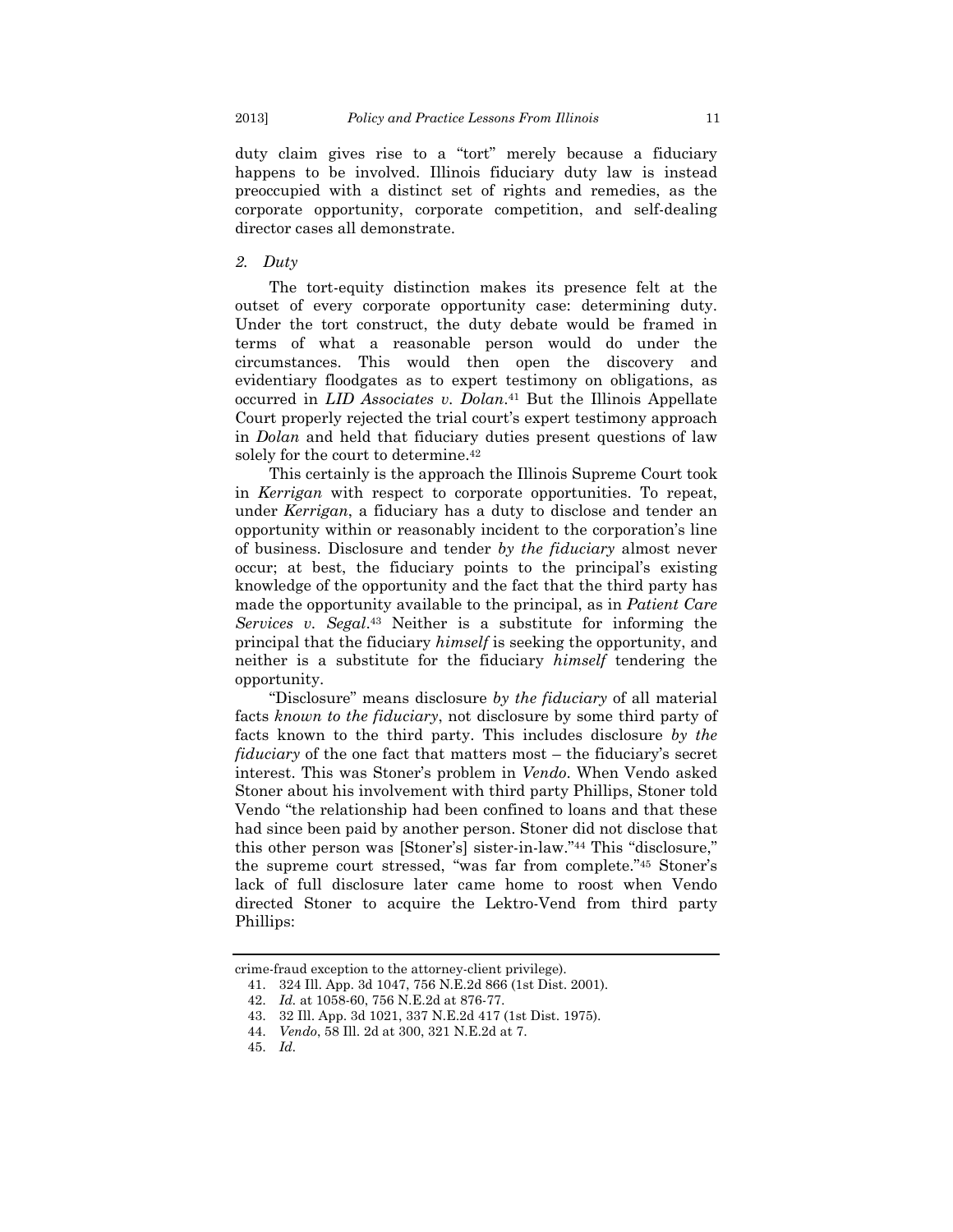duty claim gives rise to a "tort" merely because a fiduciary happens to be involved. Illinois fiduciary duty law is instead preoccupied with a distinct set of rights and remedies, as the corporate opportunity, corporate competition, and self-dealing director cases all demonstrate.

### *2. Duty*

The tort-equity distinction makes its presence felt at the outset of every corporate opportunity case: determining duty. Under the tort construct, the duty debate would be framed in terms of what a reasonable person would do under the circumstances. This would then open the discovery and evidentiary floodgates as to expert testimony on obligations, as occurred in *LID Associates v. Dolan*.[41] But the Illinois Appellate Court properly rejected the trial court's expert testimony approach in *Dolan* and held that fiduciary duties present questions of law solely for the court to determine.[42]

This certainly is the approach the Illinois Supreme Court took in *Kerrigan* with respect to corporate opportunities. To repeat, under *Kerrigan*, a fiduciary has a duty to disclose and tender an opportunity within or reasonably incident to the corporation's line of business. Disclosure and tender *by the fiduciary* almost never occur; at best, the fiduciary points to the principal's existing knowledge of the opportunity and the fact that the third party has made the opportunity available to the principal, as in *Patient Care Services v. Segal*.[43] Neither is a substitute for informing the principal that the fiduciary *himself* is seeking the opportunity, and neither is a substitute for the fiduciary *himself* tendering the opportunity.

"Disclosure" means disclosure *by the fiduciary* of all material facts *known to the fiduciary*, not disclosure by some third party of facts known to the third party. This includes disclosure *by the fiduciary* of the one fact that matters most – the fiduciary's secret interest. This was Stoner's problem in *Vendo*. When Vendo asked Stoner about his involvement with third party Phillips, Stoner told Vendo "the relationship had been confined to loans and that these had since been paid by another person. Stoner did not disclose that this other person was [Stoner's] sister-in-law."[44] This "disclosure," the supreme court stressed, "was far from complete."[45] Stoner's lack of full disclosure later came home to roost when Vendo directed Stoner to acquire the Lektro-Vend from third party Phillips:

---

crime-fraud exception to the attorney-client privilege).

41. 324 Ill. App. 3d 1047, 756 N.E.2d 866 (1st Dist. 2001).

42. *Id.* at 1058-60, 756 N.E.2d at 876-77.

43. 32 Ill. App. 3d 1021, 337 N.E.2d 417 (1st Dist. 1975).

44. *Vendo*, 58 Ill. 2d at 300, 321 N.E.2d at 7.

45. *Id.*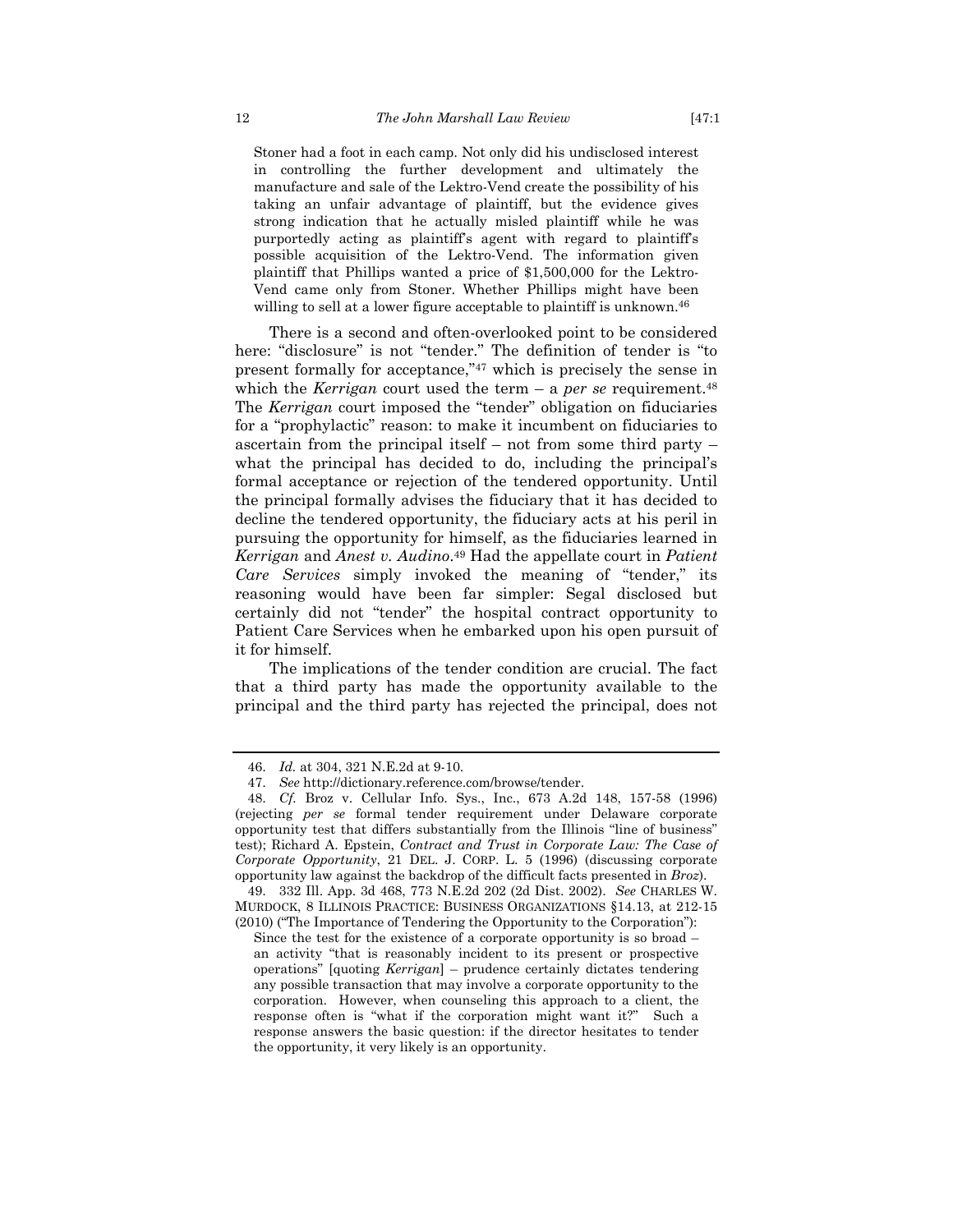> Stoner had a foot in each camp. Not only did his undisclosed interest in controlling the further development and ultimately the manufacture and sale of the Lektro-Vend create the possibility of his taking an unfair advantage of plaintiff, but the evidence gives strong indication that he actually misled plaintiff while he was purportedly acting as plaintiff's agent with regard to plaintiff's possible acquisition of the Lektro-Vend. The information given plaintiff that Phillips wanted a price of $1,500,000 for the Lektro-Vend came only from Stoner. Whether Phillips might have been willing to sell at a lower figure acceptable to plaintiff is unknown.[46]

There is a second and often-overlooked point to be considered here: "disclosure" is not "tender." The definition of tender is "to present formally for acceptance,"[47] which is precisely the sense in which the *Kerrigan* court used the term – a *per se* requirement.[48] The *Kerrigan* court imposed the "tender" obligation on fiduciaries for a "prophylactic" reason: to make it incumbent on fiduciaries to ascertain from the principal itself – not from some third party – what the principal has decided to do, including the principal's formal acceptance or rejection of the tendered opportunity. Until the principal formally advises the fiduciary that it has decided to decline the tendered opportunity, the fiduciary acts at his peril in pursuing the opportunity for himself, as the fiduciaries learned in *Kerrigan* and *Anest v. Audino*.[49] Had the appellate court in *Patient Care Services* simply invoked the meaning of "tender," its reasoning would have been far simpler: Segal disclosed but certainly did not "tender" the hospital contract opportunity to Patient Care Services when he embarked upon his open pursuit of it for himself.

The implications of the tender condition are crucial. The fact that a third party has made the opportunity available to the principal and the third party has rejected the principal, does not

---

46. *Id.* at 304, 321 N.E.2d at 9-10.

47. *See* http://dictionary.reference.com/browse/tender.

48. *Cf.* Broz v. Cellular Info. Sys., Inc., 673 A.2d 148, 157-58 (1996) (rejecting *per se* formal tender requirement under Delaware corporate opportunity test that differs substantially from the Illinois "line of business" test); Richard A. Epstein, *Contract and Trust in Corporate Law: The Case of Corporate Opportunity*, 21 DEL. J. CORP. L. 5 (1996) (discussing corporate opportunity law against the backdrop of the difficult facts presented in *Broz*).

49. 332 Ill. App. 3d 468, 773 N.E.2d 202 (2d Dist. 2002). *See* CHARLES W. MURDOCK, 8 ILLINOIS PRACTICE: BUSINESS ORGANIZATIONS §14.13, at 212-15 (2010) ("The Importance of Tendering the Opportunity to the Corporation"):

> Since the test for the existence of a corporate opportunity is so broad – an activity "that is reasonably incident to its present or prospective operations" [quoting *Kerrigan*] – prudence certainly dictates tendering any possible transaction that may involve a corporate opportunity to the corporation. However, when counseling this approach to a client, the response often is "what if the corporation might want it?" Such a response answers the basic question: if the director hesitates to tender the opportunity, it very likely is an opportunity.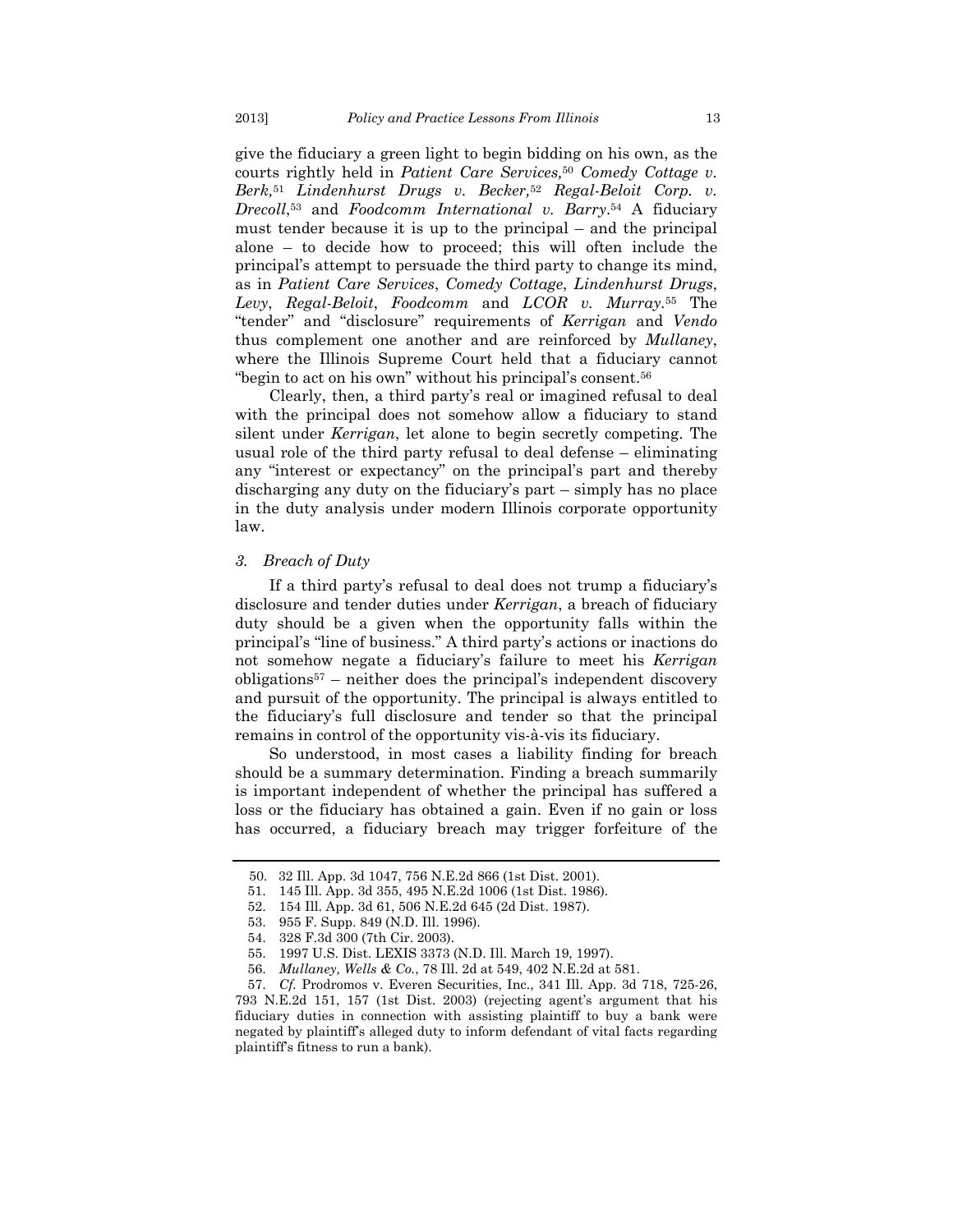give the fiduciary a green light to begin bidding on his own, as the courts rightly held in *Patient Care Services,*[50] *Comedy Cottage v. Berk,*[51] *Lindenhurst Drugs v. Becker,*[52] *Regal-Beloit Corp. v. Drecoll*,[53] and *Foodcomm International v. Barry*.[54] A fiduciary must tender because it is up to the principal – and the principal alone – to decide how to proceed; this will often include the principal's attempt to persuade the third party to change its mind, as in *Patient Care Services*, *Comedy Cottage*, *Lindenhurst Drugs*, *Levy*, *Regal-Beloit*, *Foodcomm* and *LCOR v. Murray*.[55] The "tender" and "disclosure" requirements of *Kerrigan* and *Vendo* thus complement one another and are reinforced by *Mullaney*, where the Illinois Supreme Court held that a fiduciary cannot "begin to act on his own" without his principal's consent.[56]

Clearly, then, a third party's real or imagined refusal to deal with the principal does not somehow allow a fiduciary to stand silent under *Kerrigan*, let alone to begin secretly competing. The usual role of the third party refusal to deal defense – eliminating any "interest or expectancy" on the principal's part and thereby discharging any duty on the fiduciary's part – simply has no place in the duty analysis under modern Illinois corporate opportunity law.

### *3. Breach of Duty*

If a third party's refusal to deal does not trump a fiduciary's disclosure and tender duties under *Kerrigan*, a breach of fiduciary duty should be a given when the opportunity falls within the principal's "line of business." A third party's actions or inactions do not somehow negate a fiduciary's failure to meet his *Kerrigan* obligations[57] – neither does the principal's independent discovery and pursuit of the opportunity. The principal is always entitled to the fiduciary's full disclosure and tender so that the principal remains in control of the opportunity vis-à-vis its fiduciary.

So understood, in most cases a liability finding for breach should be a summary determination. Finding a breach summarily is important independent of whether the principal has suffered a loss or the fiduciary has obtained a gain. Even if no gain or loss has occurred, a fiduciary breach may trigger forfeiture of the

---

50. 32 Ill. App. 3d 1047, 756 N.E.2d 866 (1st Dist. 2001).

51. 145 Ill. App. 3d 355, 495 N.E.2d 1006 (1st Dist. 1986).

52. 154 Ill. App. 3d 61, 506 N.E.2d 645 (2d Dist. 1987).

53. 955 F. Supp. 849 (N.D. Ill. 1996).

54. 328 F.3d 300 (7th Cir. 2003).

55. 1997 U.S. Dist. LEXIS 3373 (N.D. Ill. March 19, 1997).

56. *Mullaney, Wells & Co.*, 78 Ill. 2d at 549, 402 N.E.2d at 581.

57. *Cf.* Prodromos v. Everen Securities, Inc., 341 Ill. App. 3d 718, 725-26, 793 N.E.2d 151, 157 (1st Dist. 2003) (rejecting agent's argument that his fiduciary duties in connection with assisting plaintiff to buy a bank were negated by plaintiff's alleged duty to inform defendant of vital facts regarding plaintiff's fitness to run a bank).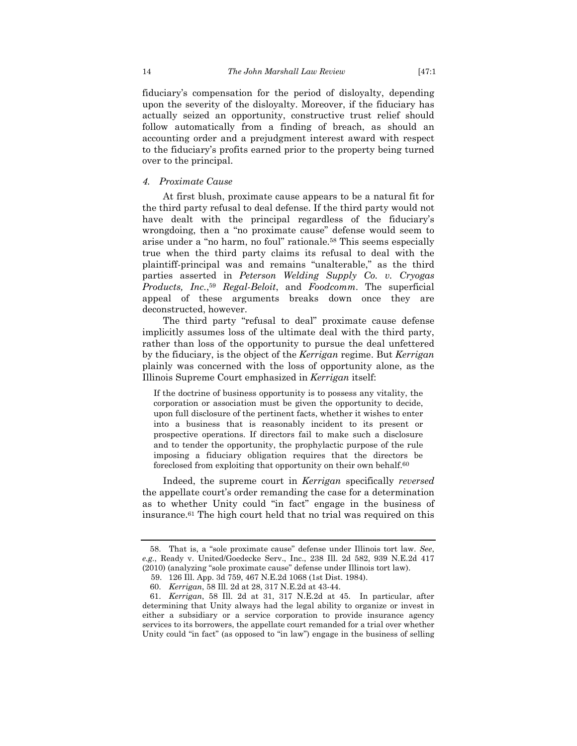fiduciary's compensation for the period of disloyalty, depending upon the severity of the disloyalty. Moreover, if the fiduciary has actually seized an opportunity, constructive trust relief should follow automatically from a finding of breach, as should an accounting order and a prejudgment interest award with respect to the fiduciary's profits earned prior to the property being turned over to the principal.

#### *4. Proximate Cause*

At first blush, proximate cause appears to be a natural fit for the third party refusal to deal defense. If the third party would not have dealt with the principal regardless of the fiduciary's wrongdoing, then a "no proximate cause" defense would seem to arise under a "no harm, no foul" rationale.[58] This seems especially true when the third party claims its refusal to deal with the plaintiff-principal was and remains "unalterable," as the third parties asserted in *Peterson Welding Supply Co. v. Cryogas Products, Inc.*,[59] *Regal-Beloit*, and *Foodcomm*. The superficial appeal of these arguments breaks down once they are deconstructed, however.

The third party "refusal to deal" proximate cause defense implicitly assumes loss of the ultimate deal with the third party, rather than loss of the opportunity to pursue the deal unfettered by the fiduciary, is the object of the *Kerrigan* regime. But *Kerrigan* plainly was concerned with the loss of opportunity alone, as the Illinois Supreme Court emphasized in *Kerrigan* itself:

> If the doctrine of business opportunity is to possess any vitality, the corporation or association must be given the opportunity to decide, upon full disclosure of the pertinent facts, whether it wishes to enter into a business that is reasonably incident to its present or prospective operations. If directors fail to make such a disclosure and to tender the opportunity, the prophylactic purpose of the rule imposing a fiduciary obligation requires that the directors be foreclosed from exploiting that opportunity on their own behalf.[60]

Indeed, the supreme court in *Kerrigan* specifically *reversed* the appellate court's order remanding the case for a determination as to whether Unity could "in fact" engage in the business of insurance.[61] The high court held that no trial was required on this

---

58. That is, a "sole proximate cause" defense under Illinois tort law. *See, e.g.*, Ready v. United/Goedecke Serv., Inc., 238 Ill. 2d 582, 939 N.E.2d 417 (2010) (analyzing "sole proximate cause" defense under Illinois tort law).

59. 126 Ill. App. 3d 759, 467 N.E.2d 1068 (1st Dist. 1984).

60. *Kerrigan*, 58 Ill. 2d at 28, 317 N.E.2d at 43-44.

61. *Kerrigan*, 58 Ill. 2d at 31, 317 N.E.2d at 45. In particular, after determining that Unity always had the legal ability to organize or invest in either a subsidiary or a service corporation to provide insurance agency services to its borrowers, the appellate court remanded for a trial over whether Unity could "in fact" (as opposed to "in law") engage in the business of selling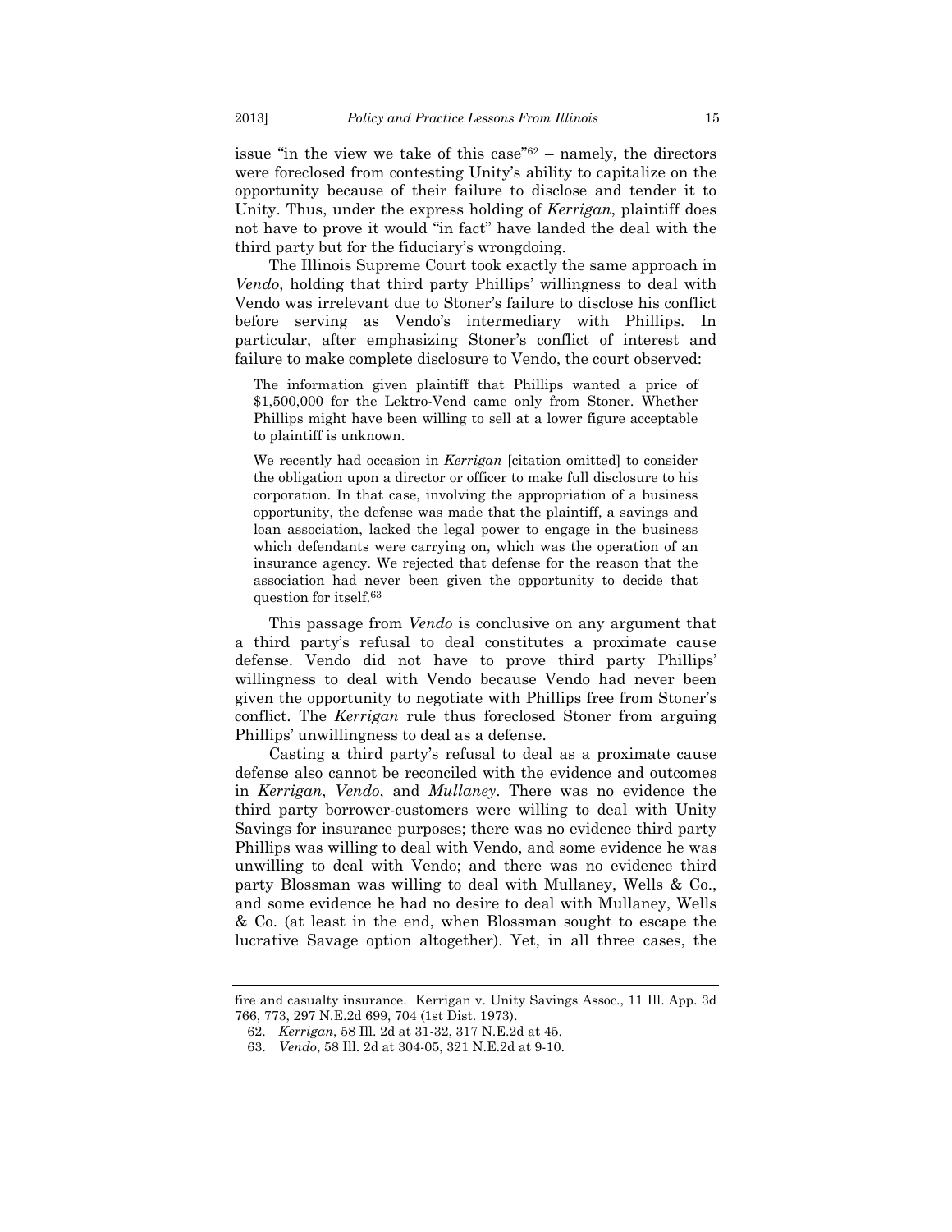issue "in the view we take of this case"[62] – namely, the directors were foreclosed from contesting Unity's ability to capitalize on the opportunity because of their failure to disclose and tender it to Unity. Thus, under the express holding of *Kerrigan*, plaintiff does not have to prove it would "in fact" have landed the deal with the third party but for the fiduciary's wrongdoing.

The Illinois Supreme Court took exactly the same approach in *Vendo*, holding that third party Phillips' willingness to deal with Vendo was irrelevant due to Stoner's failure to disclose his conflict before serving as Vendo's intermediary with Phillips. In particular, after emphasizing Stoner's conflict of interest and failure to make complete disclosure to Vendo, the court observed:

> The information given plaintiff that Phillips wanted a price of $1,500,000 for the Lektro-Vend came only from Stoner. Whether Phillips might have been willing to sell at a lower figure acceptable to plaintiff is unknown.
>
> We recently had occasion in *Kerrigan* [citation omitted] to consider the obligation upon a director or officer to make full disclosure to his corporation. In that case, involving the appropriation of a business opportunity, the defense was made that the plaintiff, a savings and loan association, lacked the legal power to engage in the business which defendants were carrying on, which was the operation of an insurance agency. We rejected that defense for the reason that the association had never been given the opportunity to decide that question for itself.[63]

This passage from *Vendo* is conclusive on any argument that a third party's refusal to deal constitutes a proximate cause defense. Vendo did not have to prove third party Phillips' willingness to deal with Vendo because Vendo had never been given the opportunity to negotiate with Phillips free from Stoner's conflict. The *Kerrigan* rule thus foreclosed Stoner from arguing Phillips' unwillingness to deal as a defense.

Casting a third party's refusal to deal as a proximate cause defense also cannot be reconciled with the evidence and outcomes in *Kerrigan*, *Vendo*, and *Mullaney*. There was no evidence the third party borrower-customers were willing to deal with Unity Savings for insurance purposes; there was no evidence third party Phillips was willing to deal with Vendo, and some evidence he was unwilling to deal with Vendo; and there was no evidence third party Blossman was willing to deal with Mullaney, Wells & Co., and some evidence he had no desire to deal with Mullaney, Wells & Co. (at least in the end, when Blossman sought to escape the lucrative Savage option altogether). Yet, in all three cases, the

---

fire and casualty insurance. Kerrigan v. Unity Savings Assoc., 11 Ill. App. 3d 766, 773, 297 N.E.2d 699, 704 (1st Dist. 1973).

62. *Kerrigan*, 58 Ill. 2d at 31-32, 317 N.E.2d at 45.

63. *Vendo*, 58 Ill. 2d at 304-05, 321 N.E.2d at 9-10.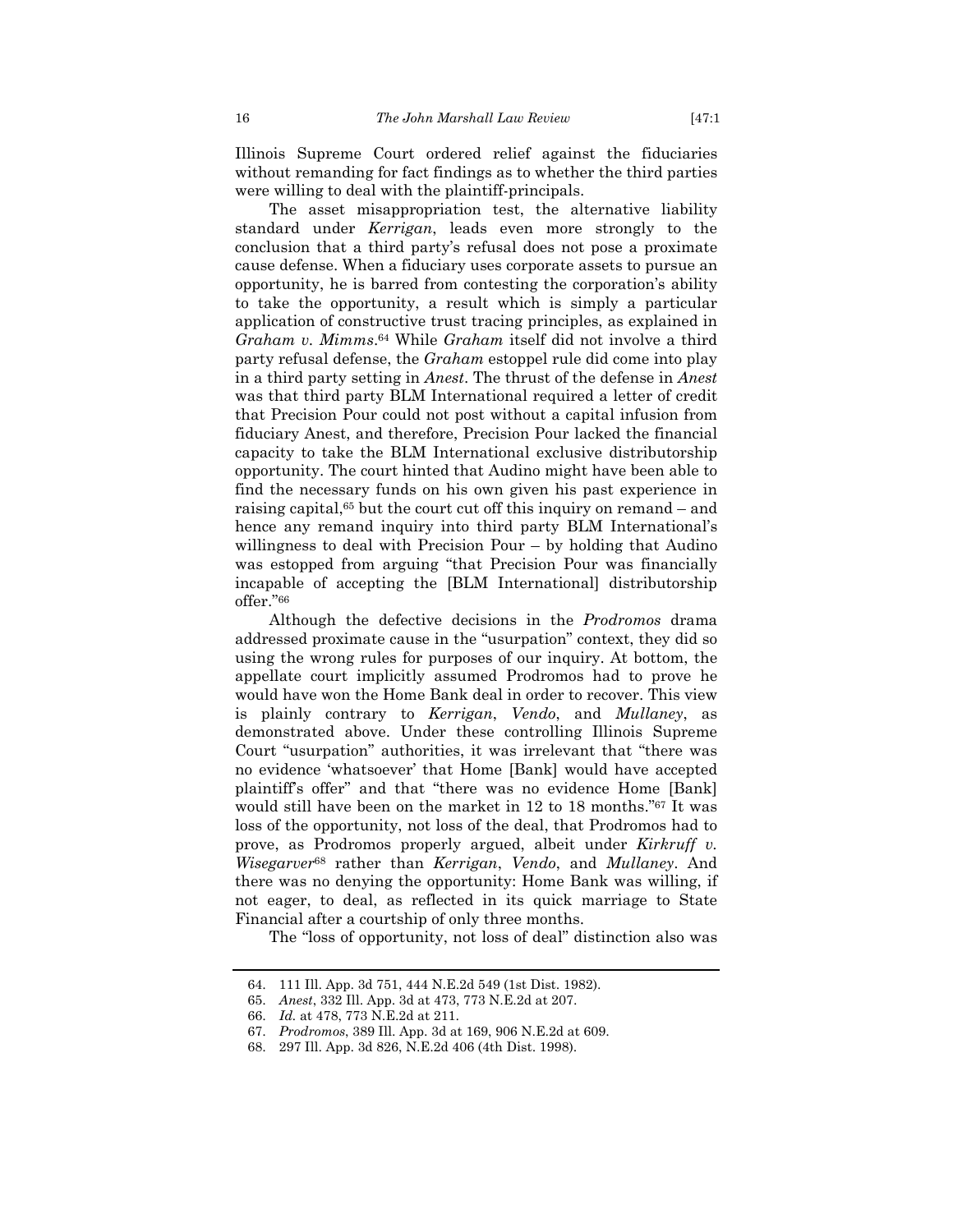Illinois Supreme Court ordered relief against the fiduciaries without remanding for fact findings as to whether the third parties were willing to deal with the plaintiff-principals.

The asset misappropriation test, the alternative liability standard under *Kerrigan*, leads even more strongly to the conclusion that a third party's refusal does not pose a proximate cause defense. When a fiduciary uses corporate assets to pursue an opportunity, he is barred from contesting the corporation's ability to take the opportunity, a result which is simply a particular application of constructive trust tracing principles, as explained in *Graham v. Mimms*.[64] While *Graham* itself did not involve a third party refusal defense, the *Graham* estoppel rule did come into play in a third party setting in *Anest*. The thrust of the defense in *Anest* was that third party BLM International required a letter of credit that Precision Pour could not post without a capital infusion from fiduciary Anest, and therefore, Precision Pour lacked the financial capacity to take the BLM International exclusive distributorship opportunity. The court hinted that Audino might have been able to find the necessary funds on his own given his past experience in raising capital,[65] but the court cut off this inquiry on remand – and hence any remand inquiry into third party BLM International's willingness to deal with Precision Pour – by holding that Audino was estopped from arguing "that Precision Pour was financially incapable of accepting the [BLM International] distributorship offer."[66]

Although the defective decisions in the *Prodromos* drama addressed proximate cause in the "usurpation" context, they did so using the wrong rules for purposes of our inquiry. At bottom, the appellate court implicitly assumed Prodromos had to prove he would have won the Home Bank deal in order to recover. This view is plainly contrary to *Kerrigan*, *Vendo*, and *Mullaney*, as demonstrated above. Under these controlling Illinois Supreme Court "usurpation" authorities, it was irrelevant that "there was no evidence 'whatsoever' that Home [Bank] would have accepted plaintiff's offer" and that "there was no evidence Home [Bank] would still have been on the market in 12 to 18 months."[67] It was loss of the opportunity, not loss of the deal, that Prodromos had to prove, as Prodromos properly argued, albeit under *Kirkruff v. Wisegarver*[68] rather than *Kerrigan*, *Vendo*, and *Mullaney*. And there was no denying the opportunity: Home Bank was willing, if not eager, to deal, as reflected in its quick marriage to State Financial after a courtship of only three months.

The "loss of opportunity, not loss of deal" distinction also was

---

64. 111 Ill. App. 3d 751, 444 N.E.2d 549 (1st Dist. 1982).

65. *Anest*, 332 Ill. App. 3d at 473, 773 N.E.2d at 207.

66. *Id.* at 478, 773 N.E.2d at 211.

67. *Prodromos*, 389 Ill. App. 3d at 169, 906 N.E.2d at 609.

68. 297 Ill. App. 3d 826, N.E.2d 406 (4th Dist. 1998).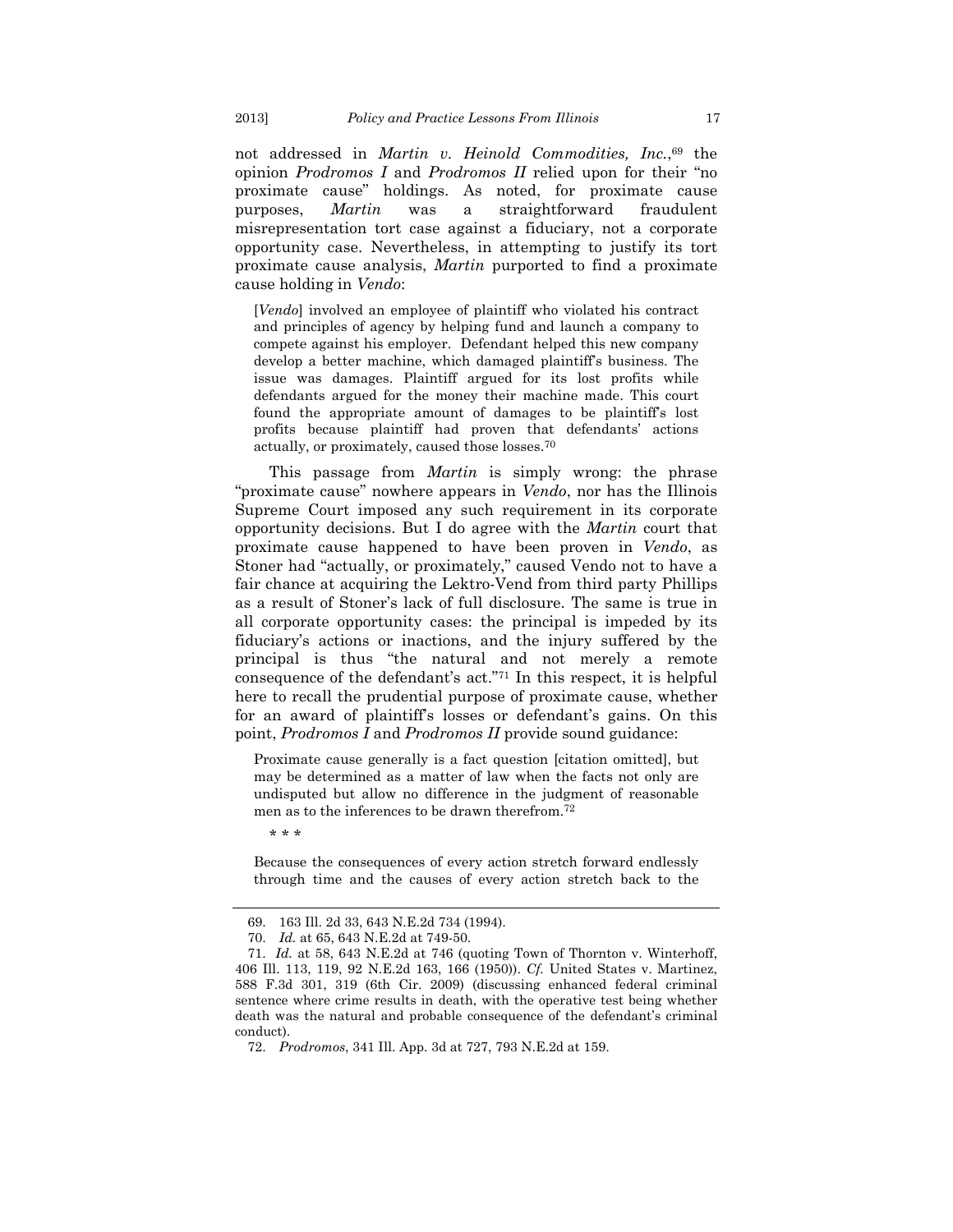not addressed in *Martin v. Heinold Commodities, Inc.*,[69] the opinion *Prodromos I* and *Prodromos II* relied upon for their "no proximate cause" holdings. As noted, for proximate cause purposes, *Martin* was a straightforward fraudulent misrepresentation tort case against a fiduciary, not a corporate opportunity case. Nevertheless, in attempting to justify its tort proximate cause analysis, *Martin* purported to find a proximate cause holding in *Vendo*:

> [*Vendo*] involved an employee of plaintiff who violated his contract and principles of agency by helping fund and launch a company to compete against his employer. Defendant helped this new company develop a better machine, which damaged plaintiff's business. The issue was damages. Plaintiff argued for its lost profits while defendants argued for the money their machine made. This court found the appropriate amount of damages to be plaintiff's lost profits because plaintiff had proven that defendants' actions actually, or proximately, caused those losses.[70]

This passage from *Martin* is simply wrong: the phrase "proximate cause" nowhere appears in *Vendo*, nor has the Illinois Supreme Court imposed any such requirement in its corporate opportunity decisions. But I do agree with the *Martin* court that proximate cause happened to have been proven in *Vendo*, as Stoner had "actually, or proximately," caused Vendo not to have a fair chance at acquiring the Lektro-Vend from third party Phillips as a result of Stoner's lack of full disclosure. The same is true in all corporate opportunity cases: the principal is impeded by its fiduciary's actions or inactions, and the injury suffered by the principal is thus "the natural and not merely a remote consequence of the defendant's act."[71] In this respect, it is helpful here to recall the prudential purpose of proximate cause, whether for an award of plaintiff's losses or defendant's gains. On this point, *Prodromos I* and *Prodromos II* provide sound guidance:

> Proximate cause generally is a fact question [citation omitted], but may be determined as a matter of law when the facts not only are undisputed but allow no difference in the judgment of reasonable men as to the inferences to be drawn therefrom.[72]
>
> \* \* \*
>
> Because the consequences of every action stretch forward endlessly through time and the causes of every action stretch back to the

---

69. 163 Ill. 2d 33, 643 N.E.2d 734 (1994).

70. *Id.* at 65, 643 N.E.2d at 749-50.

71. *Id.* at 58, 643 N.E.2d at 746 (quoting Town of Thornton v. Winterhoff, 406 Ill. 113, 119, 92 N.E.2d 163, 166 (1950)). *Cf.* United States v. Martinez, 588 F.3d 301, 319 (6th Cir. 2009) (discussing enhanced federal criminal sentence where crime results in death, with the operative test being whether death was the natural and probable consequence of the defendant's criminal conduct).

72. *Prodromos*, 341 Ill. App. 3d at 727, 793 N.E.2d at 159.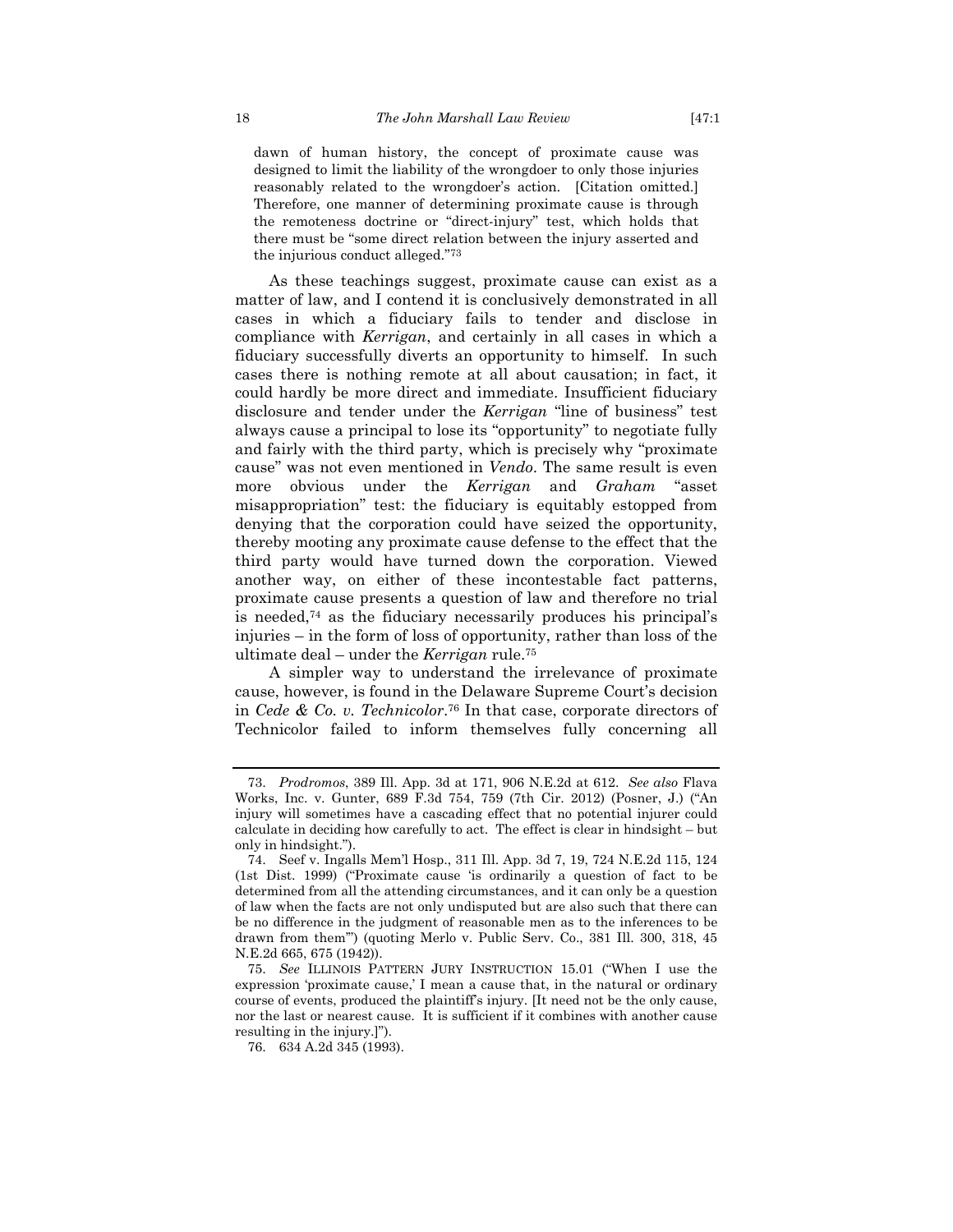> dawn of human history, the concept of proximate cause was designed to limit the liability of the wrongdoer to only those injuries reasonably related to the wrongdoer's action. [Citation omitted.] Therefore, one manner of determining proximate cause is through the remoteness doctrine or "direct-injury" test, which holds that there must be "some direct relation between the injury asserted and the injurious conduct alleged."[73]

As these teachings suggest, proximate cause can exist as a matter of law, and I contend it is conclusively demonstrated in all cases in which a fiduciary fails to tender and disclose in compliance with *Kerrigan*, and certainly in all cases in which a fiduciary successfully diverts an opportunity to himself. In such cases there is nothing remote at all about causation; in fact, it could hardly be more direct and immediate. Insufficient fiduciary disclosure and tender under the *Kerrigan* "line of business" test always cause a principal to lose its "opportunity" to negotiate fully and fairly with the third party, which is precisely why "proximate cause" was not even mentioned in *Vendo*. The same result is even more obvious under the *Kerrigan* and *Graham* "asset misappropriation" test: the fiduciary is equitably estopped from denying that the corporation could have seized the opportunity, thereby mooting any proximate cause defense to the effect that the third party would have turned down the corporation. Viewed another way, on either of these incontestable fact patterns, proximate cause presents a question of law and therefore no trial is needed,[74] as the fiduciary necessarily produces his principal's injuries – in the form of loss of opportunity, rather than loss of the ultimate deal – under the *Kerrigan* rule.[75]

A simpler way to understand the irrelevance of proximate cause, however, is found in the Delaware Supreme Court's decision in *Cede & Co. v. Technicolor*.[76] In that case, corporate directors of Technicolor failed to inform themselves fully concerning all

---

73. *Prodromos*, 389 Ill. App. 3d at 171, 906 N.E.2d at 612. *See also* Flava Works, Inc. v. Gunter, 689 F.3d 754, 759 (7th Cir. 2012) (Posner, J.) ("An injury will sometimes have a cascading effect that no potential injurer could calculate in deciding how carefully to act. The effect is clear in hindsight – but only in hindsight.").

74. Seef v. Ingalls Mem'l Hosp., 311 Ill. App. 3d 7, 19, 724 N.E.2d 115, 124 (1st Dist. 1999) ("Proximate cause 'is ordinarily a question of fact to be determined from all the attending circumstances, and it can only be a question of law when the facts are not only undisputed but are also such that there can be no difference in the judgment of reasonable men as to the inferences to be drawn from them'") (quoting Merlo v. Public Serv. Co., 381 Ill. 300, 318, 45 N.E.2d 665, 675 (1942)).

75. *See* ILLINOIS PATTERN JURY INSTRUCTION 15.01 ("When I use the expression 'proximate cause,' I mean a cause that, in the natural or ordinary course of events, produced the plaintiff's injury. [It need not be the only cause, nor the last or nearest cause. It is sufficient if it combines with another cause resulting in the injury.]").

76. 634 A.2d 345 (1993).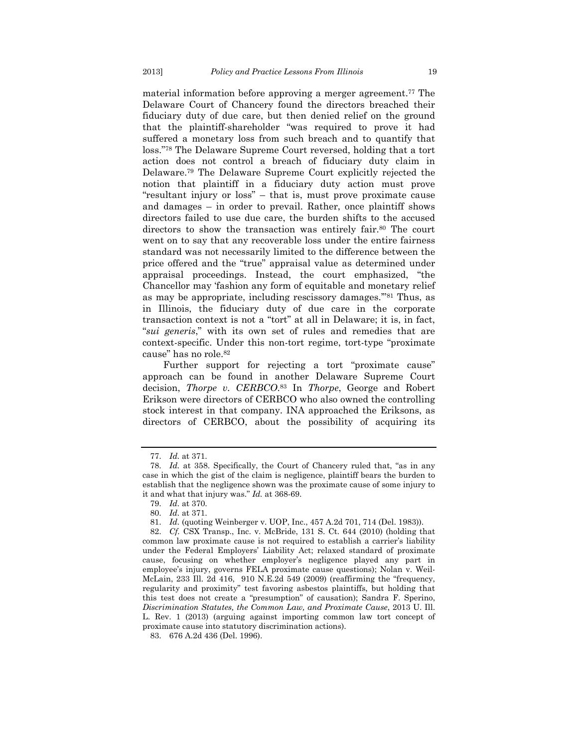material information before approving a merger agreement.[77] The Delaware Court of Chancery found the directors breached their fiduciary duty of due care, but then denied relief on the ground that the plaintiff-shareholder "was required to prove it had suffered a monetary loss from such breach and to quantify that loss."[78] The Delaware Supreme Court reversed, holding that a tort action does not control a breach of fiduciary duty claim in Delaware.[79] The Delaware Supreme Court explicitly rejected the notion that plaintiff in a fiduciary duty action must prove "resultant injury or loss" – that is, must prove proximate cause and damages – in order to prevail. Rather, once plaintiff shows directors failed to use due care, the burden shifts to the accused directors to show the transaction was entirely fair.[80] The court went on to say that any recoverable loss under the entire fairness standard was not necessarily limited to the difference between the price offered and the "true" appraisal value as determined under appraisal proceedings. Instead, the court emphasized, "the Chancellor may 'fashion any form of equitable and monetary relief as may be appropriate, including rescissory damages.'"[81] Thus, as in Illinois, the fiduciary duty of due care in the corporate transaction context is not a "tort" at all in Delaware; it is, in fact, "*sui generis*," with its own set of rules and remedies that are context-specific. Under this non-tort regime, tort-type "proximate cause" has no role.[82]

Further support for rejecting a tort "proximate cause" approach can be found in another Delaware Supreme Court decision, *Thorpe v. CERBCO*.[83] In *Thorpe*, George and Robert Erikson were directors of CERBCO who also owned the controlling stock interest in that company. INA approached the Eriksons, as directors of CERBCO, about the possibility of acquiring its

---

77. *Id.* at 371.

78. *Id.* at 358. Specifically, the Court of Chancery ruled that, "as in any case in which the gist of the claim is negligence, plaintiff bears the burden to establish that the negligence shown was the proximate cause of some injury to it and what that injury was." *Id.* at 368-69.

79. *Id.* at 370.

80. *Id.* at 371.

81. *Id.* (quoting Weinberger v. UOP, Inc., 457 A.2d 701, 714 (Del. 1983)).

82. *Cf.* CSX Transp., Inc. v. McBride, 131 S. Ct. 644 (2010) (holding that common law proximate cause is not required to establish a carrier's liability under the Federal Employers' Liability Act; relaxed standard of proximate cause, focusing on whether employer's negligence played any part in employee's injury, governs FELA proximate cause questions); Nolan v. Weil-McLain, 233 Ill. 2d 416, 910 N.E.2d 549 (2009) (reaffirming the "frequency, regularity and proximity" test favoring asbestos plaintiffs, but holding that this test does not create a "presumption" of causation); Sandra F. Sperino, *Discrimination Statutes, the Common Law, and Proximate Cause*, 2013 U. Ill. L. Rev. 1 (2013) (arguing against importing common law tort concept of proximate cause into statutory discrimination actions).

83. 676 A.2d 436 (Del. 1996).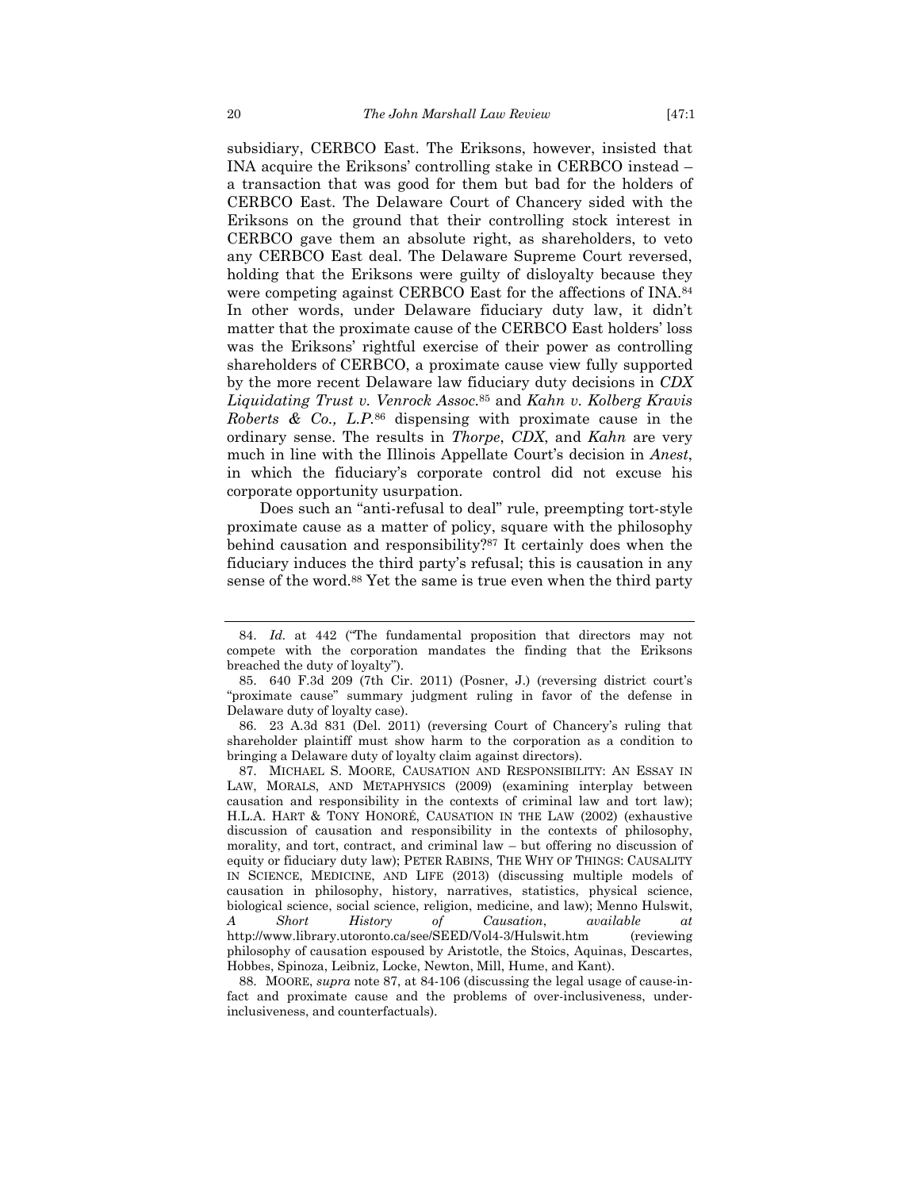subsidiary, CERBCO East. The Eriksons, however, insisted that INA acquire the Eriksons' controlling stake in CERBCO instead – a transaction that was good for them but bad for the holders of CERBCO East. The Delaware Court of Chancery sided with the Eriksons on the ground that their controlling stock interest in CERBCO gave them an absolute right, as shareholders, to veto any CERBCO East deal. The Delaware Supreme Court reversed, holding that the Eriksons were guilty of disloyalty because they were competing against CERBCO East for the affections of INA.[84] In other words, under Delaware fiduciary duty law, it didn't matter that the proximate cause of the CERBCO East holders' loss was the Eriksons' rightful exercise of their power as controlling shareholders of CERBCO, a proximate cause view fully supported by the more recent Delaware law fiduciary duty decisions in *CDX Liquidating Trust v. Venrock Assoc.*[85] and *Kahn v. Kolberg Kravis Roberts & Co., L.P.*[86] dispensing with proximate cause in the ordinary sense. The results in *Thorpe*, *CDX*, and *Kahn* are very much in line with the Illinois Appellate Court's decision in *Anest*, in which the fiduciary's corporate control did not excuse his corporate opportunity usurpation.

Does such an "anti-refusal to deal" rule, preempting tort-style proximate cause as a matter of policy, square with the philosophy behind causation and responsibility?[87] It certainly does when the fiduciary induces the third party's refusal; this is causation in any sense of the word.[88] Yet the same is true even when the third party

---

84. *Id.* at 442 ("The fundamental proposition that directors may not compete with the corporation mandates the finding that the Eriksons breached the duty of loyalty").

85. 640 F.3d 209 (7th Cir. 2011) (Posner, J.) (reversing district court's "proximate cause" summary judgment ruling in favor of the defense in Delaware duty of loyalty case).

86. 23 A.3d 831 (Del. 2011) (reversing Court of Chancery's ruling that shareholder plaintiff must show harm to the corporation as a condition to bringing a Delaware duty of loyalty claim against directors).

87. MICHAEL S. MOORE, CAUSATION AND RESPONSIBILITY: AN ESSAY IN LAW, MORALS, AND METAPHYSICS (2009) (examining interplay between causation and responsibility in the contexts of criminal law and tort law); H.L.A. HART & TONY HONORÉ, CAUSATION IN THE LAW (2002) (exhaustive discussion of causation and responsibility in the contexts of philosophy, morality, and tort, contract, and criminal law – but offering no discussion of equity or fiduciary duty law); PETER RABINS, THE WHY OF THINGS: CAUSALITY IN SCIENCE, MEDICINE, AND LIFE (2013) (discussing multiple models of causation in philosophy, history, narratives, statistics, physical science, biological science, social science, religion, medicine, and law); Menno Hulswit, *A Short History of Causation*, *available at* http://www.library.utoronto.ca/see/SEED/Vol4-3/Hulswit.htm (reviewing philosophy of causation espoused by Aristotle, the Stoics, Aquinas, Descartes, Hobbes, Spinoza, Leibniz, Locke, Newton, Mill, Hume, and Kant).

88. MOORE, *supra* note 87, at 84-106 (discussing the legal usage of cause-in-fact and proximate cause and the problems of over-inclusiveness, under-inclusiveness, and counterfactuals).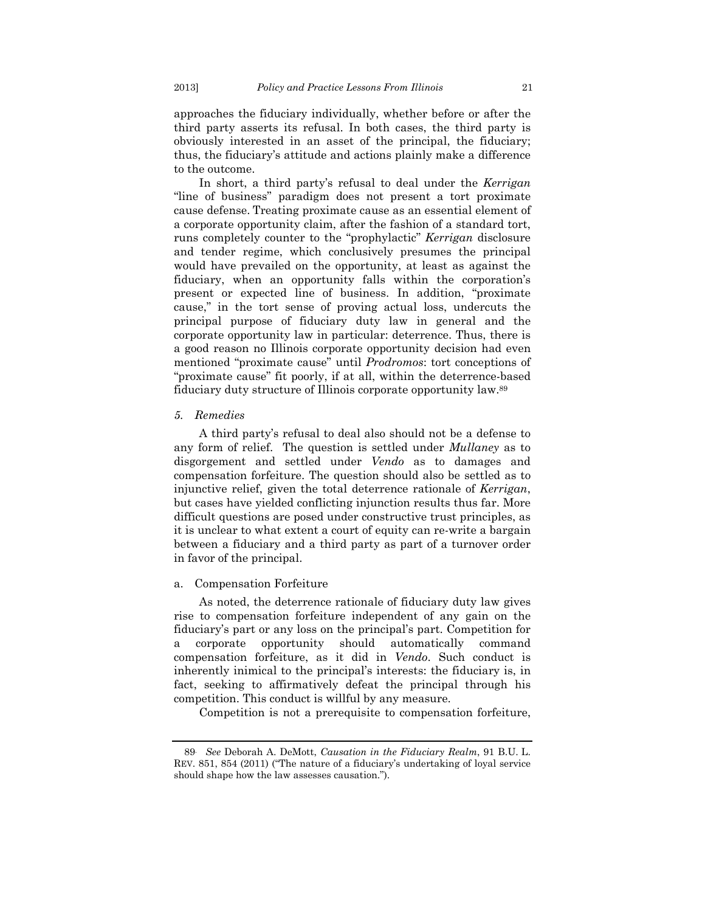approaches the fiduciary individually, whether before or after the third party asserts its refusal. In both cases, the third party is obviously interested in an asset of the principal, the fiduciary; thus, the fiduciary's attitude and actions plainly make a difference to the outcome.

In short, a third party's refusal to deal under the *Kerrigan* "line of business" paradigm does not present a tort proximate cause defense. Treating proximate cause as an essential element of a corporate opportunity claim, after the fashion of a standard tort, runs completely counter to the "prophylactic" *Kerrigan* disclosure and tender regime, which conclusively presumes the principal would have prevailed on the opportunity, at least as against the fiduciary, when an opportunity falls within the corporation's present or expected line of business. In addition, "proximate cause," in the tort sense of proving actual loss, undercuts the principal purpose of fiduciary duty law in general and the corporate opportunity law in particular: deterrence. Thus, there is a good reason no Illinois corporate opportunity decision had even mentioned "proximate cause" until *Prodromos*: tort conceptions of "proximate cause" fit poorly, if at all, within the deterrence-based fiduciary duty structure of Illinois corporate opportunity law.[89]

### *5. Remedies*

A third party's refusal to deal also should not be a defense to any form of relief. The question is settled under *Mullaney* as to disgorgement and settled under *Vendo* as to damages and compensation forfeiture. The question should also be settled as to injunctive relief, given the total deterrence rationale of *Kerrigan*, but cases have yielded conflicting injunction results thus far. More difficult questions are posed under constructive trust principles, as it is unclear to what extent a court of equity can re-write a bargain between a fiduciary and a third party as part of a turnover order in favor of the principal.

#### a. Compensation Forfeiture

As noted, the deterrence rationale of fiduciary duty law gives rise to compensation forfeiture independent of any gain on the fiduciary's part or any loss on the principal's part. Competition for a corporate opportunity should automatically command compensation forfeiture, as it did in *Vendo*. Such conduct is inherently inimical to the principal's interests: the fiduciary is, in fact, seeking to affirmatively defeat the principal through his competition. This conduct is willful by any measure.

Competition is not a prerequisite to compensation forfeiture,

---

89. *See* Deborah A. DeMott, *Causation in the Fiduciary Realm*, 91 B.U. L. REV. 851, 854 (2011) ("The nature of a fiduciary's undertaking of loyal service should shape how the law assesses causation.").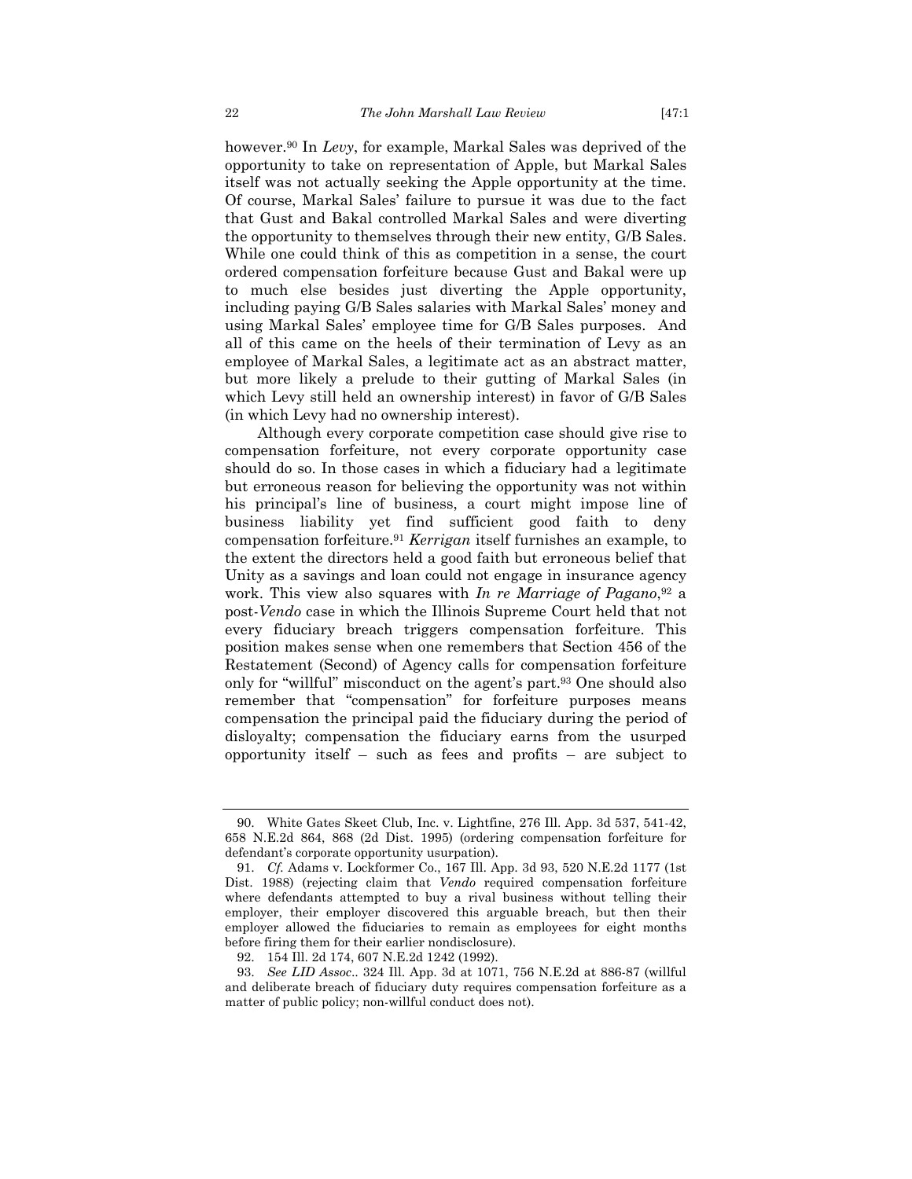however.[90] In *Levy*, for example, Markal Sales was deprived of the opportunity to take on representation of Apple, but Markal Sales itself was not actually seeking the Apple opportunity at the time. Of course, Markal Sales' failure to pursue it was due to the fact that Gust and Bakal controlled Markal Sales and were diverting the opportunity to themselves through their new entity, G/B Sales. While one could think of this as competition in a sense, the court ordered compensation forfeiture because Gust and Bakal were up to much else besides just diverting the Apple opportunity, including paying G/B Sales salaries with Markal Sales' money and using Markal Sales' employee time for G/B Sales purposes. And all of this came on the heels of their termination of Levy as an employee of Markal Sales, a legitimate act as an abstract matter, but more likely a prelude to their gutting of Markal Sales (in which Levy still held an ownership interest) in favor of G/B Sales (in which Levy had no ownership interest).

Although every corporate competition case should give rise to compensation forfeiture, not every corporate opportunity case should do so. In those cases in which a fiduciary had a legitimate but erroneous reason for believing the opportunity was not within his principal's line of business, a court might impose line of business liability yet find sufficient good faith to deny compensation forfeiture.[91] *Kerrigan* itself furnishes an example, to the extent the directors held a good faith but erroneous belief that Unity as a savings and loan could not engage in insurance agency work. This view also squares with *In re Marriage of Pagano*,[92] a post-*Vendo* case in which the Illinois Supreme Court held that not every fiduciary breach triggers compensation forfeiture. This position makes sense when one remembers that Section 456 of the Restatement (Second) of Agency calls for compensation forfeiture only for "willful" misconduct on the agent's part.[93] One should also remember that "compensation" for forfeiture purposes means compensation the principal paid the fiduciary during the period of disloyalty; compensation the fiduciary earns from the usurped opportunity itself – such as fees and profits – are subject to

---

90. White Gates Skeet Club, Inc. v. Lightfine, 276 Ill. App. 3d 537, 541-42, 658 N.E.2d 864, 868 (2d Dist. 1995) (ordering compensation forfeiture for defendant's corporate opportunity usurpation).

91. *Cf.* Adams v. Lockformer Co., 167 Ill. App. 3d 93, 520 N.E.2d 1177 (1st Dist. 1988) (rejecting claim that *Vendo* required compensation forfeiture where defendants attempted to buy a rival business without telling their employer, their employer discovered this arguable breach, but then their employer allowed the fiduciaries to remain as employees for eight months before firing them for their earlier nondisclosure).

92. 154 Ill. 2d 174, 607 N.E.2d 1242 (1992).

93. *See LID Assoc*.. 324 Ill. App. 3d at 1071, 756 N.E.2d at 886-87 (willful and deliberate breach of fiduciary duty requires compensation forfeiture as a matter of public policy; non-willful conduct does not).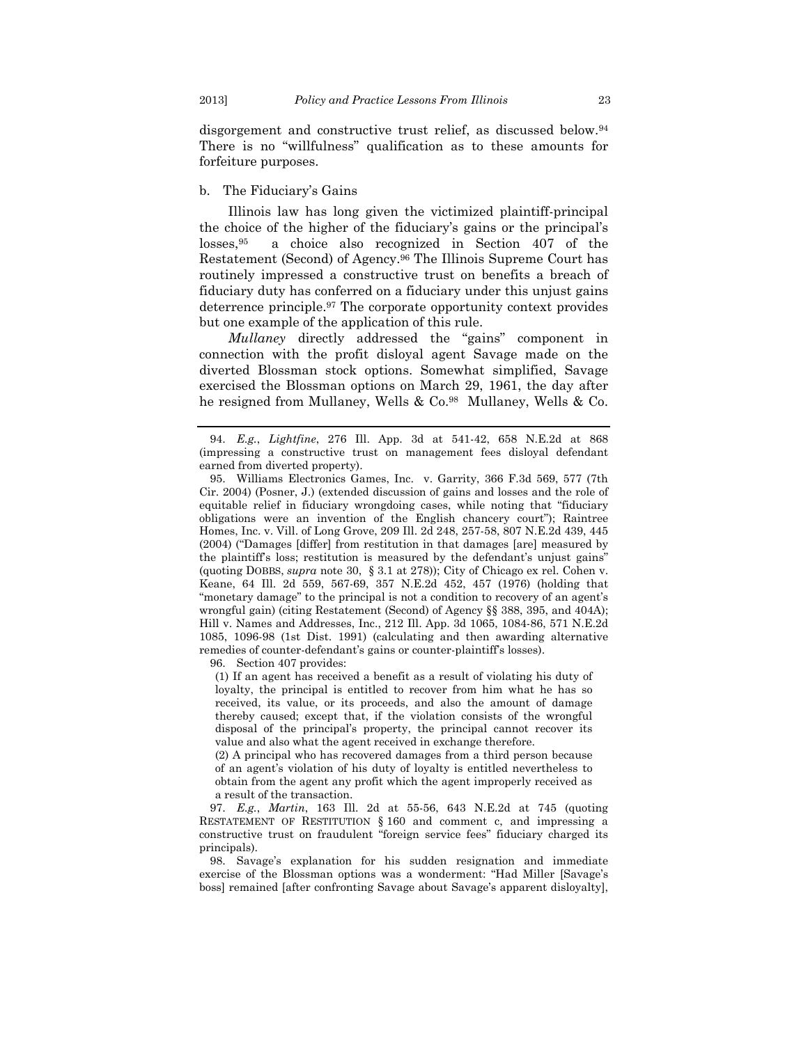disgorgement and constructive trust relief, as discussed below.[94] There is no "willfulness" qualification as to these amounts for forfeiture purposes.

b. The Fiduciary's Gains

Illinois law has long given the victimized plaintiff-principal the choice of the higher of the fiduciary's gains or the principal's losses,[95] a choice also recognized in Section 407 of the Restatement (Second) of Agency.[96] The Illinois Supreme Court has routinely impressed a constructive trust on benefits a breach of fiduciary duty has conferred on a fiduciary under this unjust gains deterrence principle.[97] The corporate opportunity context provides but one example of the application of this rule.

*Mullaney* directly addressed the "gains" component in connection with the profit disloyal agent Savage made on the diverted Blossman stock options. Somewhat simplified, Savage exercised the Blossman options on March 29, 1961, the day after he resigned from Mullaney, Wells & Co.[98] Mullaney, Wells & Co.

---

94. *E.g.*, *Lightfine*, 276 Ill. App. 3d at 541-42, 658 N.E.2d at 868 (impressing a constructive trust on management fees disloyal defendant earned from diverted property).

95. Williams Electronics Games, Inc. v. Garrity, 366 F.3d 569, 577 (7th Cir. 2004) (Posner, J.) (extended discussion of gains and losses and the role of equitable relief in fiduciary wrongdoing cases, while noting that "fiduciary obligations were an invention of the English chancery court"); Raintree Homes, Inc. v. Vill. of Long Grove, 209 Ill. 2d 248, 257-58, 807 N.E.2d 439, 445 (2004) ("Damages [differ] from restitution in that damages [are] measured by the plaintiff's loss; restitution is measured by the defendant's unjust gains" (quoting DOBBS, *supra* note 30, § 3.1 at 278)); City of Chicago ex rel. Cohen v. Keane, 64 Ill. 2d 559, 567-69, 357 N.E.2d 452, 457 (1976) (holding that "monetary damage" to the principal is not a condition to recovery of an agent's wrongful gain) (citing Restatement (Second) of Agency §§ 388, 395, and 404A); Hill v. Names and Addresses, Inc., 212 Ill. App. 3d 1065, 1084-86, 571 N.E.2d 1085, 1096-98 (1st Dist. 1991) (calculating and then awarding alternative remedies of counter-defendant's gains or counter-plaintiff's losses).

96. Section 407 provides:

> (1) If an agent has received a benefit as a result of violating his duty of loyalty, the principal is entitled to recover from him what he has so received, its value, or its proceeds, and also the amount of damage thereby caused; except that, if the violation consists of the wrongful disposal of the principal's property, the principal cannot recover its value and also what the agent received in exchange therefore.
>
> (2) A principal who has recovered damages from a third person because of an agent's violation of his duty of loyalty is entitled nevertheless to obtain from the agent any profit which the agent improperly received as a result of the transaction.

97. *E.g.*, *Martin*, 163 Ill. 2d at 55-56, 643 N.E.2d at 745 (quoting RESTATEMENT OF RESTITUTION § 160 and comment c, and impressing a constructive trust on fraudulent "foreign service fees" fiduciary charged its principals).

98. Savage's explanation for his sudden resignation and immediate exercise of the Blossman options was a wonderment: "Had Miller [Savage's boss] remained [after confronting Savage about Savage's apparent disloyalty],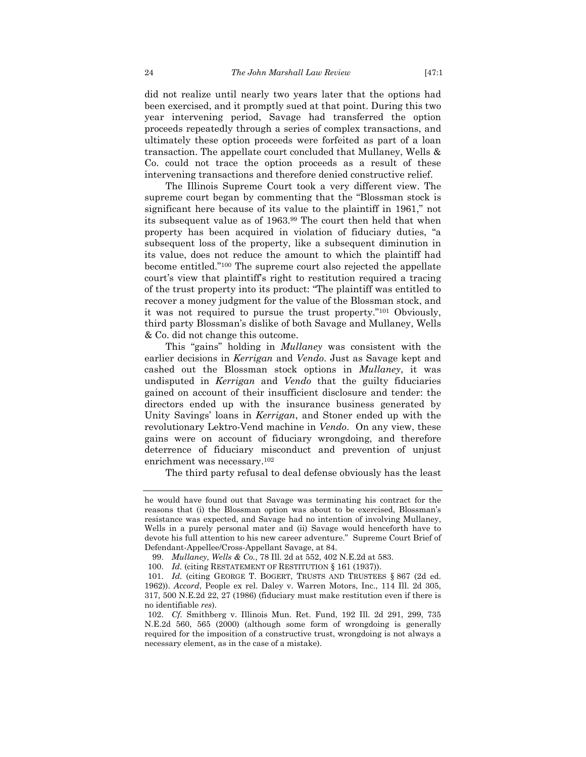did not realize until nearly two years later that the options had been exercised, and it promptly sued at that point. During this two year intervening period, Savage had transferred the option proceeds repeatedly through a series of complex transactions, and ultimately these option proceeds were forfeited as part of a loan transaction. The appellate court concluded that Mullaney, Wells & Co. could not trace the option proceeds as a result of these intervening transactions and therefore denied constructive relief.

The Illinois Supreme Court took a very different view. The supreme court began by commenting that the "Blossman stock is significant here because of its value to the plaintiff in 1961," not its subsequent value as of 1963.[99] The court then held that when property has been acquired in violation of fiduciary duties, "a subsequent loss of the property, like a subsequent diminution in its value, does not reduce the amount to which the plaintiff had become entitled."[100] The supreme court also rejected the appellate court's view that plaintiff's right to restitution required a tracing of the trust property into its product: "The plaintiff was entitled to recover a money judgment for the value of the Blossman stock, and it was not required to pursue the trust property."[101] Obviously, third party Blossman's dislike of both Savage and Mullaney, Wells & Co. did not change this outcome.

This "gains" holding in *Mullaney* was consistent with the earlier decisions in *Kerrigan* and *Vendo*. Just as Savage kept and cashed out the Blossman stock options in *Mullaney*, it was undisputed in *Kerrigan* and *Vendo* that the guilty fiduciaries gained on account of their insufficient disclosure and tender: the directors ended up with the insurance business generated by Unity Savings' loans in *Kerrigan*, and Stoner ended up with the revolutionary Lektro-Vend machine in *Vendo*. On any view, these gains were on account of fiduciary wrongdoing, and therefore deterrence of fiduciary misconduct and prevention of unjust enrichment was necessary.[102]

The third party refusal to deal defense obviously has the least

---

he would have found out that Savage was terminating his contract for the reasons that (i) the Blossman option was about to be exercised, Blossman's resistance was expected, and Savage had no intention of involving Mullaney, Wells in a purely personal mater and (ii) Savage would henceforth have to devote his full attention to his new career adventure." Supreme Court Brief of Defendant-Appellee/Cross-Appellant Savage, at 84.

99. *Mullaney, Wells & Co.*, 78 Ill. 2d at 552, 402 N.E.2d at 583.

100. *Id.* (citing RESTATEMENT OF RESTITUTION § 161 (1937)).

101. *Id.* (citing GEORGE T. BOGERT, TRUSTS AND TRUSTEES § 867 (2d ed. 1962)). *Accord*, People ex rel. Daley v. Warren Motors, Inc., 114 Ill. 2d 305, 317, 500 N.E.2d 22, 27 (1986) (fiduciary must make restitution even if there is no identifiable *res*).

102. *Cf.* Smithberg v. Illinois Mun. Ret. Fund, 192 Ill. 2d 291, 299, 735 N.E.2d 560, 565 (2000) (although some form of wrongdoing is generally required for the imposition of a constructive trust, wrongdoing is not always a necessary element, as in the case of a mistake).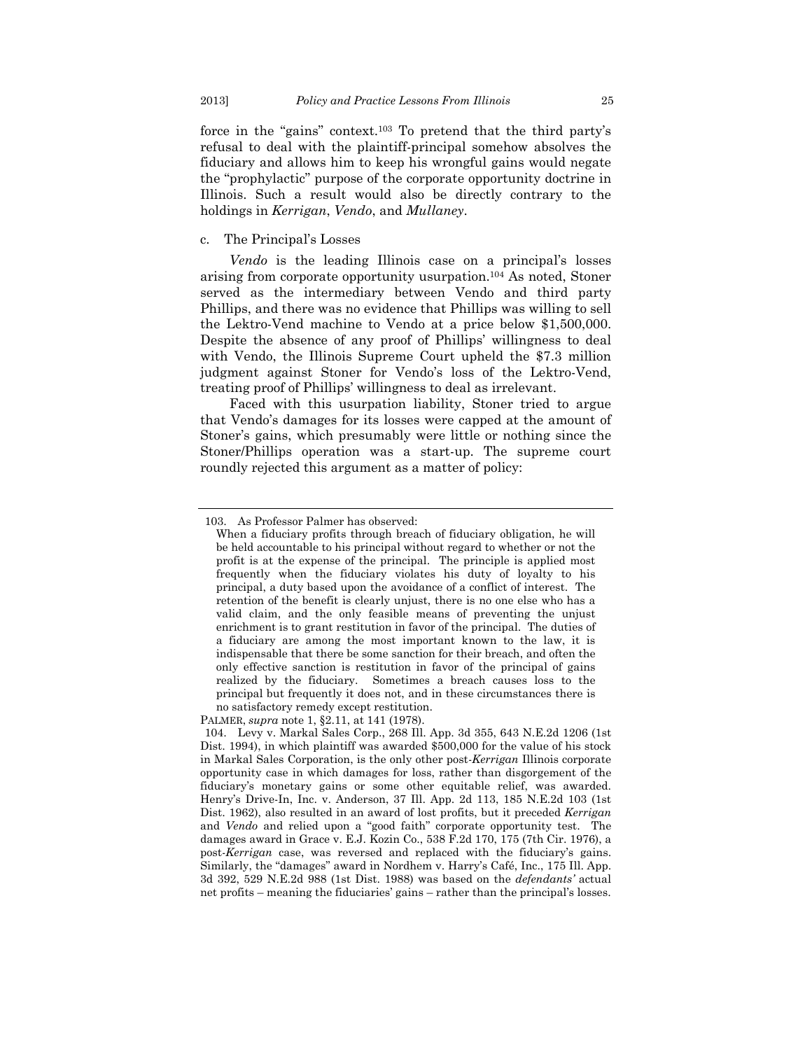force in the "gains" context.[103] To pretend that the third party's refusal to deal with the plaintiff-principal somehow absolves the fiduciary and allows him to keep his wrongful gains would negate the "prophylactic" purpose of the corporate opportunity doctrine in Illinois. Such a result would also be directly contrary to the holdings in *Kerrigan*, *Vendo*, and *Mullaney*.

c. The Principal's Losses

*Vendo* is the leading Illinois case on a principal's losses arising from corporate opportunity usurpation.[104] As noted, Stoner served as the intermediary between Vendo and third party Phillips, and there was no evidence that Phillips was willing to sell the Lektro-Vend machine to Vendo at a price below $1,500,000. Despite the absence of any proof of Phillips' willingness to deal with Vendo, the Illinois Supreme Court upheld the $7.3 million judgment against Stoner for Vendo's loss of the Lektro-Vend, treating proof of Phillips' willingness to deal as irrelevant.

Faced with this usurpation liability, Stoner tried to argue that Vendo's damages for its losses were capped at the amount of Stoner's gains, which presumably were little or nothing since the Stoner/Phillips operation was a start-up. The supreme court roundly rejected this argument as a matter of policy:

---

103. As Professor Palmer has observed:

> When a fiduciary profits through breach of fiduciary obligation, he will be held accountable to his principal without regard to whether or not the profit is at the expense of the principal. The principle is applied most frequently when the fiduciary violates his duty of loyalty to his principal, a duty based upon the avoidance of a conflict of interest. The retention of the benefit is clearly unjust, there is no one else who has a valid claim, and the only feasible means of preventing the unjust enrichment is to grant restitution in favor of the principal. The duties of a fiduciary are among the most important known to the law, it is indispensable that there be some sanction for their breach, and often the only effective sanction is restitution in favor of the principal of gains realized by the fiduciary. Sometimes a breach causes loss to the principal but frequently it does not, and in these circumstances there is no satisfactory remedy except restitution.

PALMER, *supra* note 1, §2.11, at 141 (1978).

104. Levy v. Markal Sales Corp., 268 Ill. App. 3d 355, 643 N.E.2d 1206 (1st Dist. 1994), in which plaintiff was awarded $500,000 for the value of his stock in Markal Sales Corporation, is the only other post-*Kerrigan* Illinois corporate opportunity case in which damages for loss, rather than disgorgement of the fiduciary's monetary gains or some other equitable relief, was awarded. Henry's Drive-In, Inc. v. Anderson, 37 Ill. App. 2d 113, 185 N.E.2d 103 (1st Dist. 1962), also resulted in an award of lost profits, but it preceded *Kerrigan* and *Vendo* and relied upon a "good faith" corporate opportunity test. The damages award in Grace v. E.J. Kozin Co., 538 F.2d 170, 175 (7th Cir. 1976), a post-*Kerrigan* case, was reversed and replaced with the fiduciary's gains. Similarly, the "damages" award in Nordhem v. Harry's Café, Inc., 175 Ill. App. 3d 392, 529 N.E.2d 988 (1st Dist. 1988) was based on the *defendants'* actual net profits – meaning the fiduciaries' gains – rather than the principal's losses.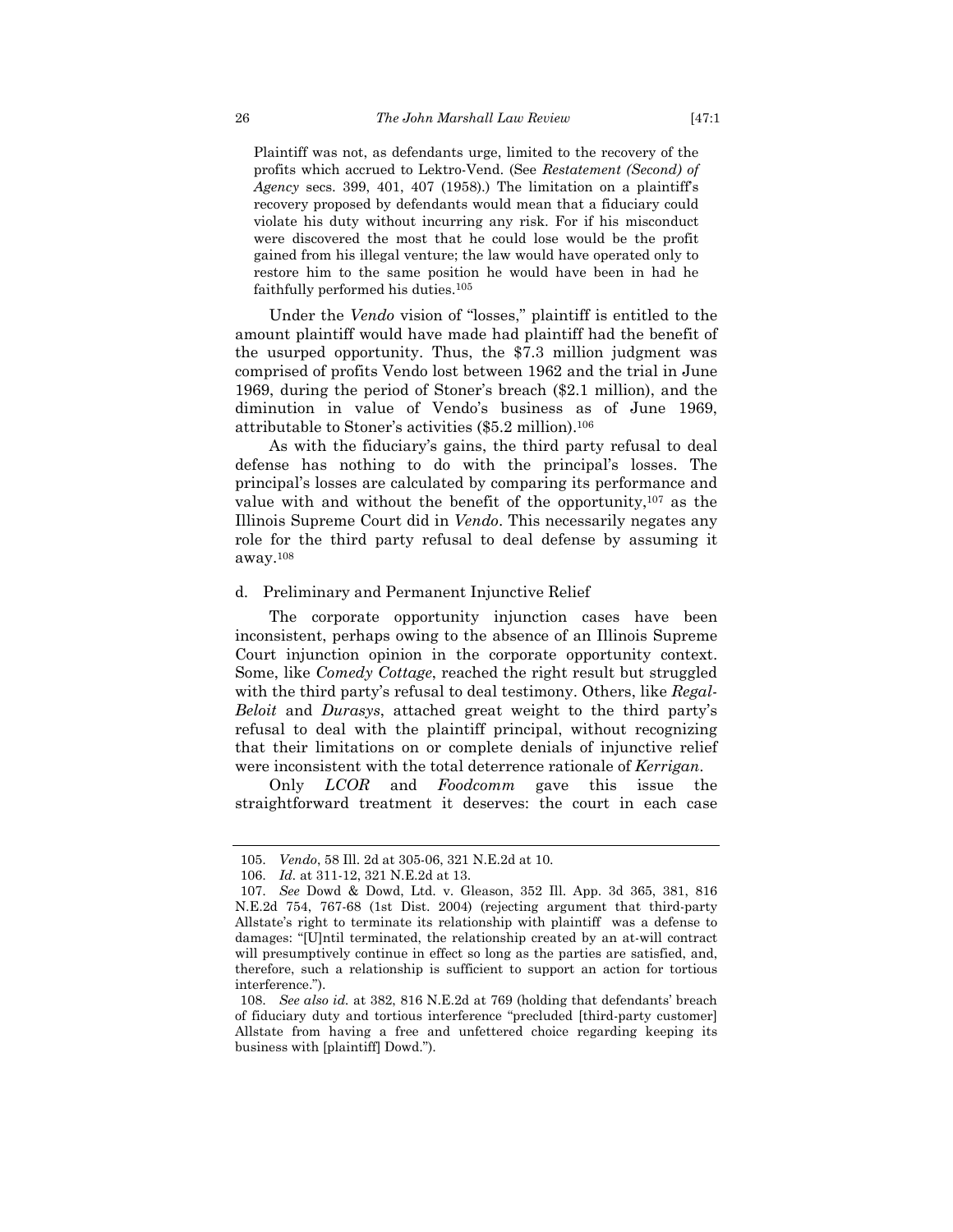> Plaintiff was not, as defendants urge, limited to the recovery of the profits which accrued to Lektro-Vend. (See *Restatement (Second) of Agency* secs. 399, 401, 407 (1958).) The limitation on a plaintiff's recovery proposed by defendants would mean that a fiduciary could violate his duty without incurring any risk. For if his misconduct were discovered the most that he could lose would be the profit gained from his illegal venture; the law would have operated only to restore him to the same position he would have been in had he faithfully performed his duties.[105]

Under the *Vendo* vision of "losses," plaintiff is entitled to the amount plaintiff would have made had plaintiff had the benefit of the usurped opportunity. Thus, the $7.3 million judgment was comprised of profits Vendo lost between 1962 and the trial in June 1969, during the period of Stoner's breach ($2.1 million), and the diminution in value of Vendo's business as of June 1969, attributable to Stoner's activities ($5.2 million).[106]

As with the fiduciary's gains, the third party refusal to deal defense has nothing to do with the principal's losses. The principal's losses are calculated by comparing its performance and value with and without the benefit of the opportunity,[107] as the Illinois Supreme Court did in *Vendo*. This necessarily negates any role for the third party refusal to deal defense by assuming it away.[108]

#### d. Preliminary and Permanent Injunctive Relief

The corporate opportunity injunction cases have been inconsistent, perhaps owing to the absence of an Illinois Supreme Court injunction opinion in the corporate opportunity context. Some, like *Comedy Cottage*, reached the right result but struggled with the third party's refusal to deal testimony. Others, like *Regal-Beloit* and *Durasys*, attached great weight to the third party's refusal to deal with the plaintiff principal, without recognizing that their limitations on or complete denials of injunctive relief were inconsistent with the total deterrence rationale of *Kerrigan*.

Only *LCOR* and *Foodcomm* gave this issue the straightforward treatment it deserves: the court in each case

---

105. *Vendo*, 58 Ill. 2d at 305-06, 321 N.E.2d at 10.

106. *Id.* at 311-12, 321 N.E.2d at 13.

107. *See* Dowd & Dowd, Ltd. v. Gleason, 352 Ill. App. 3d 365, 381, 816 N.E.2d 754, 767-68 (1st Dist. 2004) (rejecting argument that third-party Allstate's right to terminate its relationship with plaintiff was a defense to damages: "[U]ntil terminated, the relationship created by an at-will contract will presumptively continue in effect so long as the parties are satisfied, and, therefore, such a relationship is sufficient to support an action for tortious interference.").

108. *See also id.* at 382, 816 N.E.2d at 769 (holding that defendants' breach of fiduciary duty and tortious interference "precluded [third-party customer] Allstate from having a free and unfettered choice regarding keeping its business with [plaintiff] Dowd.").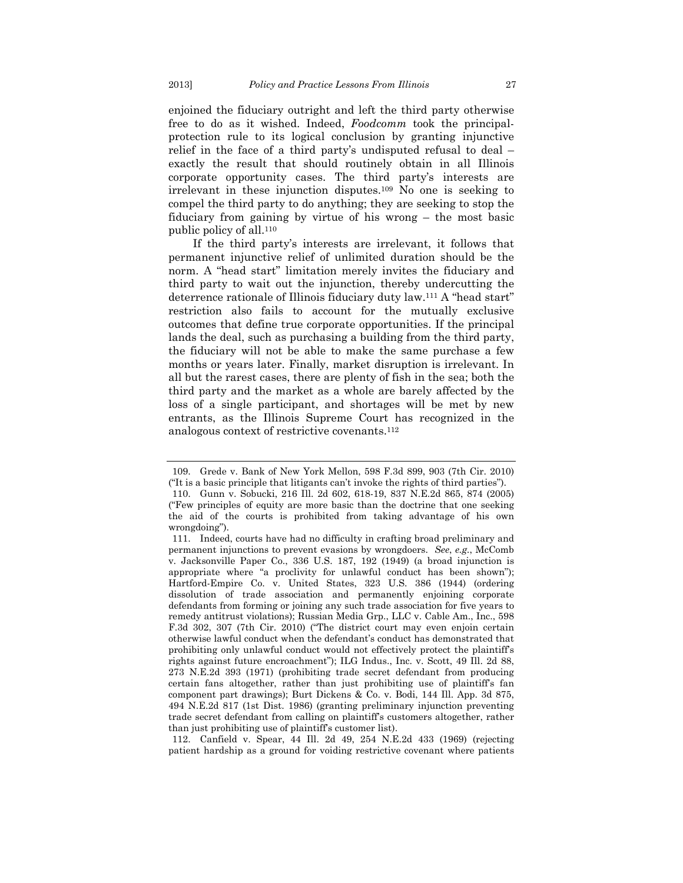enjoined the fiduciary outright and left the third party otherwise free to do as it wished. Indeed, *Foodcomm* took the principal-protection rule to its logical conclusion by granting injunctive relief in the face of a third party's undisputed refusal to deal – exactly the result that should routinely obtain in all Illinois corporate opportunity cases. The third party's interests are irrelevant in these injunction disputes.[109] No one is seeking to compel the third party to do anything; they are seeking to stop the fiduciary from gaining by virtue of his wrong – the most basic public policy of all.[110]

If the third party's interests are irrelevant, it follows that permanent injunctive relief of unlimited duration should be the norm. A "head start" limitation merely invites the fiduciary and third party to wait out the injunction, thereby undercutting the deterrence rationale of Illinois fiduciary duty law.[111] A "head start" restriction also fails to account for the mutually exclusive outcomes that define true corporate opportunities. If the principal lands the deal, such as purchasing a building from the third party, the fiduciary will not be able to make the same purchase a few months or years later. Finally, market disruption is irrelevant. In all but the rarest cases, there are plenty of fish in the sea; both the third party and the market as a whole are barely affected by the loss of a single participant, and shortages will be met by new entrants, as the Illinois Supreme Court has recognized in the analogous context of restrictive covenants.[112]

---

109. Grede v. Bank of New York Mellon, 598 F.3d 899, 903 (7th Cir. 2010) ("It is a basic principle that litigants can't invoke the rights of third parties").

110. Gunn v. Sobucki, 216 Ill. 2d 602, 618-19, 837 N.E.2d 865, 874 (2005) ("Few principles of equity are more basic than the doctrine that one seeking the aid of the courts is prohibited from taking advantage of his own wrongdoing").

111. Indeed, courts have had no difficulty in crafting broad preliminary and permanent injunctions to prevent evasions by wrongdoers. *See, e.g.*, McComb v. Jacksonville Paper Co., 336 U.S. 187, 192 (1949) (a broad injunction is appropriate where "a proclivity for unlawful conduct has been shown"); Hartford-Empire Co. v. United States, 323 U.S. 386 (1944) (ordering dissolution of trade association and permanently enjoining corporate defendants from forming or joining any such trade association for five years to remedy antitrust violations); Russian Media Grp., LLC v. Cable Am., Inc., 598 F.3d 302, 307 (7th Cir. 2010) ("The district court may even enjoin certain otherwise lawful conduct when the defendant's conduct has demonstrated that prohibiting only unlawful conduct would not effectively protect the plaintiff's rights against future encroachment"); ILG Indus., Inc. v. Scott, 49 Ill. 2d 88, 273 N.E.2d 393 (1971) (prohibiting trade secret defendant from producing certain fans altogether, rather than just prohibiting use of plaintiff's fan component part drawings); Burt Dickens & Co. v. Bodi, 144 Ill. App. 3d 875, 494 N.E.2d 817 (1st Dist. 1986) (granting preliminary injunction preventing trade secret defendant from calling on plaintiff's customers altogether, rather than just prohibiting use of plaintiff's customer list).

112. Canfield v. Spear, 44 Ill. 2d 49, 254 N.E.2d 433 (1969) (rejecting patient hardship as a ground for voiding restrictive covenant where patients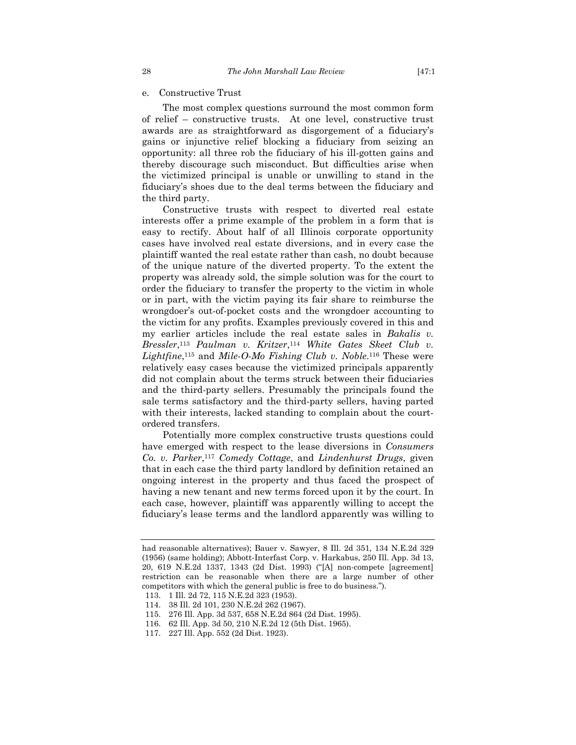e. Constructive Trust

The most complex questions surround the most common form of relief – constructive trusts. At one level, constructive trust awards are as straightforward as disgorgement of a fiduciary's gains or injunctive relief blocking a fiduciary from seizing an opportunity: all three rob the fiduciary of his ill-gotten gains and thereby discourage such misconduct. But difficulties arise when the victimized principal is unable or unwilling to stand in the fiduciary's shoes due to the deal terms between the fiduciary and the third party.

Constructive trusts with respect to diverted real estate interests offer a prime example of the problem in a form that is easy to rectify. About half of all Illinois corporate opportunity cases have involved real estate diversions, and in every case the plaintiff wanted the real estate rather than cash, no doubt because of the unique nature of the diverted property. To the extent the property was already sold, the simple solution was for the court to order the fiduciary to transfer the property to the victim in whole or in part, with the victim paying its fair share to reimburse the wrongdoer's out-of-pocket costs and the wrongdoer accounting to the victim for any profits. Examples previously covered in this and my earlier articles include the real estate sales in *Bakalis v. Bressler*,[113] *Paulman v. Kritzer*,[114] *White Gates Skeet Club v. Lightfine*,[115] and *Mile-O-Mo Fishing Club v. Noble*.[116] These were relatively easy cases because the victimized principals apparently did not complain about the terms struck between their fiduciaries and the third-party sellers. Presumably the principals found the sale terms satisfactory and the third-party sellers, having parted with their interests, lacked standing to complain about the court-ordered transfers.

Potentially more complex constructive trusts questions could have emerged with respect to the lease diversions in *Consumers Co. v. Parker*,[117] *Comedy Cottage*, and *Lindenhurst Drugs*, given that in each case the third party landlord by definition retained an ongoing interest in the property and thus faced the prospect of having a new tenant and new terms forced upon it by the court. In each case, however, plaintiff was apparently willing to accept the fiduciary's lease terms and the landlord apparently was willing to

---

had reasonable alternatives); Bauer v. Sawyer, 8 Ill. 2d 351, 134 N.E.2d 329 (1956) (same holding); Abbott-Interfast Corp. v. Harkabus, 250 Ill. App. 3d 13, 20, 619 N.E.2d 1337, 1343 (2d Dist. 1993) ("[A] non-compete [agreement] restriction can be reasonable when there are a large number of other competitors with which the general public is free to do business.").

113. 1 Ill. 2d 72, 115 N.E.2d 323 (1953).

114. 38 Ill. 2d 101, 230 N.E.2d 262 (1967).

115. 276 Ill. App. 3d 537, 658 N.E.2d 864 (2d Dist. 1995).

116. 62 Ill. App. 3d 50, 210 N.E.2d 12 (5th Dist. 1965).

117. 227 Ill. App. 552 (2d Dist. 1923).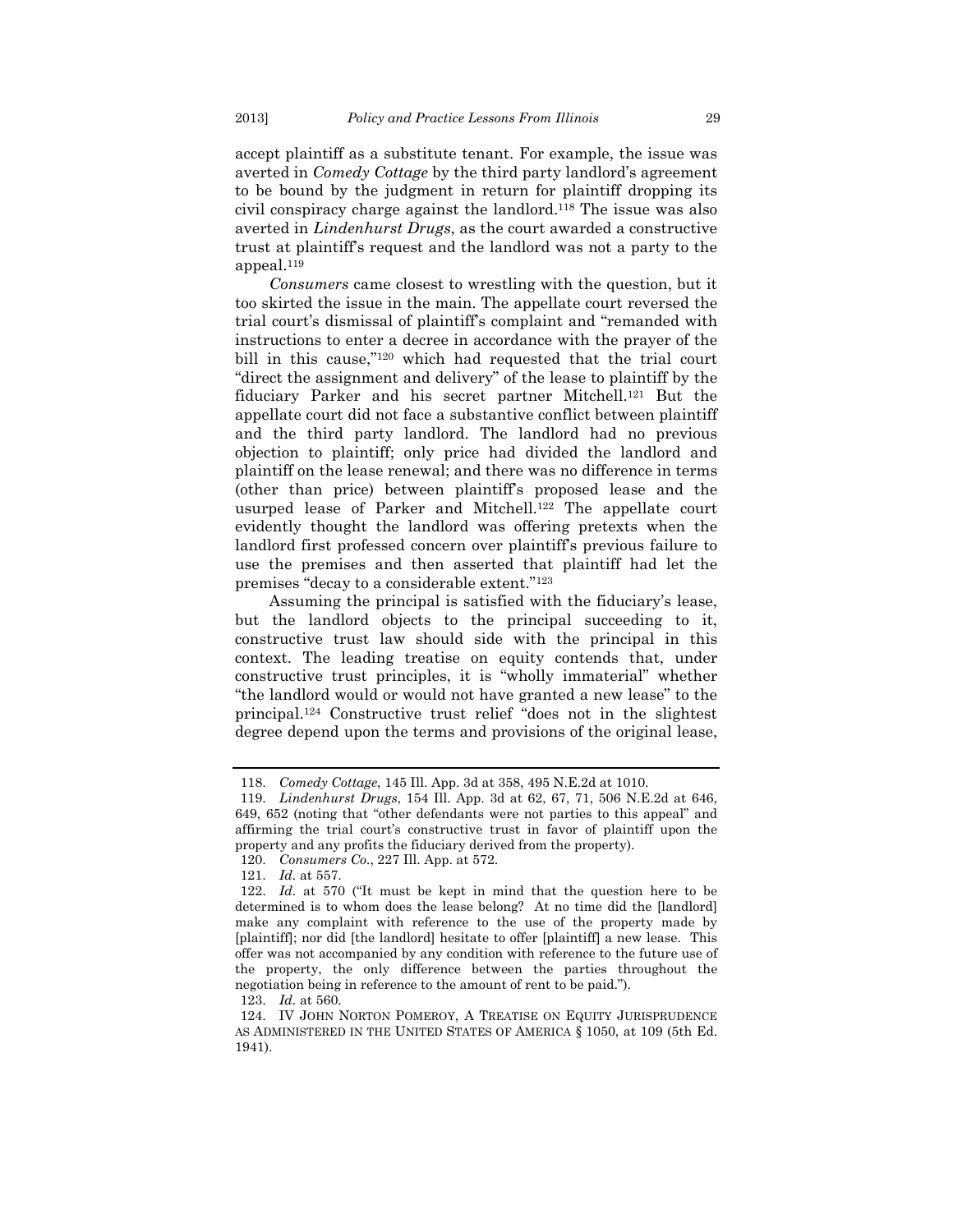accept plaintiff as a substitute tenant. For example, the issue was averted in *Comedy Cottage* by the third party landlord's agreement to be bound by the judgment in return for plaintiff dropping its civil conspiracy charge against the landlord.[118] The issue was also averted in *Lindenhurst Drugs*, as the court awarded a constructive trust at plaintiff's request and the landlord was not a party to the appeal.[119]

*Consumers* came closest to wrestling with the question, but it too skirted the issue in the main. The appellate court reversed the trial court's dismissal of plaintiff's complaint and "remanded with instructions to enter a decree in accordance with the prayer of the bill in this cause,"[120] which had requested that the trial court "direct the assignment and delivery" of the lease to plaintiff by the fiduciary Parker and his secret partner Mitchell.[121] But the appellate court did not face a substantive conflict between plaintiff and the third party landlord. The landlord had no previous objection to plaintiff; only price had divided the landlord and plaintiff on the lease renewal; and there was no difference in terms (other than price) between plaintiff's proposed lease and the usurped lease of Parker and Mitchell.[122] The appellate court evidently thought the landlord was offering pretexts when the landlord first professed concern over plaintiff's previous failure to use the premises and then asserted that plaintiff had let the premises "decay to a considerable extent."[123]

Assuming the principal is satisfied with the fiduciary's lease, but the landlord objects to the principal succeeding to it, constructive trust law should side with the principal in this context. The leading treatise on equity contends that, under constructive trust principles, it is "wholly immaterial" whether "the landlord would or would not have granted a new lease" to the principal.[124] Constructive trust relief "does not in the slightest degree depend upon the terms and provisions of the original lease,

---

118. *Comedy Cottage*, 145 Ill. App. 3d at 358, 495 N.E.2d at 1010.

119. *Lindenhurst Drugs*, 154 Ill. App. 3d at 62, 67, 71, 506 N.E.2d at 646, 649, 652 (noting that "other defendants were not parties to this appeal" and affirming the trial court's constructive trust in favor of plaintiff upon the property and any profits the fiduciary derived from the property).

120. *Consumers Co.*, 227 Ill. App. at 572.

121. *Id.* at 557.

122. *Id.* at 570 ("It must be kept in mind that the question here to be determined is to whom does the lease belong? At no time did the [landlord] make any complaint with reference to the use of the property made by [plaintiff]; nor did [the landlord] hesitate to offer [plaintiff] a new lease. This offer was not accompanied by any condition with reference to the future use of the property, the only difference between the parties throughout the negotiation being in reference to the amount of rent to be paid.").

123. *Id.* at 560.

124. IV JOHN NORTON POMEROY, A TREATISE ON EQUITY JURISPRUDENCE AS ADMINISTERED IN THE UNITED STATES OF AMERICA § 1050, at 109 (5th Ed. 1941).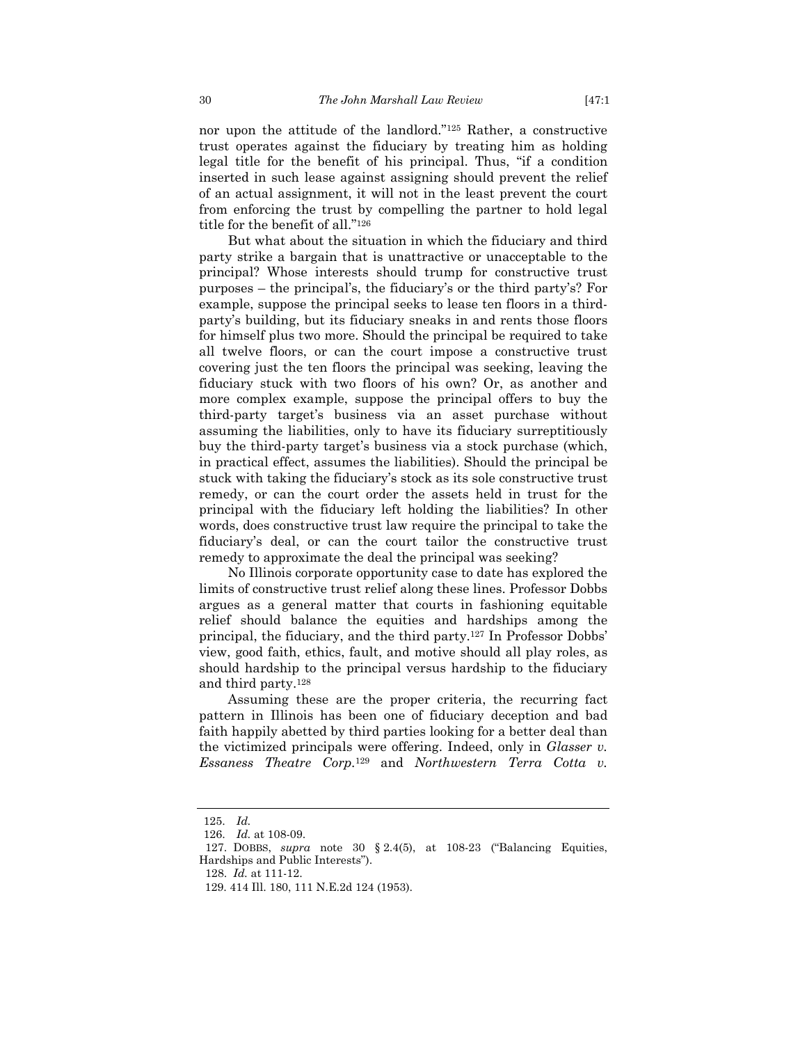nor upon the attitude of the landlord."[125] Rather, a constructive trust operates against the fiduciary by treating him as holding legal title for the benefit of his principal. Thus, "if a condition inserted in such lease against assigning should prevent the relief of an actual assignment, it will not in the least prevent the court from enforcing the trust by compelling the partner to hold legal title for the benefit of all."[126]

But what about the situation in which the fiduciary and third party strike a bargain that is unattractive or unacceptable to the principal? Whose interests should trump for constructive trust purposes – the principal's, the fiduciary's or the third party's? For example, suppose the principal seeks to lease ten floors in a third-party's building, but its fiduciary sneaks in and rents those floors for himself plus two more. Should the principal be required to take all twelve floors, or can the court impose a constructive trust covering just the ten floors the principal was seeking, leaving the fiduciary stuck with two floors of his own? Or, as another and more complex example, suppose the principal offers to buy the third-party target's business via an asset purchase without assuming the liabilities, only to have its fiduciary surreptitiously buy the third-party target's business via a stock purchase (which, in practical effect, assumes the liabilities). Should the principal be stuck with taking the fiduciary's stock as its sole constructive trust remedy, or can the court order the assets held in trust for the principal with the fiduciary left holding the liabilities? In other words, does constructive trust law require the principal to take the fiduciary's deal, or can the court tailor the constructive trust remedy to approximate the deal the principal was seeking?

No Illinois corporate opportunity case to date has explored the limits of constructive trust relief along these lines. Professor Dobbs argues as a general matter that courts in fashioning equitable relief should balance the equities and hardships among the principal, the fiduciary, and the third party.[127] In Professor Dobbs' view, good faith, ethics, fault, and motive should all play roles, as should hardship to the principal versus hardship to the fiduciary and third party.[128]

Assuming these are the proper criteria, the recurring fact pattern in Illinois has been one of fiduciary deception and bad faith happily abetted by third parties looking for a better deal than the victimized principals were offering. Indeed, only in *Glasser v. Essaness Theatre Corp.*[129] and *Northwestern Terra Cotta v.*

---

125. *Id.*

126. *Id.* at 108-09.

127. DOBBS, *supra* note 30 § 2.4(5), at 108-23 ("Balancing Equities, Hardships and Public Interests").

128. *Id.* at 111-12.

129. 414 Ill. 180, 111 N.E.2d 124 (1953).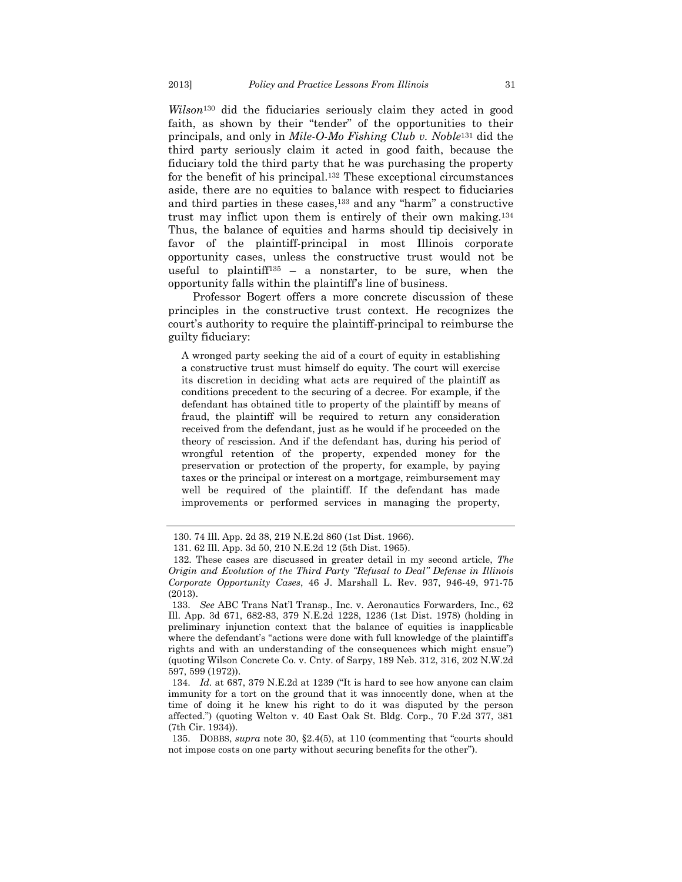*Wilson*[130] did the fiduciaries seriously claim they acted in good faith, as shown by their "tender" of the opportunities to their principals, and only in *Mile-O-Mo Fishing Club v. Noble*[131] did the third party seriously claim it acted in good faith, because the fiduciary told the third party that he was purchasing the property for the benefit of his principal.[132] These exceptional circumstances aside, there are no equities to balance with respect to fiduciaries and third parties in these cases,[133] and any "harm" a constructive trust may inflict upon them is entirely of their own making.[134] Thus, the balance of equities and harms should tip decisively in favor of the plaintiff-principal in most Illinois corporate opportunity cases, unless the constructive trust would not be useful to plaintiff[135] – a nonstarter, to be sure, when the opportunity falls within the plaintiff's line of business.

Professor Bogert offers a more concrete discussion of these principles in the constructive trust context. He recognizes the court's authority to require the plaintiff-principal to reimburse the guilty fiduciary:

> A wronged party seeking the aid of a court of equity in establishing a constructive trust must himself do equity. The court will exercise its discretion in deciding what acts are required of the plaintiff as conditions precedent to the securing of a decree. For example, if the defendant has obtained title to property of the plaintiff by means of fraud, the plaintiff will be required to return any consideration received from the defendant, just as he would if he proceeded on the theory of rescission. And if the defendant has, during his period of wrongful retention of the property, expended money for the preservation or protection of the property, for example, by paying taxes or the principal or interest on a mortgage, reimbursement may well be required of the plaintiff. If the defendant has made improvements or performed services in managing the property,

---

130. 74 Ill. App. 2d 38, 219 N.E.2d 860 (1st Dist. 1966).

131. 62 Ill. App. 3d 50, 210 N.E.2d 12 (5th Dist. 1965).

132. These cases are discussed in greater detail in my second article, *The Origin and Evolution of the Third Party "Refusal to Deal" Defense in Illinois Corporate Opportunity Cases*, 46 J. Marshall L. Rev. 937, 946-49, 971-75 (2013).

133. *See* ABC Trans Nat'l Transp., Inc. v. Aeronautics Forwarders, Inc., 62 Ill. App. 3d 671, 682-83, 379 N.E.2d 1228, 1236 (1st Dist. 1978) (holding in preliminary injunction context that the balance of equities is inapplicable where the defendant's "actions were done with full knowledge of the plaintiff's rights and with an understanding of the consequences which might ensue") (quoting Wilson Concrete Co. v. Cnty. of Sarpy, 189 Neb. 312, 316, 202 N.W.2d 597, 599 (1972)).

134. *Id.* at 687, 379 N.E.2d at 1239 ("It is hard to see how anyone can claim immunity for a tort on the ground that it was innocently done, when at the time of doing it he knew his right to do it was disputed by the person affected.") (quoting Welton v. 40 East Oak St. Bldg. Corp., 70 F.2d 377, 381 (7th Cir. 1934)).

135. DOBBS, *supra* note 30, §2.4(5), at 110 (commenting that "courts should not impose costs on one party without securing benefits for the other").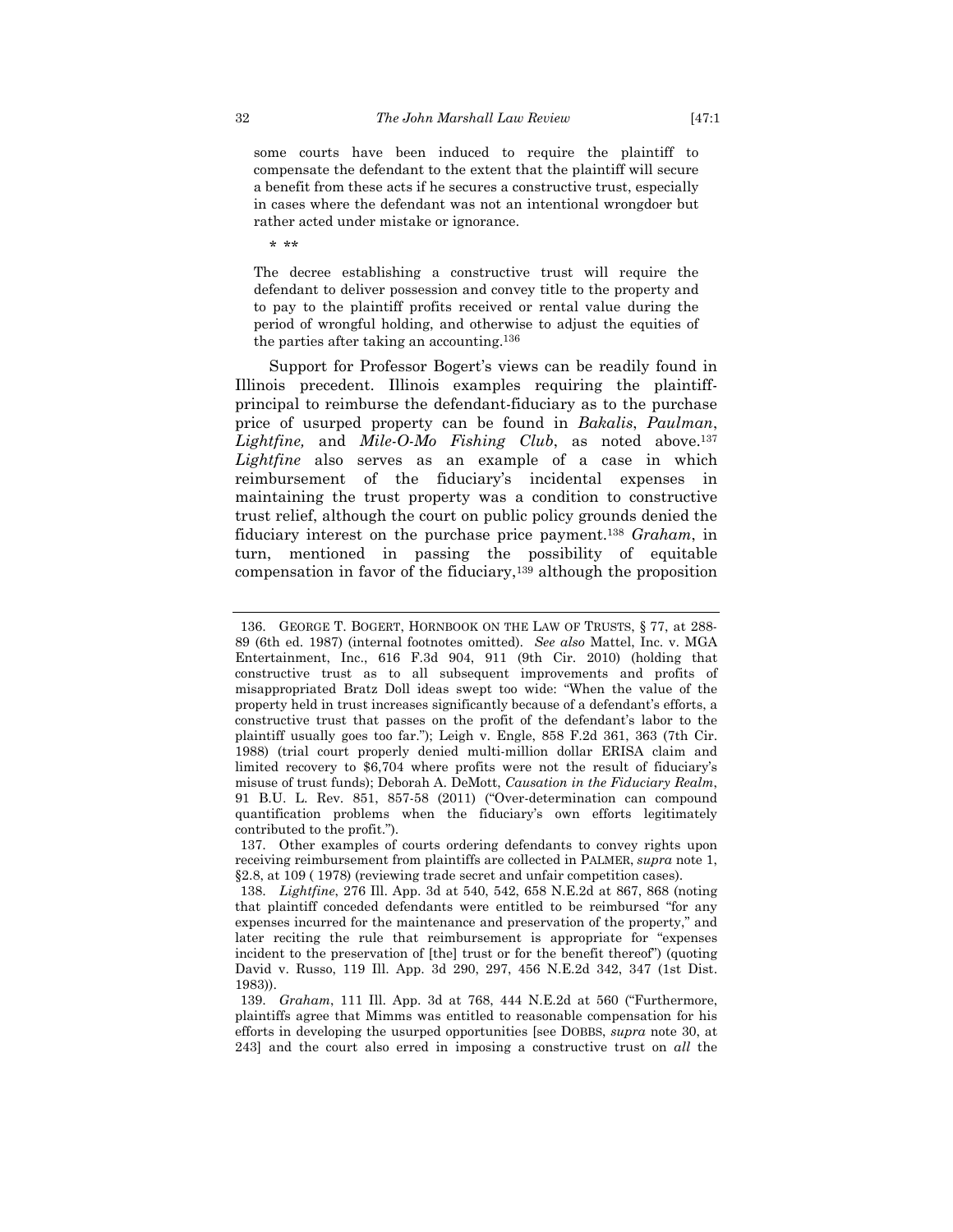some courts have been induced to require the plaintiff to compensate the defendant to the extent that the plaintiff will secure a benefit from these acts if he secures a constructive trust, especially in cases where the defendant was not an intentional wrongdoer but rather acted under mistake or ignorance.

\* \*\*

The decree establishing a constructive trust will require the defendant to deliver possession and convey title to the property and to pay to the plaintiff profits received or rental value during the period of wrongful holding, and otherwise to adjust the equities of the parties after taking an accounting.[136]

Support for Professor Bogert's views can be readily found in Illinois precedent. Illinois examples requiring the plaintiff-principal to reimburse the defendant-fiduciary as to the purchase price of usurped property can be found in *Bakalis*, *Paulman*, *Lightfine,* and *Mile-O-Mo Fishing Club*, as noted above.[137] *Lightfine* also serves as an example of a case in which reimbursement of the fiduciary's incidental expenses in maintaining the trust property was a condition to constructive trust relief, although the court on public policy grounds denied the fiduciary interest on the purchase price payment.[138] *Graham*, in turn, mentioned in passing the possibility of equitable compensation in favor of the fiduciary,[139] although the proposition

---

136. GEORGE T. BOGERT, HORNBOOK ON THE LAW OF TRUSTS, § 77, at 288-89 (6th ed. 1987) (internal footnotes omitted). *See also* Mattel, Inc. v. MGA Entertainment, Inc., 616 F.3d 904, 911 (9th Cir. 2010) (holding that constructive trust as to all subsequent improvements and profits of misappropriated Bratz Doll ideas swept too wide: "When the value of the property held in trust increases significantly because of a defendant's efforts, a constructive trust that passes on the profit of the defendant's labor to the plaintiff usually goes too far."); Leigh v. Engle, 858 F.2d 361, 363 (7th Cir. 1988) (trial court properly denied multi-million dollar ERISA claim and limited recovery to $6,704 where profits were not the result of fiduciary's misuse of trust funds); Deborah A. DeMott, *Causation in the Fiduciary Realm*, 91 B.U. L. Rev. 851, 857-58 (2011) ("Over-determination can compound quantification problems when the fiduciary's own efforts legitimately contributed to the profit.").

137. Other examples of courts ordering defendants to convey rights upon receiving reimbursement from plaintiffs are collected in PALMER, *supra* note 1, §2.8, at 109 ( 1978) (reviewing trade secret and unfair competition cases).

138. *Lightfine*, 276 Ill. App. 3d at 540, 542, 658 N.E.2d at 867, 868 (noting that plaintiff conceded defendants were entitled to be reimbursed "for any expenses incurred for the maintenance and preservation of the property," and later reciting the rule that reimbursement is appropriate for "expenses incident to the preservation of [the] trust or for the benefit thereof") (quoting David v. Russo, 119 Ill. App. 3d 290, 297, 456 N.E.2d 342, 347 (1st Dist. 1983)).

139. *Graham*, 111 Ill. App. 3d at 768, 444 N.E.2d at 560 ("Furthermore, plaintiffs agree that Mimms was entitled to reasonable compensation for his efforts in developing the usurped opportunities [see DOBBS, *supra* note 30, at 243] and the court also erred in imposing a constructive trust on *all* the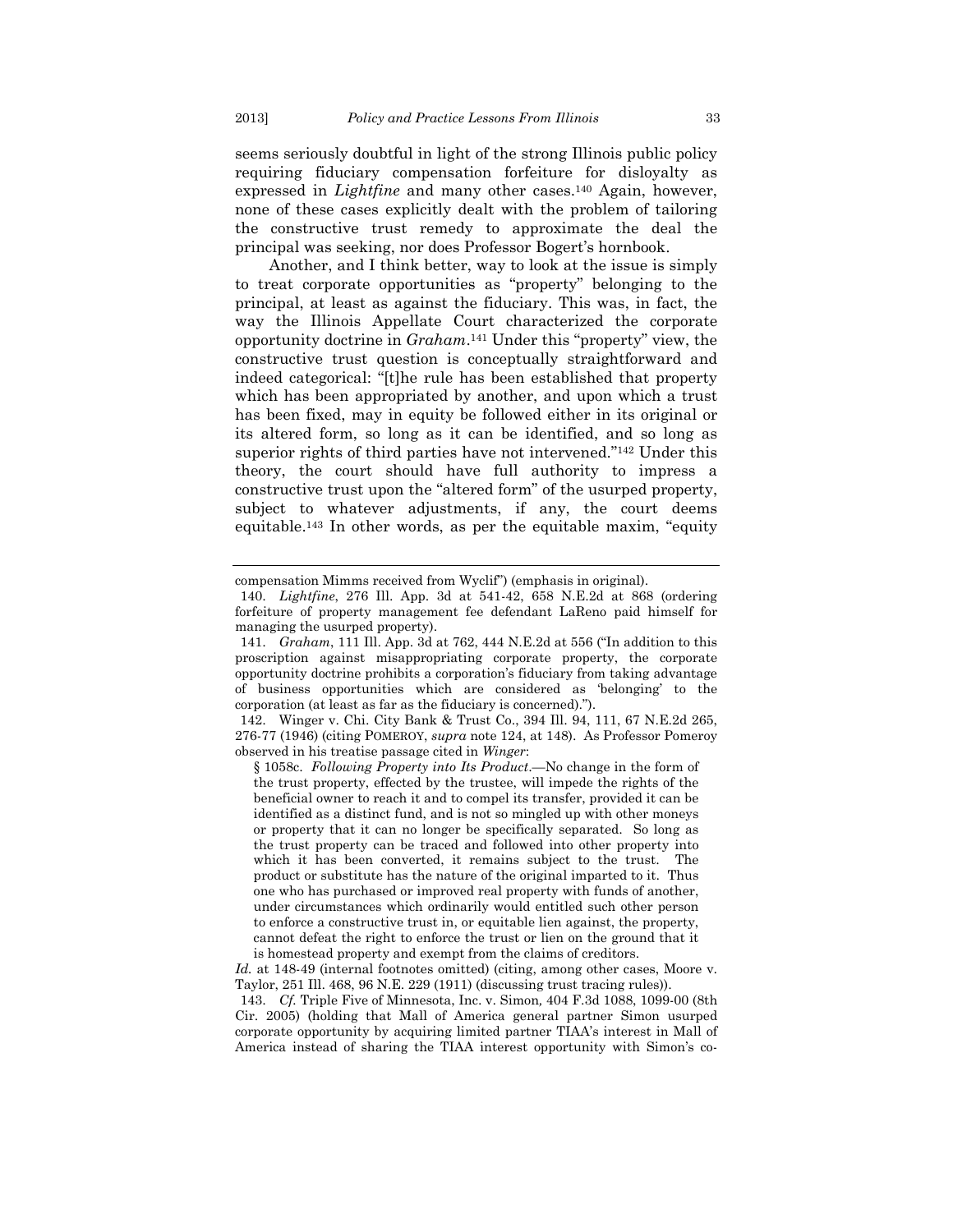seems seriously doubtful in light of the strong Illinois public policy requiring fiduciary compensation forfeiture for disloyalty as expressed in *Lightfine* and many other cases.[140] Again, however, none of these cases explicitly dealt with the problem of tailoring the constructive trust remedy to approximate the deal the principal was seeking, nor does Professor Bogert's hornbook.

Another, and I think better, way to look at the issue is simply to treat corporate opportunities as "property" belonging to the principal, at least as against the fiduciary. This was, in fact, the way the Illinois Appellate Court characterized the corporate opportunity doctrine in *Graham*.[141] Under this "property" view, the constructive trust question is conceptually straightforward and indeed categorical: "[t]he rule has been established that property which has been appropriated by another, and upon which a trust has been fixed, may in equity be followed either in its original or its altered form, so long as it can be identified, and so long as superior rights of third parties have not intervened."[142] Under this theory, the court should have full authority to impress a constructive trust upon the "altered form" of the usurped property, subject to whatever adjustments, if any, the court deems equitable.[143] In other words, as per the equitable maxim, "equity

---

compensation Mimms received from Wyclif") (emphasis in original).

140. *Lightfine*, 276 Ill. App. 3d at 541-42, 658 N.E.2d at 868 (ordering forfeiture of property management fee defendant LaReno paid himself for managing the usurped property).

141. *Graham*, 111 Ill. App. 3d at 762, 444 N.E.2d at 556 ("In addition to this proscription against misappropriating corporate property, the corporate opportunity doctrine prohibits a corporation's fiduciary from taking advantage of business opportunities which are considered as 'belonging' to the corporation (at least as far as the fiduciary is concerned).").

142. Winger v. Chi. City Bank & Trust Co., 394 Ill. 94, 111, 67 N.E.2d 265, 276-77 (1946) (citing POMEROY, *supra* note 124, at 148). As Professor Pomeroy observed in his treatise passage cited in *Winger*:

> § 1058c. *Following Property into Its Product*.—No change in the form of the trust property, effected by the trustee, will impede the rights of the beneficial owner to reach it and to compel its transfer, provided it can be identified as a distinct fund, and is not so mingled up with other moneys or property that it can no longer be specifically separated. So long as the trust property can be traced and followed into other property into which it has been converted, it remains subject to the trust. The product or substitute has the nature of the original imparted to it. Thus one who has purchased or improved real property with funds of another, under circumstances which ordinarily would entitled such other person to enforce a constructive trust in, or equitable lien against, the property, cannot defeat the right to enforce the trust or lien on the ground that it is homestead property and exempt from the claims of creditors.

*Id.* at 148-49 (internal footnotes omitted) (citing, among other cases, Moore v. Taylor, 251 Ill. 468, 96 N.E. 229 (1911) (discussing trust tracing rules)).

143. *Cf.* Triple Five of Minnesota, Inc. v. Simon, 404 F.3d 1088, 1099-00 (8th Cir. 2005) (holding that Mall of America general partner Simon usurped corporate opportunity by acquiring limited partner TIAA's interest in Mall of America instead of sharing the TIAA interest opportunity with Simon's co-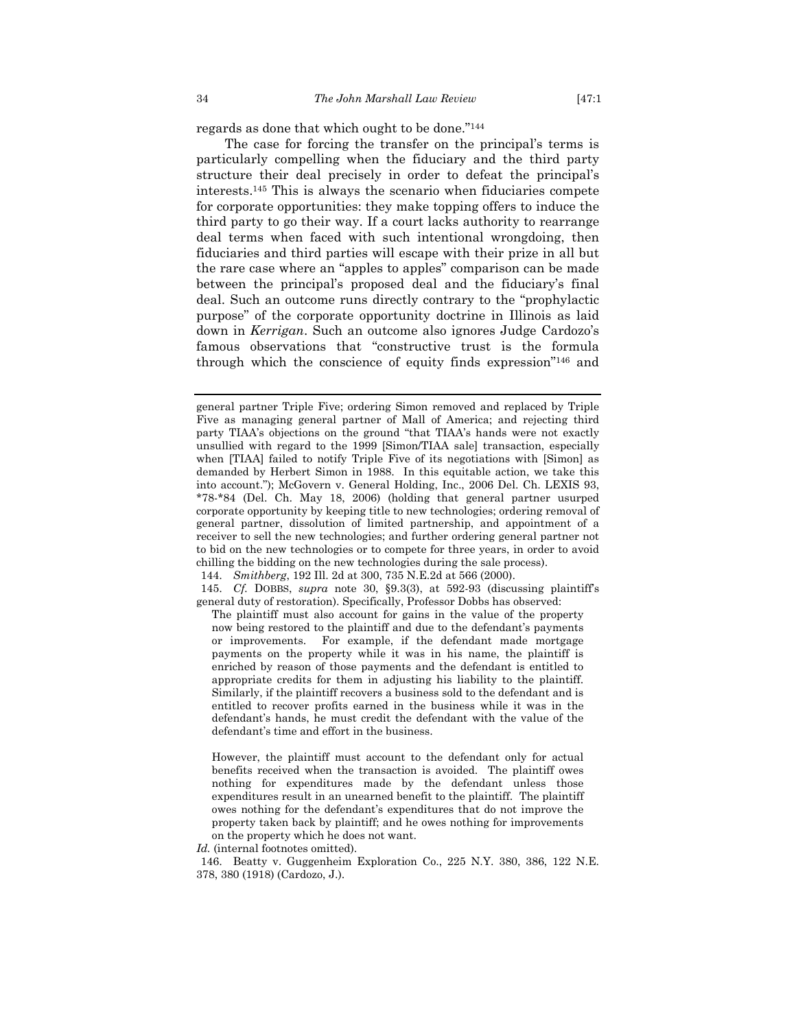regards as done that which ought to be done."[144]

The case for forcing the transfer on the principal's terms is particularly compelling when the fiduciary and the third party structure their deal precisely in order to defeat the principal's interests.[145] This is always the scenario when fiduciaries compete for corporate opportunities: they make topping offers to induce the third party to go their way. If a court lacks authority to rearrange deal terms when faced with such intentional wrongdoing, then fiduciaries and third parties will escape with their prize in all but the rare case where an "apples to apples" comparison can be made between the principal's proposed deal and the fiduciary's final deal. Such an outcome runs directly contrary to the "prophylactic purpose" of the corporate opportunity doctrine in Illinois as laid down in *Kerrigan*. Such an outcome also ignores Judge Cardozo's famous observations that "constructive trust is the formula through which the conscience of equity finds expression"[146] and

---

general partner Triple Five; ordering Simon removed and replaced by Triple Five as managing general partner of Mall of America; and rejecting third party TIAA's objections on the ground "that TIAA's hands were not exactly unsullied with regard to the 1999 [Simon/TIAA sale] transaction, especially when [TIAA] failed to notify Triple Five of its negotiations with [Simon] as demanded by Herbert Simon in 1988. In this equitable action, we take this into account."); McGovern v. General Holding, Inc., 2006 Del. Ch. LEXIS 93, \*78-\*84 (Del. Ch. May 18, 2006) (holding that general partner usurped corporate opportunity by keeping title to new technologies; ordering removal of general partner, dissolution of limited partnership, and appointment of a receiver to sell the new technologies; and further ordering general partner not to bid on the new technologies or to compete for three years, in order to avoid chilling the bidding on the new technologies during the sale process).

144. *Smithberg*, 192 Ill. 2d at 300, 735 N.E.2d at 566 (2000).

145. *Cf.* DOBBS, *supra* note 30, §9.3(3), at 592-93 (discussing plaintiff's general duty of restoration). Specifically, Professor Dobbs has observed:

> The plaintiff must also account for gains in the value of the property now being restored to the plaintiff and due to the defendant's payments or improvements. For example, if the defendant made mortgage payments on the property while it was in his name, the plaintiff is enriched by reason of those payments and the defendant is entitled to appropriate credits for them in adjusting his liability to the plaintiff. Similarly, if the plaintiff recovers a business sold to the defendant and is entitled to recover profits earned in the business while it was in the defendant's hands, he must credit the defendant with the value of the defendant's time and effort in the business.
>
> However, the plaintiff must account to the defendant only for actual benefits received when the transaction is avoided. The plaintiff owes nothing for expenditures made by the defendant unless those expenditures result in an unearned benefit to the plaintiff. The plaintiff owes nothing for the defendant's expenditures that do not improve the property taken back by plaintiff; and he owes nothing for improvements on the property which he does not want.

*Id.* (internal footnotes omitted).

146. Beatty v. Guggenheim Exploration Co., 225 N.Y. 380, 386, 122 N.E. 378, 380 (1918) (Cardozo, J.).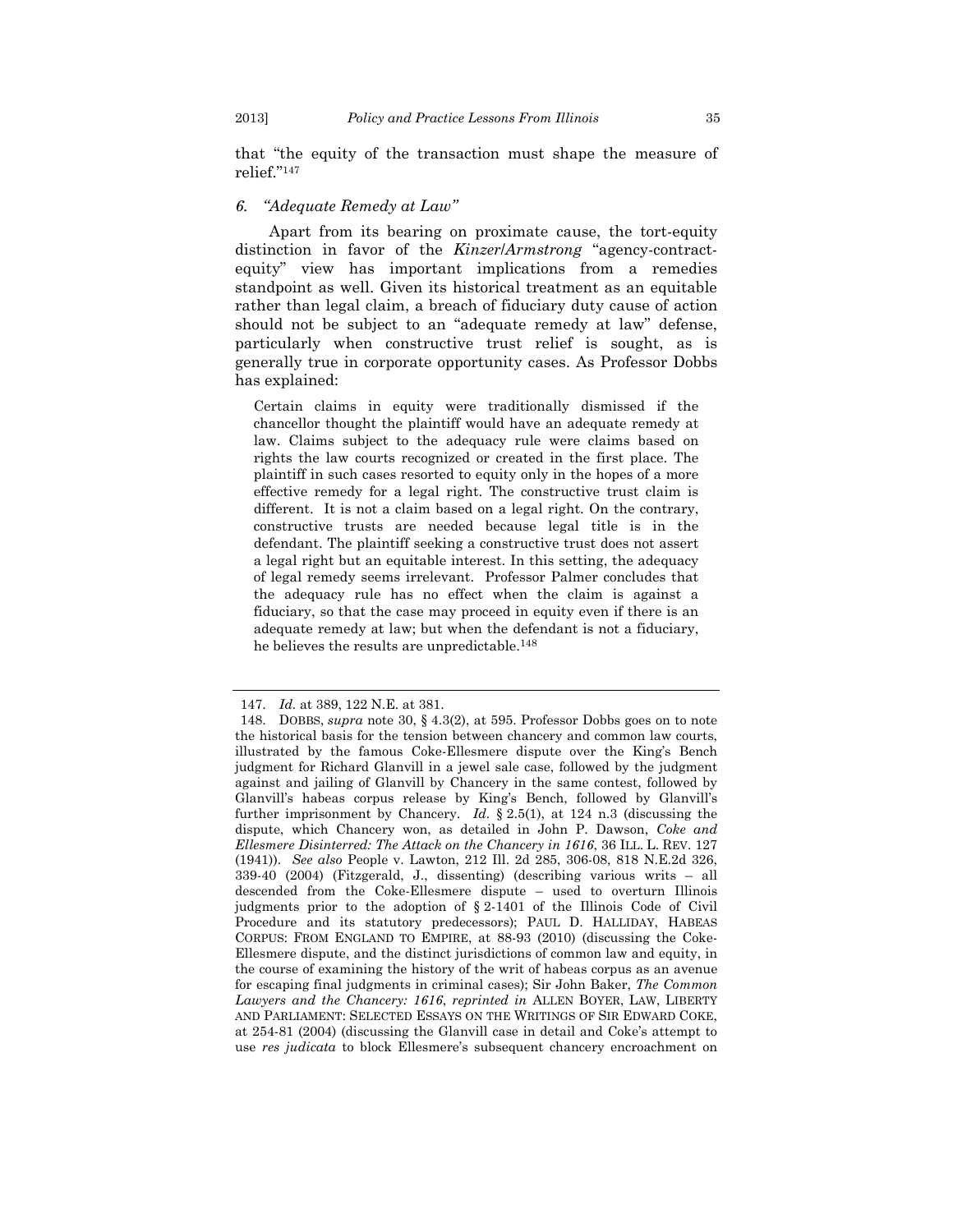that "the equity of the transaction must shape the measure of relief."[147]

### *6. "Adequate Remedy at Law"*

Apart from its bearing on proximate cause, the tort-equity distinction in favor of the *Kinzer*/*Armstrong* "agency-contract-equity" view has important implications from a remedies standpoint as well. Given its historical treatment as an equitable rather than legal claim, a breach of fiduciary duty cause of action should not be subject to an "adequate remedy at law" defense, particularly when constructive trust relief is sought, as is generally true in corporate opportunity cases. As Professor Dobbs has explained:

> Certain claims in equity were traditionally dismissed if the chancellor thought the plaintiff would have an adequate remedy at law. Claims subject to the adequacy rule were claims based on rights the law courts recognized or created in the first place. The plaintiff in such cases resorted to equity only in the hopes of a more effective remedy for a legal right. The constructive trust claim is different. It is not a claim based on a legal right. On the contrary, constructive trusts are needed because legal title is in the defendant. The plaintiff seeking a constructive trust does not assert a legal right but an equitable interest. In this setting, the adequacy of legal remedy seems irrelevant. Professor Palmer concludes that the adequacy rule has no effect when the claim is against a fiduciary, so that the case may proceed in equity even if there is an adequate remedy at law; but when the defendant is not a fiduciary, he believes the results are unpredictable.[148]

---

147. *Id.* at 389, 122 N.E. at 381.

148. DOBBS, *supra* note 30, § 4.3(2), at 595. Professor Dobbs goes on to note the historical basis for the tension between chancery and common law courts, illustrated by the famous Coke-Ellesmere dispute over the King's Bench judgment for Richard Glanvill in a jewel sale case, followed by the judgment against and jailing of Glanvill by Chancery in the same contest, followed by Glanvill's habeas corpus release by King's Bench, followed by Glanvill's further imprisonment by Chancery. *Id.* § 2.5(1), at 124 n.3 (discussing the dispute, which Chancery won, as detailed in John P. Dawson, *Coke and Ellesmere Disinterred: The Attack on the Chancery in 1616*, 36 ILL. L. REV. 127 (1941)). *See also* People v. Lawton, 212 Ill. 2d 285, 306-08, 818 N.E.2d 326, 339-40 (2004) (Fitzgerald, J., dissenting) (describing various writs – all descended from the Coke-Ellesmere dispute – used to overturn Illinois judgments prior to the adoption of § 2-1401 of the Illinois Code of Civil Procedure and its statutory predecessors); PAUL D. HALLIDAY, HABEAS CORPUS: FROM ENGLAND TO EMPIRE, at 88-93 (2010) (discussing the Coke-Ellesmere dispute, and the distinct jurisdictions of common law and equity, in the course of examining the history of the writ of habeas corpus as an avenue for escaping final judgments in criminal cases); Sir John Baker, *The Common Lawyers and the Chancery: 1616*, *reprinted in* ALLEN BOYER, LAW, LIBERTY AND PARLIAMENT: SELECTED ESSAYS ON THE WRITINGS OF SIR EDWARD COKE, at 254-81 (2004) (discussing the Glanvill case in detail and Coke's attempt to use *res judicata* to block Ellesmere's subsequent chancery encroachment on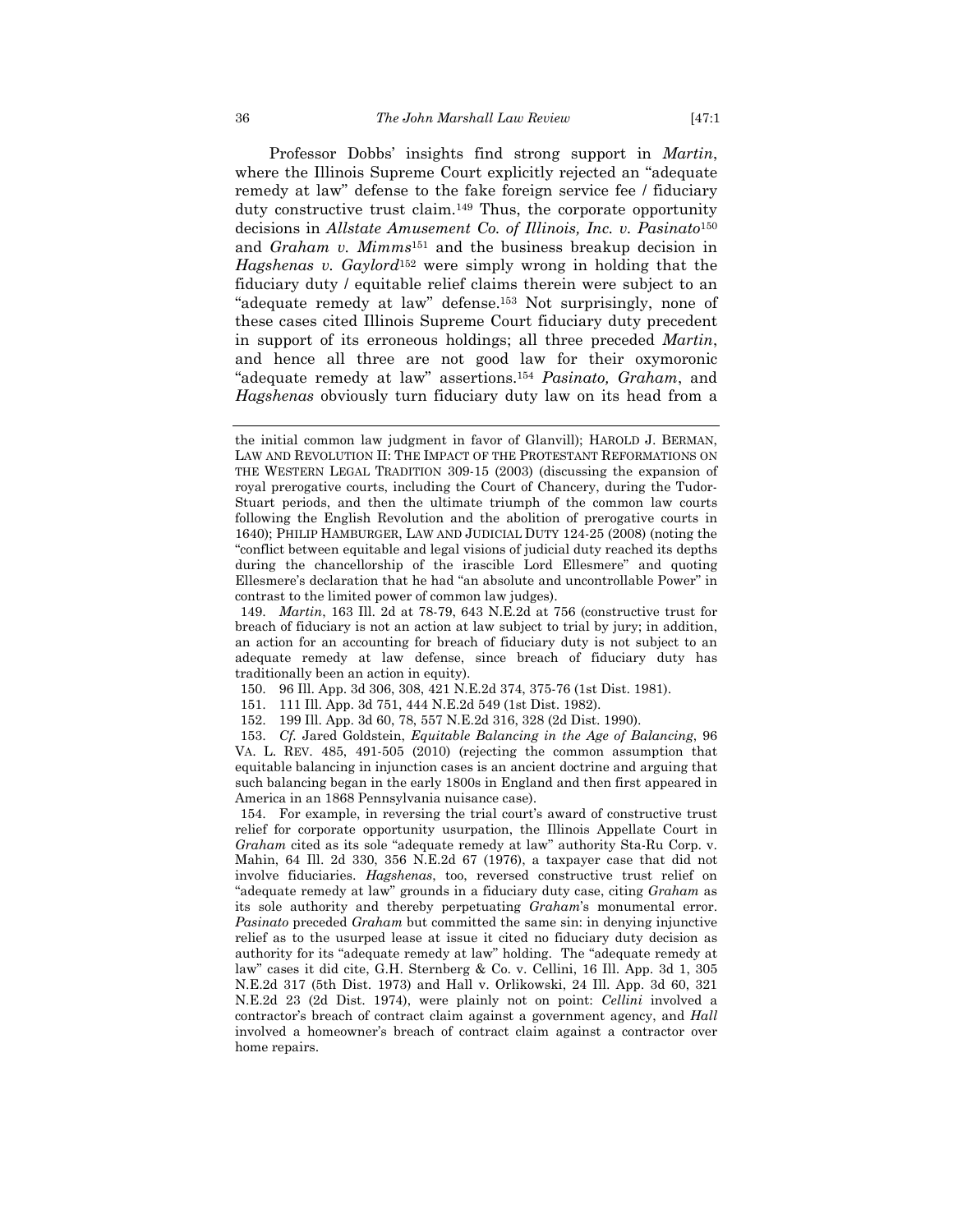Professor Dobbs' insights find strong support in *Martin*, where the Illinois Supreme Court explicitly rejected an "adequate remedy at law" defense to the fake foreign service fee / fiduciary duty constructive trust claim.[149] Thus, the corporate opportunity decisions in *Allstate Amusement Co. of Illinois, Inc. v. Pasinato*[150] and *Graham v. Mimms*[151] and the business breakup decision in *Hagshenas v. Gaylord*[152] were simply wrong in holding that the fiduciary duty / equitable relief claims therein were subject to an "adequate remedy at law" defense.[153] Not surprisingly, none of these cases cited Illinois Supreme Court fiduciary duty precedent in support of its erroneous holdings; all three preceded *Martin*, and hence all three are not good law for their oxymoronic "adequate remedy at law" assertions.[154] *Pasinato, Graham*, and *Hagshenas* obviously turn fiduciary duty law on its head from a

---

the initial common law judgment in favor of Glanvill); HAROLD J. BERMAN, LAW AND REVOLUTION II: THE IMPACT OF THE PROTESTANT REFORMATIONS ON THE WESTERN LEGAL TRADITION 309-15 (2003) (discussing the expansion of royal prerogative courts, including the Court of Chancery, during the Tudor-Stuart periods, and then the ultimate triumph of the common law courts following the English Revolution and the abolition of prerogative courts in 1640); PHILIP HAMBURGER, LAW AND JUDICIAL DUTY 124-25 (2008) (noting the "conflict between equitable and legal visions of judicial duty reached its depths during the chancellorship of the irascible Lord Ellesmere" and quoting Ellesmere's declaration that he had "an absolute and uncontrollable Power" in contrast to the limited power of common law judges).

149. *Martin*, 163 Ill. 2d at 78-79, 643 N.E.2d at 756 (constructive trust for breach of fiduciary is not an action at law subject to trial by jury; in addition, an action for an accounting for breach of fiduciary duty is not subject to an adequate remedy at law defense, since breach of fiduciary duty has traditionally been an action in equity).

150. 96 Ill. App. 3d 306, 308, 421 N.E.2d 374, 375-76 (1st Dist. 1981).

151. 111 Ill. App. 3d 751, 444 N.E.2d 549 (1st Dist. 1982).

152. 199 Ill. App. 3d 60, 78, 557 N.E.2d 316, 328 (2d Dist. 1990).

153. *Cf.* Jared Goldstein, *Equitable Balancing in the Age of Balancing*, 96 VA. L. REV. 485, 491-505 (2010) (rejecting the common assumption that equitable balancing in injunction cases is an ancient doctrine and arguing that such balancing began in the early 1800s in England and then first appeared in America in an 1868 Pennsylvania nuisance case).

154. For example, in reversing the trial court's award of constructive trust relief for corporate opportunity usurpation, the Illinois Appellate Court in *Graham* cited as its sole "adequate remedy at law" authority Sta-Ru Corp. v. Mahin, 64 Ill. 2d 330, 356 N.E.2d 67 (1976), a taxpayer case that did not involve fiduciaries. *Hagshenas*, too, reversed constructive trust relief on "adequate remedy at law" grounds in a fiduciary duty case, citing *Graham* as its sole authority and thereby perpetuating *Graham*'s monumental error. *Pasinato* preceded *Graham* but committed the same sin: in denying injunctive relief as to the usurped lease at issue it cited no fiduciary duty decision as authority for its "adequate remedy at law" holding. The "adequate remedy at law" cases it did cite, G.H. Sternberg & Co. v. Cellini, 16 Ill. App. 3d 1, 305 N.E.2d 317 (5th Dist. 1973) and Hall v. Orlikowski, 24 Ill. App. 3d 60, 321 N.E.2d 23 (2d Dist. 1974), were plainly not on point: *Cellini* involved a contractor's breach of contract claim against a government agency, and *Hall* involved a homeowner's breach of contract claim against a contractor over home repairs.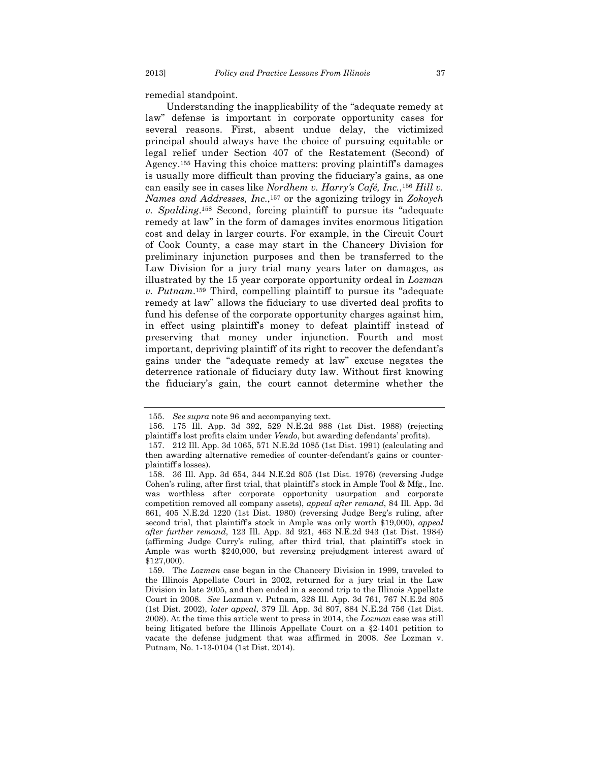remedial standpoint.

Understanding the inapplicability of the "adequate remedy at law" defense is important in corporate opportunity cases for several reasons. First, absent undue delay, the victimized principal should always have the choice of pursuing equitable or legal relief under Section 407 of the Restatement (Second) of Agency.[155] Having this choice matters: proving plaintiff's damages is usually more difficult than proving the fiduciary's gains, as one can easily see in cases like *Nordhem v. Harry's Café, Inc.*,[156] *Hill v. Names and Addresses, Inc.*,[157] or the agonizing trilogy in *Zokoych v. Spalding*.[158] Second, forcing plaintiff to pursue its "adequate remedy at law" in the form of damages invites enormous litigation cost and delay in larger courts. For example, in the Circuit Court of Cook County, a case may start in the Chancery Division for preliminary injunction purposes and then be transferred to the Law Division for a jury trial many years later on damages, as illustrated by the 15 year corporate opportunity ordeal in *Lozman v. Putnam*.[159] Third, compelling plaintiff to pursue its "adequate remedy at law" allows the fiduciary to use diverted deal profits to fund his defense of the corporate opportunity charges against him, in effect using plaintiff's money to defeat plaintiff instead of preserving that money under injunction. Fourth and most important, depriving plaintiff of its right to recover the defendant's gains under the "adequate remedy at law" excuse negates the deterrence rationale of fiduciary duty law. Without first knowing the fiduciary's gain, the court cannot determine whether the

---

155. *See supra* note 96 and accompanying text.

156. 175 Ill. App. 3d 392, 529 N.E.2d 988 (1st Dist. 1988) (rejecting plaintiff's lost profits claim under *Vendo*, but awarding defendants' profits).

157. 212 Ill. App. 3d 1065, 571 N.E.2d 1085 (1st Dist. 1991) (calculating and then awarding alternative remedies of counter-defendant's gains or counter-plaintiff's losses).

158. 36 Ill. App. 3d 654, 344 N.E.2d 805 (1st Dist. 1976) (reversing Judge Cohen's ruling, after first trial, that plaintiff's stock in Ample Tool & Mfg., Inc. was worthless after corporate opportunity usurpation and corporate competition removed all company assets), *appeal after remand*, 84 Ill. App. 3d 661, 405 N.E.2d 1220 (1st Dist. 1980) (reversing Judge Berg's ruling, after second trial, that plaintiff's stock in Ample was only worth $19,000), *appeal after further remand*, 123 Ill. App. 3d 921, 463 N.E.2d 943 (1st Dist. 1984) (affirming Judge Curry's ruling, after third trial, that plaintiff's stock in Ample was worth $240,000, but reversing prejudgment interest award of $127,000).

159. The *Lozman* case began in the Chancery Division in 1999, traveled to the Illinois Appellate Court in 2002, returned for a jury trial in the Law Division in late 2005, and then ended in a second trip to the Illinois Appellate Court in 2008. *See* Lozman v. Putnam, 328 Ill. App. 3d 761, 767 N.E.2d 805 (1st Dist. 2002), *later appeal*, 379 Ill. App. 3d 807, 884 N.E.2d 756 (1st Dist. 2008). At the time this article went to press in 2014, the *Lozman* case was still being litigated before the Illinois Appellate Court on a §2-1401 petition to vacate the defense judgment that was affirmed in 2008. *See* Lozman v. Putnam, No. 1-13-0104 (1st Dist. 2014).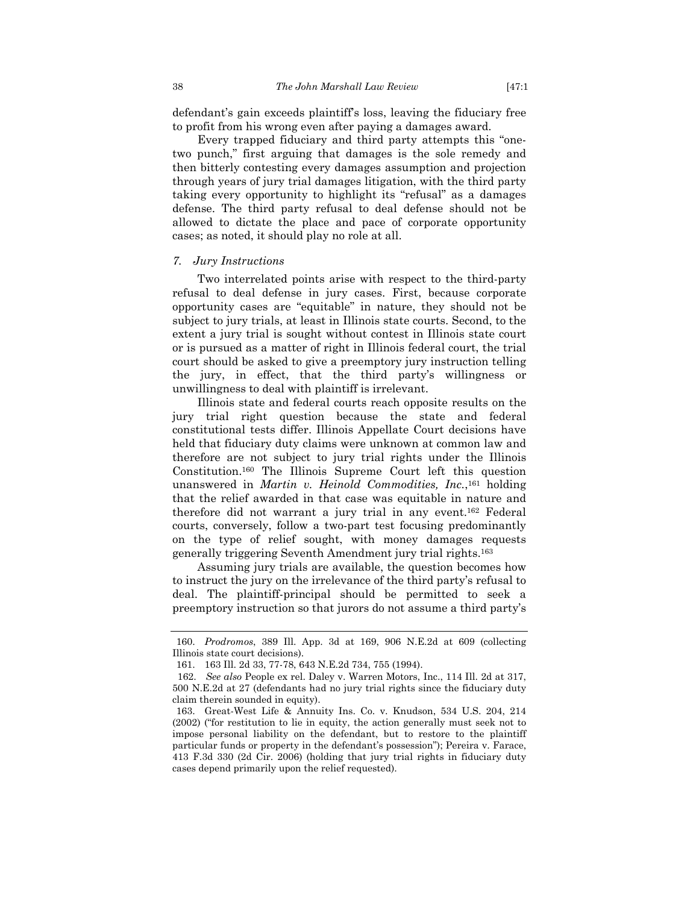defendant's gain exceeds plaintiff's loss, leaving the fiduciary free to profit from his wrong even after paying a damages award.

Every trapped fiduciary and third party attempts this "one-two punch," first arguing that damages is the sole remedy and then bitterly contesting every damages assumption and projection through years of jury trial damages litigation, with the third party taking every opportunity to highlight its "refusal" as a damages defense. The third party refusal to deal defense should not be allowed to dictate the place and pace of corporate opportunity cases; as noted, it should play no role at all.

### *7. Jury Instructions*

Two interrelated points arise with respect to the third-party refusal to deal defense in jury cases. First, because corporate opportunity cases are "equitable" in nature, they should not be subject to jury trials, at least in Illinois state courts. Second, to the extent a jury trial is sought without contest in Illinois state court or is pursued as a matter of right in Illinois federal court, the trial court should be asked to give a preemptory jury instruction telling the jury, in effect, that the third party's willingness or unwillingness to deal with plaintiff is irrelevant.

Illinois state and federal courts reach opposite results on the jury trial right question because the state and federal constitutional tests differ. Illinois Appellate Court decisions have held that fiduciary duty claims were unknown at common law and therefore are not subject to jury trial rights under the Illinois Constitution.[160] The Illinois Supreme Court left this question unanswered in *Martin v. Heinold Commodities, Inc.*,[161] holding that the relief awarded in that case was equitable in nature and therefore did not warrant a jury trial in any event.[162] Federal courts, conversely, follow a two-part test focusing predominantly on the type of relief sought, with money damages requests generally triggering Seventh Amendment jury trial rights.[163]

Assuming jury trials are available, the question becomes how to instruct the jury on the irrelevance of the third party's refusal to deal. The plaintiff-principal should be permitted to seek a preemptory instruction so that jurors do not assume a third party's

---

160. *Prodromos*, 389 Ill. App. 3d at 169, 906 N.E.2d at 609 (collecting Illinois state court decisions).

161. 163 Ill. 2d 33, 77-78, 643 N.E.2d 734, 755 (1994).

162. *See also* People ex rel. Daley v. Warren Motors, Inc., 114 Ill. 2d at 317, 500 N.E.2d at 27 (defendants had no jury trial rights since the fiduciary duty claim therein sounded in equity).

163. Great-West Life & Annuity Ins. Co. v. Knudson, 534 U.S. 204, 214 (2002) ("for restitution to lie in equity, the action generally must seek not to impose personal liability on the defendant, but to restore to the plaintiff particular funds or property in the defendant's possession"); Pereira v. Farace, 413 F.3d 330 (2d Cir. 2006) (holding that jury trial rights in fiduciary duty cases depend primarily upon the relief requested).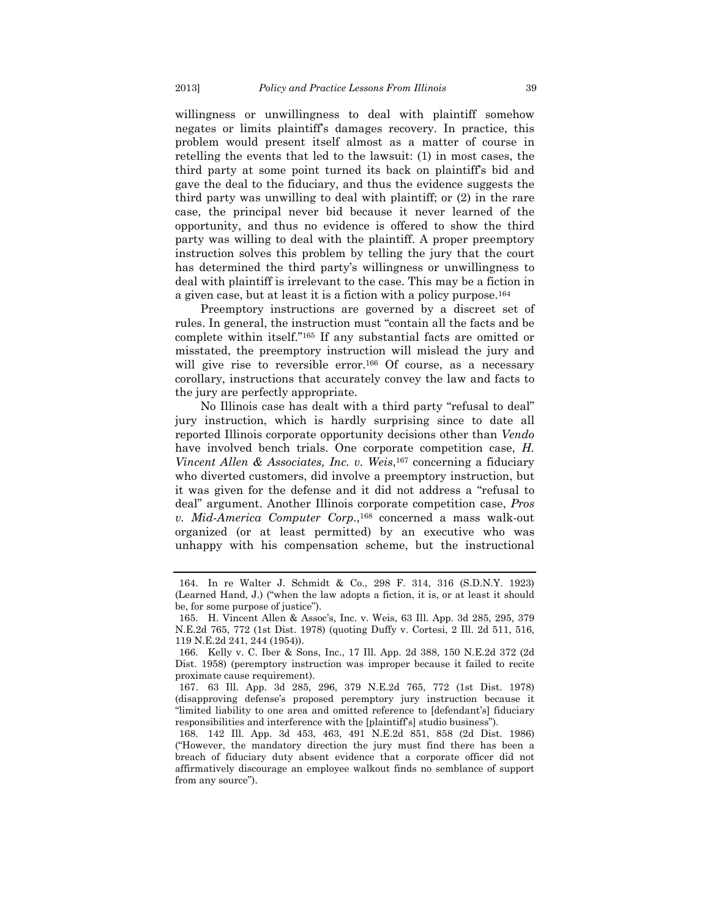willingness or unwillingness to deal with plaintiff somehow negates or limits plaintiff's damages recovery. In practice, this problem would present itself almost as a matter of course in retelling the events that led to the lawsuit: (1) in most cases, the third party at some point turned its back on plaintiff's bid and gave the deal to the fiduciary, and thus the evidence suggests the third party was unwilling to deal with plaintiff; or (2) in the rare case, the principal never bid because it never learned of the opportunity, and thus no evidence is offered to show the third party was willing to deal with the plaintiff. A proper preemptory instruction solves this problem by telling the jury that the court has determined the third party's willingness or unwillingness to deal with plaintiff is irrelevant to the case. This may be a fiction in a given case, but at least it is a fiction with a policy purpose.[164]

Preemptory instructions are governed by a discreet set of rules. In general, the instruction must "contain all the facts and be complete within itself."[165] If any substantial facts are omitted or misstated, the preemptory instruction will mislead the jury and will give rise to reversible error.[166] Of course, as a necessary corollary, instructions that accurately convey the law and facts to the jury are perfectly appropriate.

No Illinois case has dealt with a third party "refusal to deal" jury instruction, which is hardly surprising since to date all reported Illinois corporate opportunity decisions other than *Vendo* have involved bench trials. One corporate competition case, *H. Vincent Allen & Associates, Inc. v. Weis*,[167] concerning a fiduciary who diverted customers, did involve a preemptory instruction, but it was given for the defense and it did not address a "refusal to deal" argument. Another Illinois corporate competition case, *Pros v. Mid-America Computer Corp.*,[168] concerned a mass walk-out organized (or at least permitted) by an executive who was unhappy with his compensation scheme, but the instructional

---

164. In re Walter J. Schmidt & Co., 298 F. 314, 316 (S.D.N.Y. 1923) (Learned Hand, J.) ("when the law adopts a fiction, it is, or at least it should be, for some purpose of justice").

165. H. Vincent Allen & Assoc's, Inc. v. Weis, 63 Ill. App. 3d 285, 295, 379 N.E.2d 765, 772 (1st Dist. 1978) (quoting Duffy v. Cortesi, 2 Ill. 2d 511, 516, 119 N.E.2d 241, 244 (1954)).

166. Kelly v. C. Iber & Sons, Inc., 17 Ill. App. 2d 388, 150 N.E.2d 372 (2d Dist. 1958) (peremptory instruction was improper because it failed to recite proximate cause requirement).

167. 63 Ill. App. 3d 285, 296, 379 N.E.2d 765, 772 (1st Dist. 1978) (disapproving defense's proposed peremptory jury instruction because it "limited liability to one area and omitted reference to [defendant's] fiduciary responsibilities and interference with the [plaintiff's] studio business").

168. 142 Ill. App. 3d 453, 463, 491 N.E.2d 851, 858 (2d Dist. 1986) ("However, the mandatory direction the jury must find there has been a breach of fiduciary duty absent evidence that a corporate officer did not affirmatively discourage an employee walkout finds no semblance of support from any source").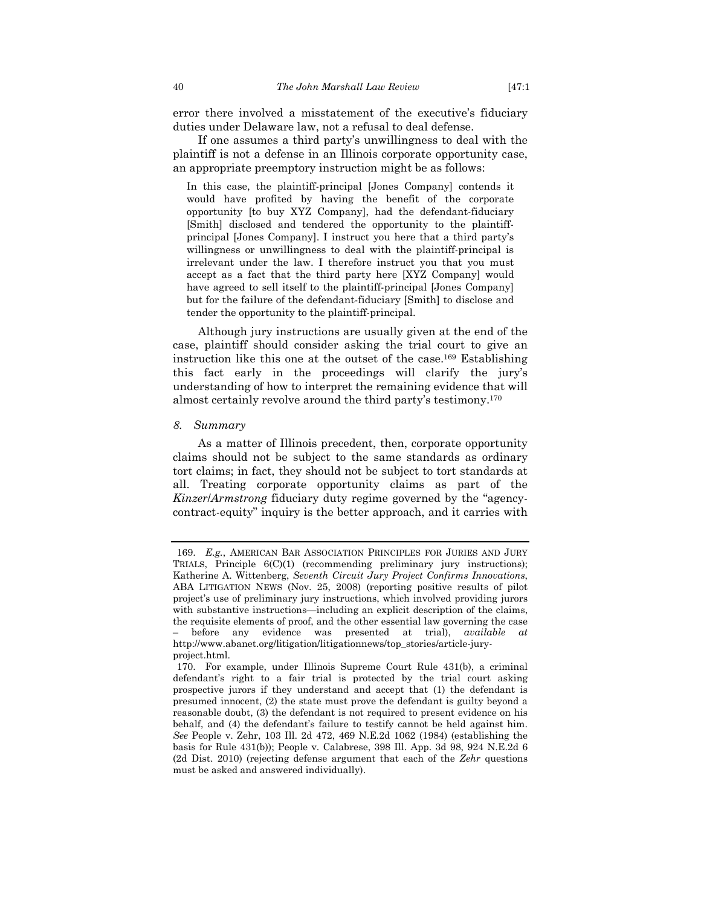error there involved a misstatement of the executive's fiduciary duties under Delaware law, not a refusal to deal defense.

If one assumes a third party's unwillingness to deal with the plaintiff is not a defense in an Illinois corporate opportunity case, an appropriate preemptory instruction might be as follows:

> In this case, the plaintiff-principal [Jones Company] contends it would have profited by having the benefit of the corporate opportunity [to buy XYZ Company], had the defendant-fiduciary [Smith] disclosed and tendered the opportunity to the plaintiff-principal [Jones Company]. I instruct you here that a third party's willingness or unwillingness to deal with the plaintiff-principal is irrelevant under the law. I therefore instruct you that you must accept as a fact that the third party here [XYZ Company] would have agreed to sell itself to the plaintiff-principal [Jones Company] but for the failure of the defendant-fiduciary [Smith] to disclose and tender the opportunity to the plaintiff-principal.

Although jury instructions are usually given at the end of the case, plaintiff should consider asking the trial court to give an instruction like this one at the outset of the case.[169] Establishing this fact early in the proceedings will clarify the jury's understanding of how to interpret the remaining evidence that will almost certainly revolve around the third party's testimony.[170]

### *8. Summary*

As a matter of Illinois precedent, then, corporate opportunity claims should not be subject to the same standards as ordinary tort claims; in fact, they should not be subject to tort standards at all. Treating corporate opportunity claims as part of the *Kinzer*/*Armstrong* fiduciary duty regime governed by the "agency-contract-equity" inquiry is the better approach, and it carries with

---

169. *E.g.*, AMERICAN BAR ASSOCIATION PRINCIPLES FOR JURIES AND JURY TRIALS, Principle 6(C)(1) (recommending preliminary jury instructions); Katherine A. Wittenberg, *Seventh Circuit Jury Project Confirms Innovations*, ABA LITIGATION NEWS (Nov. 25, 2008) (reporting positive results of pilot project's use of preliminary jury instructions, which involved providing jurors with substantive instructions—including an explicit description of the claims, the requisite elements of proof, and the other essential law governing the case – before any evidence was presented at trial), *available at* http://www.abanet.org/litigation/litigationnews/top_stories/article-jury-project.html.

170. For example, under Illinois Supreme Court Rule 431(b), a criminal defendant's right to a fair trial is protected by the trial court asking prospective jurors if they understand and accept that (1) the defendant is presumed innocent, (2) the state must prove the defendant is guilty beyond a reasonable doubt, (3) the defendant is not required to present evidence on his behalf, and (4) the defendant's failure to testify cannot be held against him. *See* People v. Zehr, 103 Ill. 2d 472, 469 N.E.2d 1062 (1984) (establishing the basis for Rule 431(b)); People v. Calabrese, 398 Ill. App. 3d 98, 924 N.E.2d 6 (2d Dist. 2010) (rejecting defense argument that each of the *Zehr* questions must be asked and answered individually).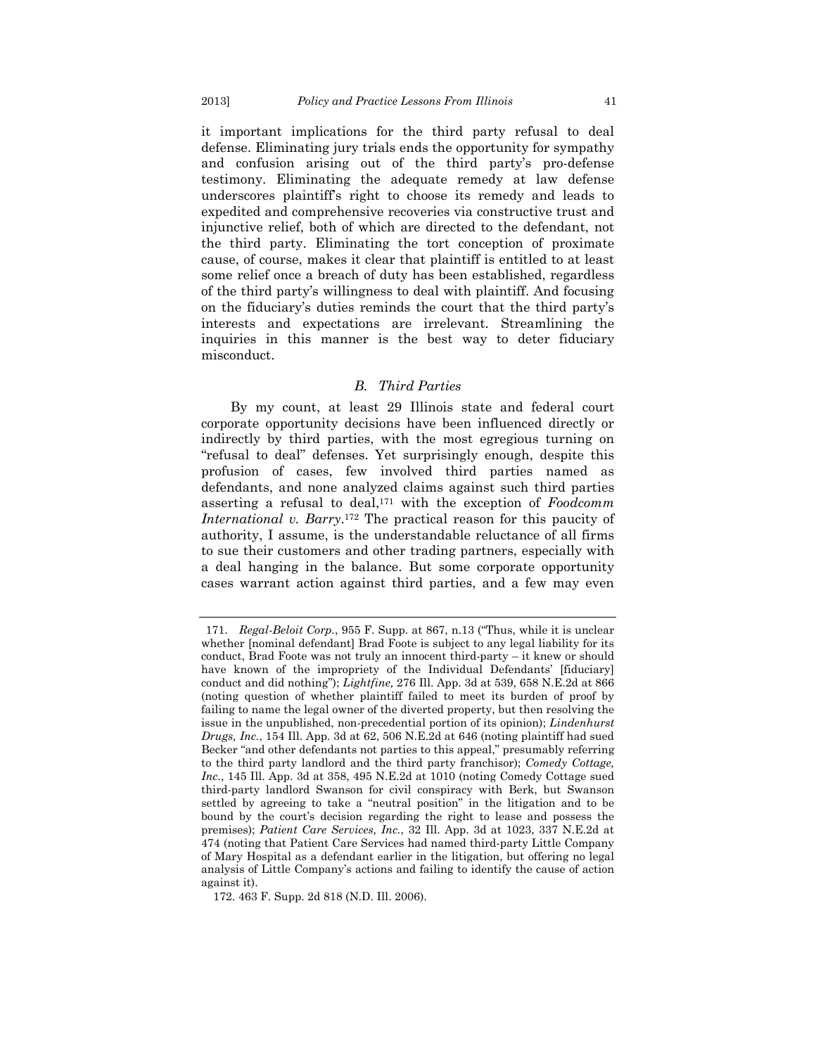it important implications for the third party refusal to deal defense. Eliminating jury trials ends the opportunity for sympathy and confusion arising out of the third party's pro-defense testimony. Eliminating the adequate remedy at law defense underscores plaintiff's right to choose its remedy and leads to expedited and comprehensive recoveries via constructive trust and injunctive relief, both of which are directed to the defendant, not the third party. Eliminating the tort conception of proximate cause, of course, makes it clear that plaintiff is entitled to at least some relief once a breach of duty has been established, regardless of the third party's willingness to deal with plaintiff. And focusing on the fiduciary's duties reminds the court that the third party's interests and expectations are irrelevant. Streamlining the inquiries in this manner is the best way to deter fiduciary misconduct.

### *B. Third Parties*

By my count, at least 29 Illinois state and federal court corporate opportunity decisions have been influenced directly or indirectly by third parties, with the most egregious turning on "refusal to deal" defenses. Yet surprisingly enough, despite this profusion of cases, few involved third parties named as defendants, and none analyzed claims against such third parties asserting a refusal to deal,[171] with the exception of *Foodcomm International v. Barry*.[172] The practical reason for this paucity of authority, I assume, is the understandable reluctance of all firms to sue their customers and other trading partners, especially with a deal hanging in the balance. But some corporate opportunity cases warrant action against third parties, and a few may even

---

171. *Regal-Beloit Corp.*, 955 F. Supp. at 867, n.13 ("Thus, while it is unclear whether [nominal defendant] Brad Foote is subject to any legal liability for its conduct, Brad Foote was not truly an innocent third-party – it knew or should have known of the impropriety of the Individual Defendants' [fiduciary] conduct and did nothing"); *Lightfine,* 276 Ill. App. 3d at 539, 658 N.E.2d at 866 (noting question of whether plaintiff failed to meet its burden of proof by failing to name the legal owner of the diverted property, but then resolving the issue in the unpublished, non-precedential portion of its opinion); *Lindenhurst Drugs, Inc.*, 154 Ill. App. 3d at 62, 506 N.E.2d at 646 (noting plaintiff had sued Becker "and other defendants not parties to this appeal," presumably referring to the third party landlord and the third party franchisor); *Comedy Cottage, Inc.*, 145 Ill. App. 3d at 358, 495 N.E.2d at 1010 (noting Comedy Cottage sued third-party landlord Swanson for civil conspiracy with Berk, but Swanson settled by agreeing to take a "neutral position" in the litigation and to be bound by the court's decision regarding the right to lease and possess the premises); *Patient Care Services, Inc.*, 32 Ill. App. 3d at 1023, 337 N.E.2d at 474 (noting that Patient Care Services had named third-party Little Company of Mary Hospital as a defendant earlier in the litigation, but offering no legal analysis of Little Company's actions and failing to identify the cause of action against it).

172. 463 F. Supp. 2d 818 (N.D. Ill. 2006).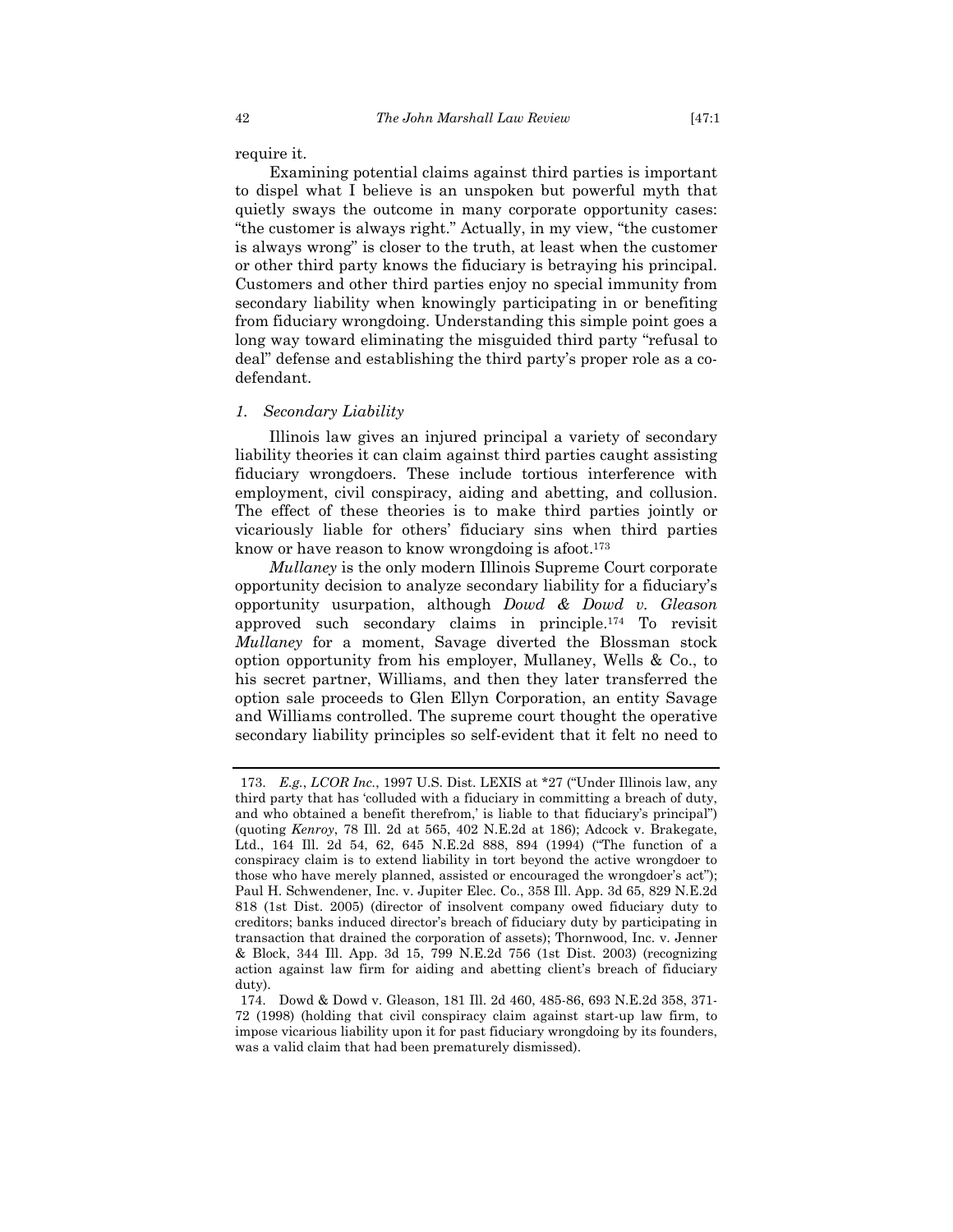require it.

Examining potential claims against third parties is important to dispel what I believe is an unspoken but powerful myth that quietly sways the outcome in many corporate opportunity cases: "the customer is always right." Actually, in my view, "the customer is always wrong" is closer to the truth, at least when the customer or other third party knows the fiduciary is betraying his principal. Customers and other third parties enjoy no special immunity from secondary liability when knowingly participating in or benefiting from fiduciary wrongdoing. Understanding this simple point goes a long way toward eliminating the misguided third party "refusal to deal" defense and establishing the third party's proper role as a co-defendant.

### *1. Secondary Liability*

Illinois law gives an injured principal a variety of secondary liability theories it can claim against third parties caught assisting fiduciary wrongdoers. These include tortious interference with employment, civil conspiracy, aiding and abetting, and collusion. The effect of these theories is to make third parties jointly or vicariously liable for others' fiduciary sins when third parties know or have reason to know wrongdoing is afoot.[173]

*Mullaney* is the only modern Illinois Supreme Court corporate opportunity decision to analyze secondary liability for a fiduciary's opportunity usurpation, although *Dowd & Dowd v. Gleason* approved such secondary claims in principle.[174] To revisit *Mullaney* for a moment, Savage diverted the Blossman stock option opportunity from his employer, Mullaney, Wells & Co., to his secret partner, Williams, and then they later transferred the option sale proceeds to Glen Ellyn Corporation, an entity Savage and Williams controlled. The supreme court thought the operative secondary liability principles so self-evident that it felt no need to

---

173. *E.g.*, *LCOR Inc.*, 1997 U.S. Dist. LEXIS at *27 ("Under Illinois law, any third party that has 'colluded with a fiduciary in committing a breach of duty, and who obtained a benefit therefrom,' is liable to that fiduciary's principal") (quoting *Kenroy*, 78 Ill. 2d at 565, 402 N.E.2d at 186); Adcock v. Brakegate, Ltd., 164 Ill. 2d 54, 62, 645 N.E.2d 888, 894 (1994) ("The function of a conspiracy claim is to extend liability in tort beyond the active wrongdoer to those who have merely planned, assisted or encouraged the wrongdoer's act"); Paul H. Schwendener, Inc. v. Jupiter Elec. Co., 358 Ill. App. 3d 65, 829 N.E.2d 818 (1st Dist. 2005) (director of insolvent company owed fiduciary duty to creditors; banks induced director's breach of fiduciary duty by participating in transaction that drained the corporation of assets); Thornwood, Inc. v. Jenner & Block, 344 Ill. App. 3d 15, 799 N.E.2d 756 (1st Dist. 2003) (recognizing action against law firm for aiding and abetting client's breach of fiduciary duty).

174. Dowd & Dowd v. Gleason, 181 Ill. 2d 460, 485-86, 693 N.E.2d 358, 371-72 (1998) (holding that civil conspiracy claim against start-up law firm, to impose vicarious liability upon it for past fiduciary wrongdoing by its founders, was a valid claim that had been prematurely dismissed).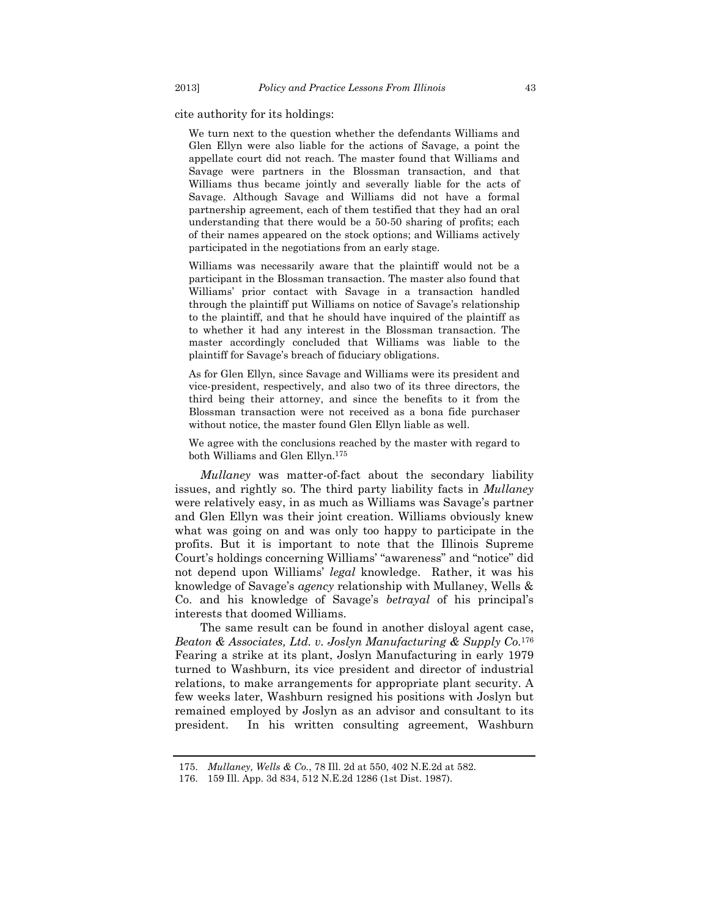cite authority for its holdings:

> We turn next to the question whether the defendants Williams and Glen Ellyn were also liable for the actions of Savage, a point the appellate court did not reach. The master found that Williams and Savage were partners in the Blossman transaction, and that Williams thus became jointly and severally liable for the acts of Savage. Although Savage and Williams did not have a formal partnership agreement, each of them testified that they had an oral understanding that there would be a 50-50 sharing of profits; each of their names appeared on the stock options; and Williams actively participated in the negotiations from an early stage.
>
> Williams was necessarily aware that the plaintiff would not be a participant in the Blossman transaction. The master also found that Williams' prior contact with Savage in a transaction handled through the plaintiff put Williams on notice of Savage's relationship to the plaintiff, and that he should have inquired of the plaintiff as to whether it had any interest in the Blossman transaction. The master accordingly concluded that Williams was liable to the plaintiff for Savage's breach of fiduciary obligations.
>
> As for Glen Ellyn, since Savage and Williams were its president and vice-president, respectively, and also two of its three directors, the third being their attorney, and since the benefits to it from the Blossman transaction were not received as a bona fide purchaser without notice, the master found Glen Ellyn liable as well.
>
> We agree with the conclusions reached by the master with regard to both Williams and Glen Ellyn.[175]

*Mullaney* was matter-of-fact about the secondary liability issues, and rightly so. The third party liability facts in *Mullaney* were relatively easy, in as much as Williams was Savage's partner and Glen Ellyn was their joint creation. Williams obviously knew what was going on and was only too happy to participate in the profits. But it is important to note that the Illinois Supreme Court's holdings concerning Williams' "awareness" and "notice" did not depend upon Williams' *legal* knowledge. Rather, it was his knowledge of Savage's *agency* relationship with Mullaney, Wells & Co. and his knowledge of Savage's *betrayal* of his principal's interests that doomed Williams.

The same result can be found in another disloyal agent case, *Beaton & Associates, Ltd. v. Joslyn Manufacturing & Supply Co.*[176] Fearing a strike at its plant, Joslyn Manufacturing in early 1979 turned to Washburn, its vice president and director of industrial relations, to make arrangements for appropriate plant security. A few weeks later, Washburn resigned his positions with Joslyn but remained employed by Joslyn as an advisor and consultant to its president. In his written consulting agreement, Washburn

---

175. *Mullaney, Wells & Co.*, 78 Ill. 2d at 550, 402 N.E.2d at 582.

176. 159 Ill. App. 3d 834, 512 N.E.2d 1286 (1st Dist. 1987).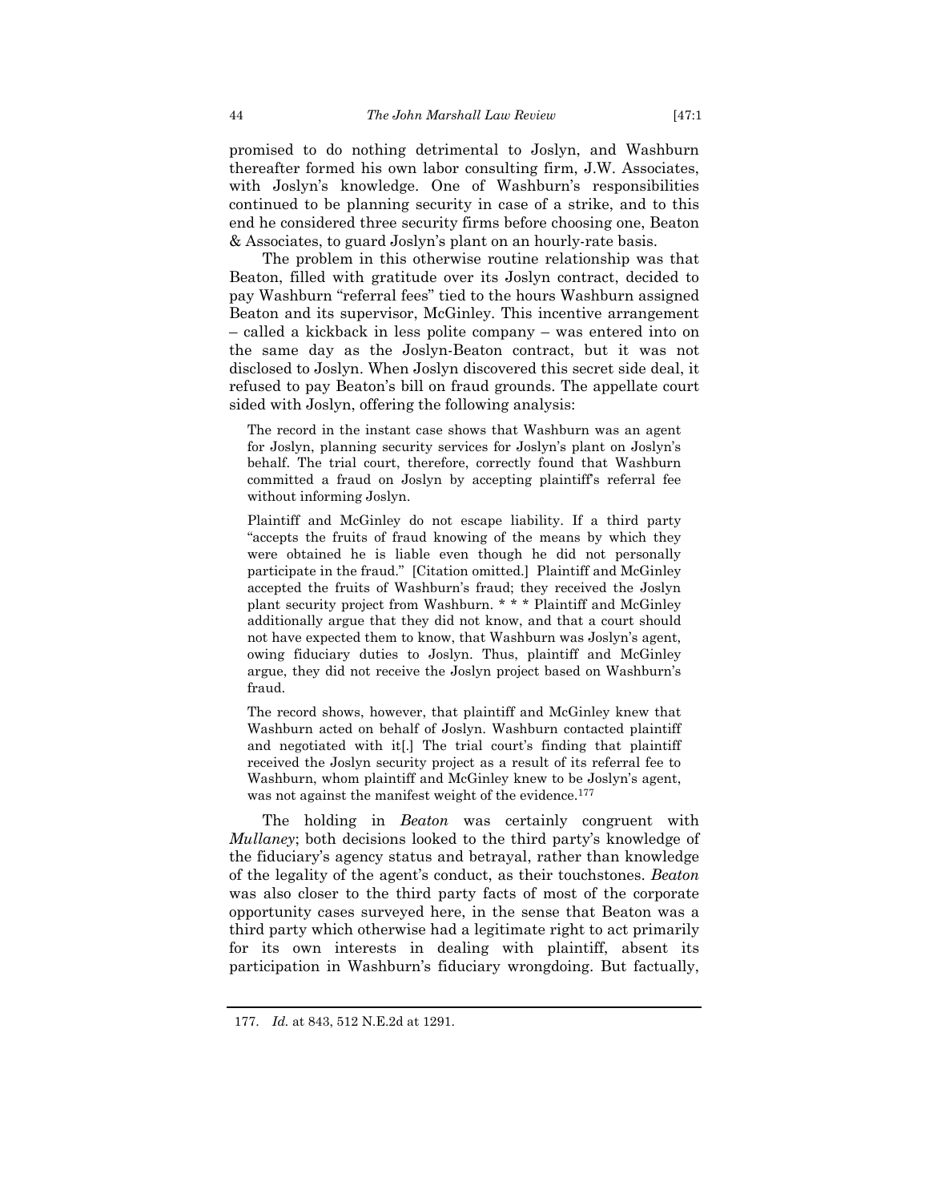promised to do nothing detrimental to Joslyn, and Washburn thereafter formed his own labor consulting firm, J.W. Associates, with Joslyn's knowledge. One of Washburn's responsibilities continued to be planning security in case of a strike, and to this end he considered three security firms before choosing one, Beaton & Associates, to guard Joslyn's plant on an hourly-rate basis.

The problem in this otherwise routine relationship was that Beaton, filled with gratitude over its Joslyn contract, decided to pay Washburn "referral fees" tied to the hours Washburn assigned Beaton and its supervisor, McGinley. This incentive arrangement – called a kickback in less polite company – was entered into on the same day as the Joslyn-Beaton contract, but it was not disclosed to Joslyn. When Joslyn discovered this secret side deal, it refused to pay Beaton's bill on fraud grounds. The appellate court sided with Joslyn, offering the following analysis:

> The record in the instant case shows that Washburn was an agent for Joslyn, planning security services for Joslyn's plant on Joslyn's behalf. The trial court, therefore, correctly found that Washburn committed a fraud on Joslyn by accepting plaintiff's referral fee without informing Joslyn.
>
> Plaintiff and McGinley do not escape liability. If a third party "accepts the fruits of fraud knowing of the means by which they were obtained he is liable even though he did not personally participate in the fraud." [Citation omitted.] Plaintiff and McGinley accepted the fruits of Washburn's fraud; they received the Joslyn plant security project from Washburn. * * * Plaintiff and McGinley additionally argue that they did not know, and that a court should not have expected them to know, that Washburn was Joslyn's agent, owing fiduciary duties to Joslyn. Thus, plaintiff and McGinley argue, they did not receive the Joslyn project based on Washburn's fraud.
>
> The record shows, however, that plaintiff and McGinley knew that Washburn acted on behalf of Joslyn. Washburn contacted plaintiff and negotiated with it[.] The trial court's finding that plaintiff received the Joslyn security project as a result of its referral fee to Washburn, whom plaintiff and McGinley knew to be Joslyn's agent, was not against the manifest weight of the evidence.[177]

The holding in *Beaton* was certainly congruent with *Mullaney*; both decisions looked to the third party's knowledge of the fiduciary's agency status and betrayal, rather than knowledge of the legality of the agent's conduct, as their touchstones. *Beaton* was also closer to the third party facts of most of the corporate opportunity cases surveyed here, in the sense that Beaton was a third party which otherwise had a legitimate right to act primarily for its own interests in dealing with plaintiff, absent its participation in Washburn's fiduciary wrongdoing. But factually,

---

177. *Id.* at 843, 512 N.E.2d at 1291.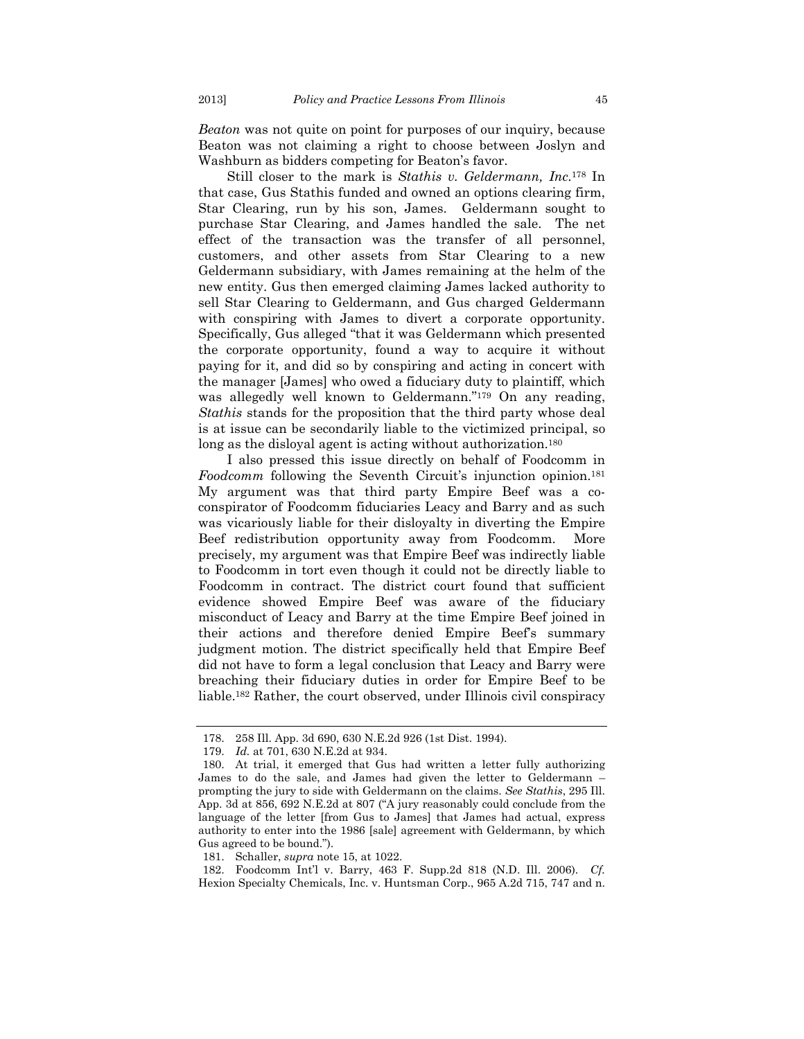*Beaton* was not quite on point for purposes of our inquiry, because Beaton was not claiming a right to choose between Joslyn and Washburn as bidders competing for Beaton's favor.

Still closer to the mark is *Stathis v. Geldermann, Inc.*[178] In that case, Gus Stathis funded and owned an options clearing firm, Star Clearing, run by his son, James. Geldermann sought to purchase Star Clearing, and James handled the sale. The net effect of the transaction was the transfer of all personnel, customers, and other assets from Star Clearing to a new Geldermann subsidiary, with James remaining at the helm of the new entity. Gus then emerged claiming James lacked authority to sell Star Clearing to Geldermann, and Gus charged Geldermann with conspiring with James to divert a corporate opportunity. Specifically, Gus alleged "that it was Geldermann which presented the corporate opportunity, found a way to acquire it without paying for it, and did so by conspiring and acting in concert with the manager [James] who owed a fiduciary duty to plaintiff, which was allegedly well known to Geldermann."[179] On any reading, *Stathis* stands for the proposition that the third party whose deal is at issue can be secondarily liable to the victimized principal, so long as the disloyal agent is acting without authorization.[180]

I also pressed this issue directly on behalf of Foodcomm in *Foodcomm* following the Seventh Circuit's injunction opinion.[181] My argument was that third party Empire Beef was a co-conspirator of Foodcomm fiduciaries Leacy and Barry and as such was vicariously liable for their disloyalty in diverting the Empire Beef redistribution opportunity away from Foodcomm. More precisely, my argument was that Empire Beef was indirectly liable to Foodcomm in tort even though it could not be directly liable to Foodcomm in contract. The district court found that sufficient evidence showed Empire Beef was aware of the fiduciary misconduct of Leacy and Barry at the time Empire Beef joined in their actions and therefore denied Empire Beef's summary judgment motion. The district specifically held that Empire Beef did not have to form a legal conclusion that Leacy and Barry were breaching their fiduciary duties in order for Empire Beef to be liable.[182] Rather, the court observed, under Illinois civil conspiracy

---

178. 258 Ill. App. 3d 690, 630 N.E.2d 926 (1st Dist. 1994).

179. *Id.* at 701, 630 N.E.2d at 934.

180. At trial, it emerged that Gus had written a letter fully authorizing James to do the sale, and James had given the letter to Geldermann – prompting the jury to side with Geldermann on the claims. *See Stathis*, 295 Ill. App. 3d at 856, 692 N.E.2d at 807 ("A jury reasonably could conclude from the language of the letter [from Gus to James] that James had actual, express authority to enter into the 1986 [sale] agreement with Geldermann, by which Gus agreed to be bound.").

181. Schaller, *supra* note 15, at 1022.

182. Foodcomm Int'l v. Barry, 463 F. Supp.2d 818 (N.D. Ill. 2006). *Cf.* Hexion Specialty Chemicals, Inc. v. Huntsman Corp., 965 A.2d 715, 747 and n.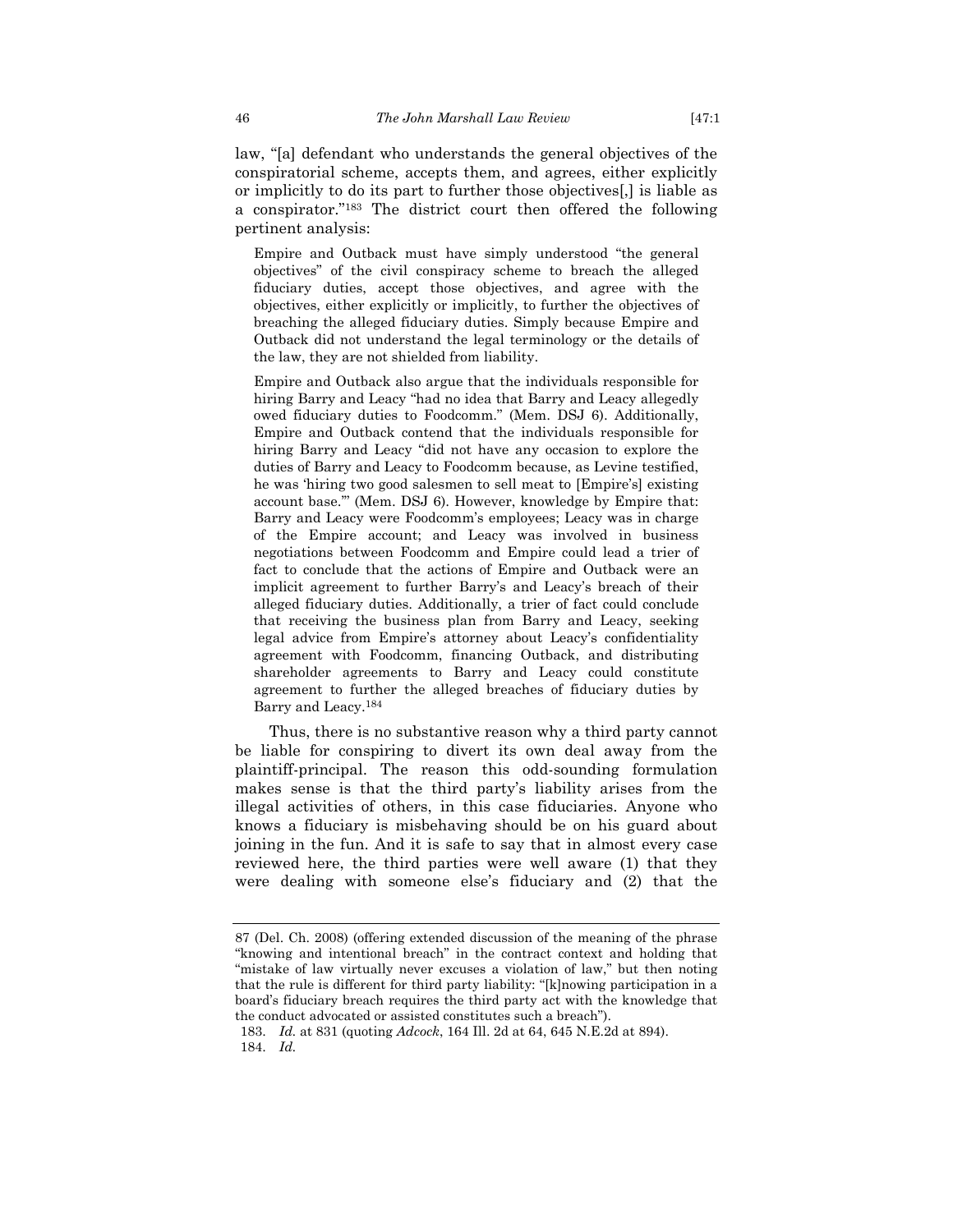law, "[a] defendant who understands the general objectives of the conspiratorial scheme, accepts them, and agrees, either explicitly or implicitly to do its part to further those objectives[,] is liable as a conspirator."[183] The district court then offered the following pertinent analysis:

> Empire and Outback must have simply understood "the general objectives" of the civil conspiracy scheme to breach the alleged fiduciary duties, accept those objectives, and agree with the objectives, either explicitly or implicitly, to further the objectives of breaching the alleged fiduciary duties. Simply because Empire and Outback did not understand the legal terminology or the details of the law, they are not shielded from liability.
>
> Empire and Outback also argue that the individuals responsible for hiring Barry and Leacy "had no idea that Barry and Leacy allegedly owed fiduciary duties to Foodcomm." (Mem. DSJ 6). Additionally, Empire and Outback contend that the individuals responsible for hiring Barry and Leacy "did not have any occasion to explore the duties of Barry and Leacy to Foodcomm because, as Levine testified, he was 'hiring two good salesmen to sell meat to [Empire's] existing account base.'" (Mem. DSJ 6). However, knowledge by Empire that: Barry and Leacy were Foodcomm's employees; Leacy was in charge of the Empire account; and Leacy was involved in business negotiations between Foodcomm and Empire could lead a trier of fact to conclude that the actions of Empire and Outback were an implicit agreement to further Barry's and Leacy's breach of their alleged fiduciary duties. Additionally, a trier of fact could conclude that receiving the business plan from Barry and Leacy, seeking legal advice from Empire's attorney about Leacy's confidentiality agreement with Foodcomm, financing Outback, and distributing shareholder agreements to Barry and Leacy could constitute agreement to further the alleged breaches of fiduciary duties by Barry and Leacy.[184]

Thus, there is no substantive reason why a third party cannot be liable for conspiring to divert its own deal away from the plaintiff-principal. The reason this odd-sounding formulation makes sense is that the third party's liability arises from the illegal activities of others, in this case fiduciaries. Anyone who knows a fiduciary is misbehaving should be on his guard about joining in the fun. And it is safe to say that in almost every case reviewed here, the third parties were well aware (1) that they were dealing with someone else's fiduciary and (2) that the

---

87 (Del. Ch. 2008) (offering extended discussion of the meaning of the phrase "knowing and intentional breach" in the contract context and holding that "mistake of law virtually never excuses a violation of law," but then noting that the rule is different for third party liability: "[k]nowing participation in a board's fiduciary breach requires the third party act with the knowledge that the conduct advocated or assisted constitutes such a breach").

183. *Id.* at 831 (quoting *Adcock*, 164 Ill. 2d at 64, 645 N.E.2d at 894).

184. *Id.*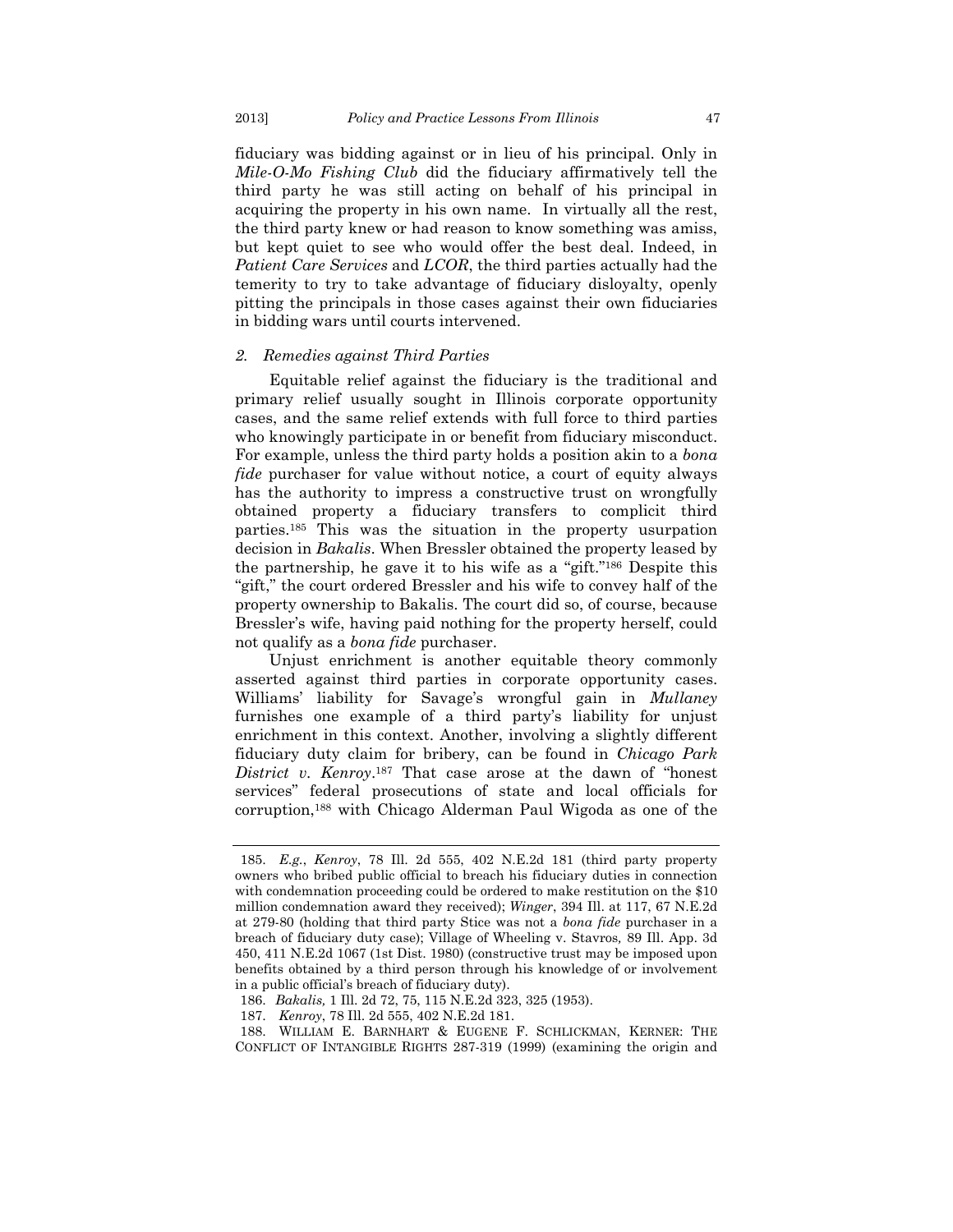fiduciary was bidding against or in lieu of his principal. Only in *Mile-O-Mo Fishing Club* did the fiduciary affirmatively tell the third party he was still acting on behalf of his principal in acquiring the property in his own name. In virtually all the rest, the third party knew or had reason to know something was amiss, but kept quiet to see who would offer the best deal. Indeed, in *Patient Care Services* and *LCOR*, the third parties actually had the temerity to try to take advantage of fiduciary disloyalty, openly pitting the principals in those cases against their own fiduciaries in bidding wars until courts intervened.

### *2. Remedies against Third Parties*

Equitable relief against the fiduciary is the traditional and primary relief usually sought in Illinois corporate opportunity cases, and the same relief extends with full force to third parties who knowingly participate in or benefit from fiduciary misconduct. For example, unless the third party holds a position akin to a *bona fide* purchaser for value without notice, a court of equity always has the authority to impress a constructive trust on wrongfully obtained property a fiduciary transfers to complicit third parties.[185] This was the situation in the property usurpation decision in *Bakalis*. When Bressler obtained the property leased by the partnership, he gave it to his wife as a "gift."[186] Despite this "gift," the court ordered Bressler and his wife to convey half of the property ownership to Bakalis. The court did so, of course, because Bressler's wife, having paid nothing for the property herself, could not qualify as a *bona fide* purchaser.

Unjust enrichment is another equitable theory commonly asserted against third parties in corporate opportunity cases. Williams' liability for Savage's wrongful gain in *Mullaney* furnishes one example of a third party's liability for unjust enrichment in this context. Another, involving a slightly different fiduciary duty claim for bribery, can be found in *Chicago Park District v. Kenroy*.[187] That case arose at the dawn of "honest services" federal prosecutions of state and local officials for corruption,[188] with Chicago Alderman Paul Wigoda as one of the

---

185. *E.g.*, *Kenroy*, 78 Ill. 2d 555, 402 N.E.2d 181 (third party property owners who bribed public official to breach his fiduciary duties in connection with condemnation proceeding could be ordered to make restitution on the $10 million condemnation award they received); *Winger*, 394 Ill. at 117, 67 N.E.2d at 279-80 (holding that third party Stice was not a *bona fide* purchaser in a breach of fiduciary duty case); Village of Wheeling v. Stavros*,* 89 Ill. App. 3d 450, 411 N.E.2d 1067 (1st Dist. 1980) (constructive trust may be imposed upon benefits obtained by a third person through his knowledge of or involvement in a public official's breach of fiduciary duty).

186. *Bakalis,* 1 Ill. 2d 72, 75, 115 N.E.2d 323, 325 (1953).

187. *Kenroy*, 78 Ill. 2d 555, 402 N.E.2d 181.

188. WILLIAM E. BARNHART & EUGENE F. SCHLICKMAN, KERNER: THE CONFLICT OF INTANGIBLE RIGHTS 287-319 (1999) (examining the origin and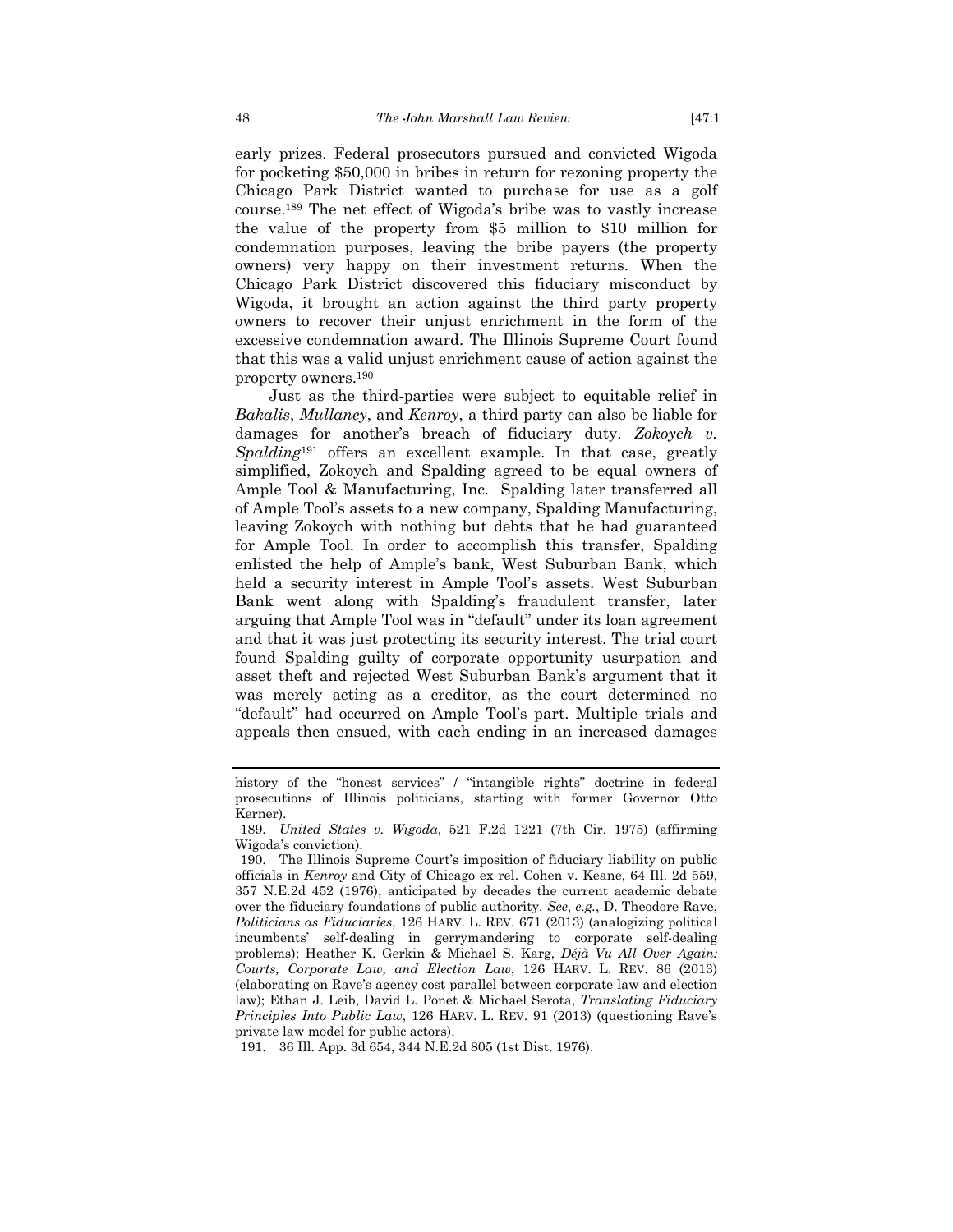early prizes. Federal prosecutors pursued and convicted Wigoda for pocketing $50,000 in bribes in return for rezoning property the Chicago Park District wanted to purchase for use as a golf course.[189] The net effect of Wigoda's bribe was to vastly increase the value of the property from $5 million to $10 million for condemnation purposes, leaving the bribe payers (the property owners) very happy on their investment returns. When the Chicago Park District discovered this fiduciary misconduct by Wigoda, it brought an action against the third party property owners to recover their unjust enrichment in the form of the excessive condemnation award. The Illinois Supreme Court found that this was a valid unjust enrichment cause of action against the property owners.[190]

Just as the third-parties were subject to equitable relief in *Bakalis*, *Mullaney*, and *Kenroy*, a third party can also be liable for damages for another's breach of fiduciary duty. *Zokoych v. Spalding*[191] offers an excellent example. In that case, greatly simplified, Zokoych and Spalding agreed to be equal owners of Ample Tool & Manufacturing, Inc. Spalding later transferred all of Ample Tool's assets to a new company, Spalding Manufacturing, leaving Zokoych with nothing but debts that he had guaranteed for Ample Tool. In order to accomplish this transfer, Spalding enlisted the help of Ample's bank, West Suburban Bank, which held a security interest in Ample Tool's assets. West Suburban Bank went along with Spalding's fraudulent transfer, later arguing that Ample Tool was in "default" under its loan agreement and that it was just protecting its security interest. The trial court found Spalding guilty of corporate opportunity usurpation and asset theft and rejected West Suburban Bank's argument that it was merely acting as a creditor, as the court determined no "default" had occurred on Ample Tool's part. Multiple trials and appeals then ensued, with each ending in an increased damages

---

history of the "honest services" / "intangible rights" doctrine in federal prosecutions of Illinois politicians, starting with former Governor Otto Kerner).

189. *United States v. Wigoda*, 521 F.2d 1221 (7th Cir. 1975) (affirming Wigoda's conviction).

190. The Illinois Supreme Court's imposition of fiduciary liability on public officials in *Kenroy* and City of Chicago ex rel. Cohen v. Keane, 64 Ill. 2d 559, 357 N.E.2d 452 (1976), anticipated by decades the current academic debate over the fiduciary foundations of public authority. *See, e.g.*, D. Theodore Rave, *Politicians as Fiduciaries*, 126 HARV. L. REV. 671 (2013) (analogizing political incumbents' self-dealing in gerrymandering to corporate self-dealing problems); Heather K. Gerkin & Michael S. Karg, *Déjà Vu All Over Again: Courts, Corporate Law, and Election Law*, 126 HARV. L. REV. 86 (2013) (elaborating on Rave's agency cost parallel between corporate law and election law); Ethan J. Leib, David L. Ponet & Michael Serota, *Translating Fiduciary Principles Into Public Law*, 126 HARV. L. REV. 91 (2013) (questioning Rave's private law model for public actors).

191. 36 Ill. App. 3d 654, 344 N.E.2d 805 (1st Dist. 1976).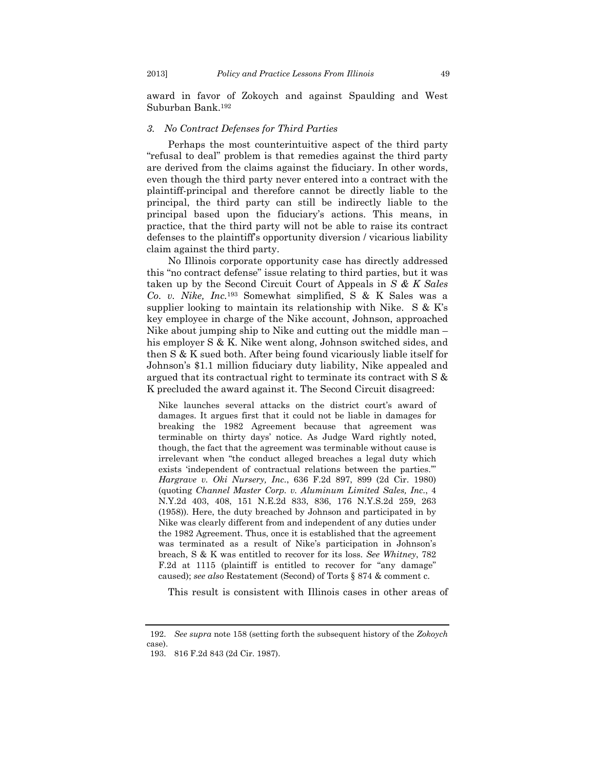award in favor of Zokoych and against Spaulding and West Suburban Bank.[192]

### 3. No Contract Defenses for Third Parties

Perhaps the most counterintuitive aspect of the third party "refusal to deal" problem is that remedies against the third party are derived from the claims against the fiduciary. In other words, even though the third party never entered into a contract with the plaintiff-principal and therefore cannot be directly liable to the principal, the third party can still be indirectly liable to the principal based upon the fiduciary's actions. This means, in practice, that the third party will not be able to raise its contract defenses to the plaintiff's opportunity diversion / vicarious liability claim against the third party.

No Illinois corporate opportunity case has directly addressed this "no contract defense" issue relating to third parties, but it was taken up by the Second Circuit Court of Appeals in *S & K Sales Co. v. Nike, Inc.*[193] Somewhat simplified, S & K Sales was a supplier looking to maintain its relationship with Nike. S & K's key employee in charge of the Nike account, Johnson, approached Nike about jumping ship to Nike and cutting out the middle man – his employer S & K. Nike went along, Johnson switched sides, and then S & K sued both. After being found vicariously liable itself for Johnson's $1.1 million fiduciary duty liability, Nike appealed and argued that its contractual right to terminate its contract with S & K precluded the award against it. The Second Circuit disagreed:

> Nike launches several attacks on the district court's award of damages. It argues first that it could not be liable in damages for breaking the 1982 Agreement because that agreement was terminable on thirty days' notice. As Judge Ward rightly noted, though, the fact that the agreement was terminable without cause is irrelevant when "the conduct alleged breaches a legal duty which exists 'independent of contractual relations between the parties.'" *Hargrave v. Oki Nursery, Inc.*, 636 F.2d 897, 899 (2d Cir. 1980) (quoting *Channel Master Corp. v. Aluminum Limited Sales, Inc.*, 4 N.Y.2d 403, 408, 151 N.E.2d 833, 836, 176 N.Y.S.2d 259, 263 (1958)). Here, the duty breached by Johnson and participated in by Nike was clearly different from and independent of any duties under the 1982 Agreement. Thus, once it is established that the agreement was terminated as a result of Nike's participation in Johnson's breach, S & K was entitled to recover for its loss. *See Whitney*, 782 F.2d at 1115 (plaintiff is entitled to recover for "any damage" caused); *see also* Restatement (Second) of Torts § 874 & comment c.

This result is consistent with Illinois cases in other areas of

---

192. *See supra* note 158 (setting forth the subsequent history of the *Zokoych* case).

193. 816 F.2d 843 (2d Cir. 1987).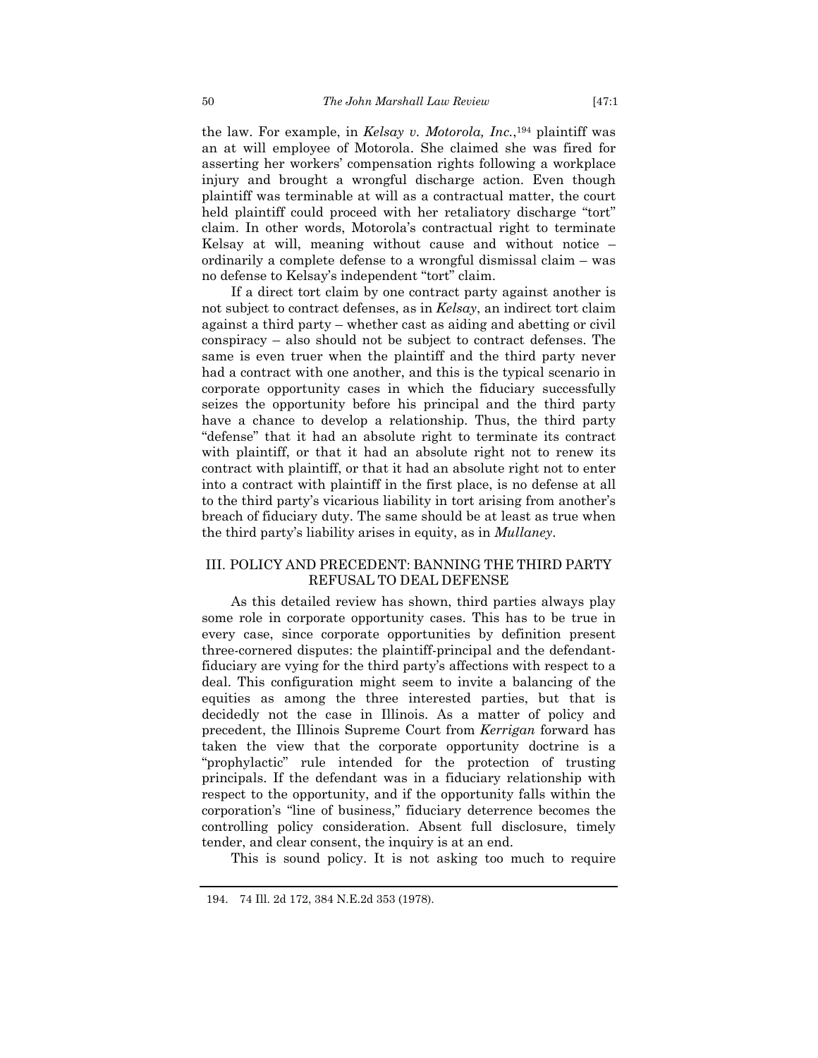the law. For example, in *Kelsay v. Motorola, Inc.*,[194] plaintiff was an at will employee of Motorola. She claimed she was fired for asserting her workers' compensation rights following a workplace injury and brought a wrongful discharge action. Even though plaintiff was terminable at will as a contractual matter, the court held plaintiff could proceed with her retaliatory discharge "tort" claim. In other words, Motorola's contractual right to terminate Kelsay at will, meaning without cause and without notice – ordinarily a complete defense to a wrongful dismissal claim – was no defense to Kelsay's independent "tort" claim.

If a direct tort claim by one contract party against another is not subject to contract defenses, as in *Kelsay*, an indirect tort claim against a third party – whether cast as aiding and abetting or civil conspiracy – also should not be subject to contract defenses. The same is even truer when the plaintiff and the third party never had a contract with one another, and this is the typical scenario in corporate opportunity cases in which the fiduciary successfully seizes the opportunity before his principal and the third party have a chance to develop a relationship. Thus, the third party "defense" that it had an absolute right to terminate its contract with plaintiff, or that it had an absolute right not to renew its contract with plaintiff, or that it had an absolute right not to enter into a contract with plaintiff in the first place, is no defense at all to the third party's vicarious liability in tort arising from another's breach of fiduciary duty. The same should be at least as true when the third party's liability arises in equity, as in *Mullaney*.

## III. POLICY AND PRECEDENT: BANNING THE THIRD PARTY REFUSAL TO DEAL DEFENSE

As this detailed review has shown, third parties always play some role in corporate opportunity cases. This has to be true in every case, since corporate opportunities by definition present three-cornered disputes: the plaintiff-principal and the defendant-fiduciary are vying for the third party's affections with respect to a deal. This configuration might seem to invite a balancing of the equities as among the three interested parties, but that is decidedly not the case in Illinois. As a matter of policy and precedent, the Illinois Supreme Court from *Kerrigan* forward has taken the view that the corporate opportunity doctrine is a "prophylactic" rule intended for the protection of trusting principals. If the defendant was in a fiduciary relationship with respect to the opportunity, and if the opportunity falls within the corporation's "line of business," fiduciary deterrence becomes the controlling policy consideration. Absent full disclosure, timely tender, and clear consent, the inquiry is at an end.

This is sound policy. It is not asking too much to require

---

194. 74 Ill. 2d 172, 384 N.E.2d 353 (1978).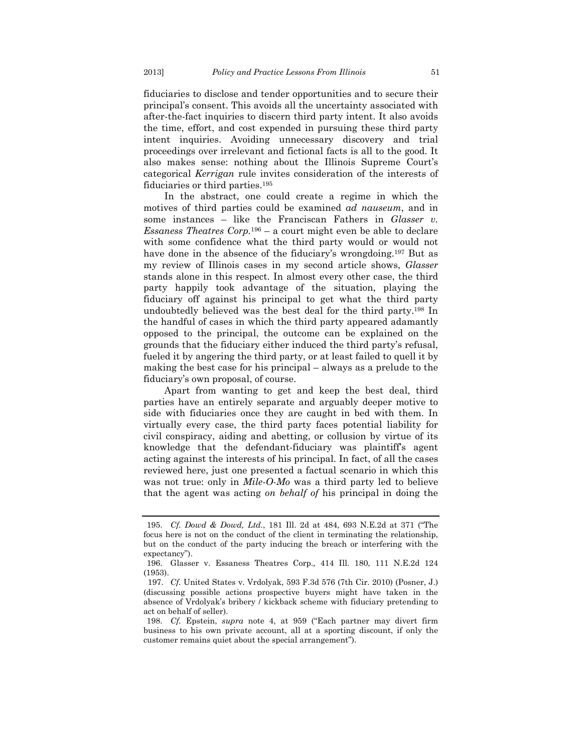fiduciaries to disclose and tender opportunities and to secure their principal's consent. This avoids all the uncertainty associated with after-the-fact inquiries to discern third party intent. It also avoids the time, effort, and cost expended in pursuing these third party intent inquiries. Avoiding unnecessary discovery and trial proceedings over irrelevant and fictional facts is all to the good. It also makes sense: nothing about the Illinois Supreme Court's categorical *Kerrigan* rule invites consideration of the interests of fiduciaries or third parties.[195]

In the abstract, one could create a regime in which the motives of third parties could be examined *ad nauseum*, and in some instances – like the Franciscan Fathers in *Glasser v. Essaness Theatres Corp.*[196] – a court might even be able to declare with some confidence what the third party would or would not have done in the absence of the fiduciary's wrongdoing.[197] But as my review of Illinois cases in my second article shows, *Glasser* stands alone in this respect. In almost every other case, the third party happily took advantage of the situation, playing the fiduciary off against his principal to get what the third party undoubtedly believed was the best deal for the third party.[198] In the handful of cases in which the third party appeared adamantly opposed to the principal, the outcome can be explained on the grounds that the fiduciary either induced the third party's refusal, fueled it by angering the third party, or at least failed to quell it by making the best case for his principal – always as a prelude to the fiduciary's own proposal, of course.

Apart from wanting to get and keep the best deal, third parties have an entirely separate and arguably deeper motive to side with fiduciaries once they are caught in bed with them. In virtually every case, the third party faces potential liability for civil conspiracy, aiding and abetting, or collusion by virtue of its knowledge that the defendant-fiduciary was plaintiff's agent acting against the interests of his principal. In fact, of all the cases reviewed here, just one presented a factual scenario in which this was not true: only in *Mile-O-Mo* was a third party led to believe that the agent was acting *on behalf of* his principal in doing the

---

195. *Cf. Dowd & Dowd, Ltd.*, 181 Ill. 2d at 484, 693 N.E.2d at 371 ("The focus here is not on the conduct of the client in terminating the relationship, but on the conduct of the party inducing the breach or interfering with the expectancy").

196. Glasser v. Essaness Theatres Corp., 414 Ill. 180, 111 N.E.2d 124 (1953).

197. *Cf.* United States v. Vrdolyak, 593 F.3d 576 (7th Cir. 2010) (Posner, J.) (discussing possible actions prospective buyers might have taken in the absence of Vrdolyak's bribery / kickback scheme with fiduciary pretending to act on behalf of seller).

198. *Cf.* Epstein, *supra* note 4, at 959 ("Each partner may divert firm business to his own private account, all at a sporting discount, if only the customer remains quiet about the special arrangement").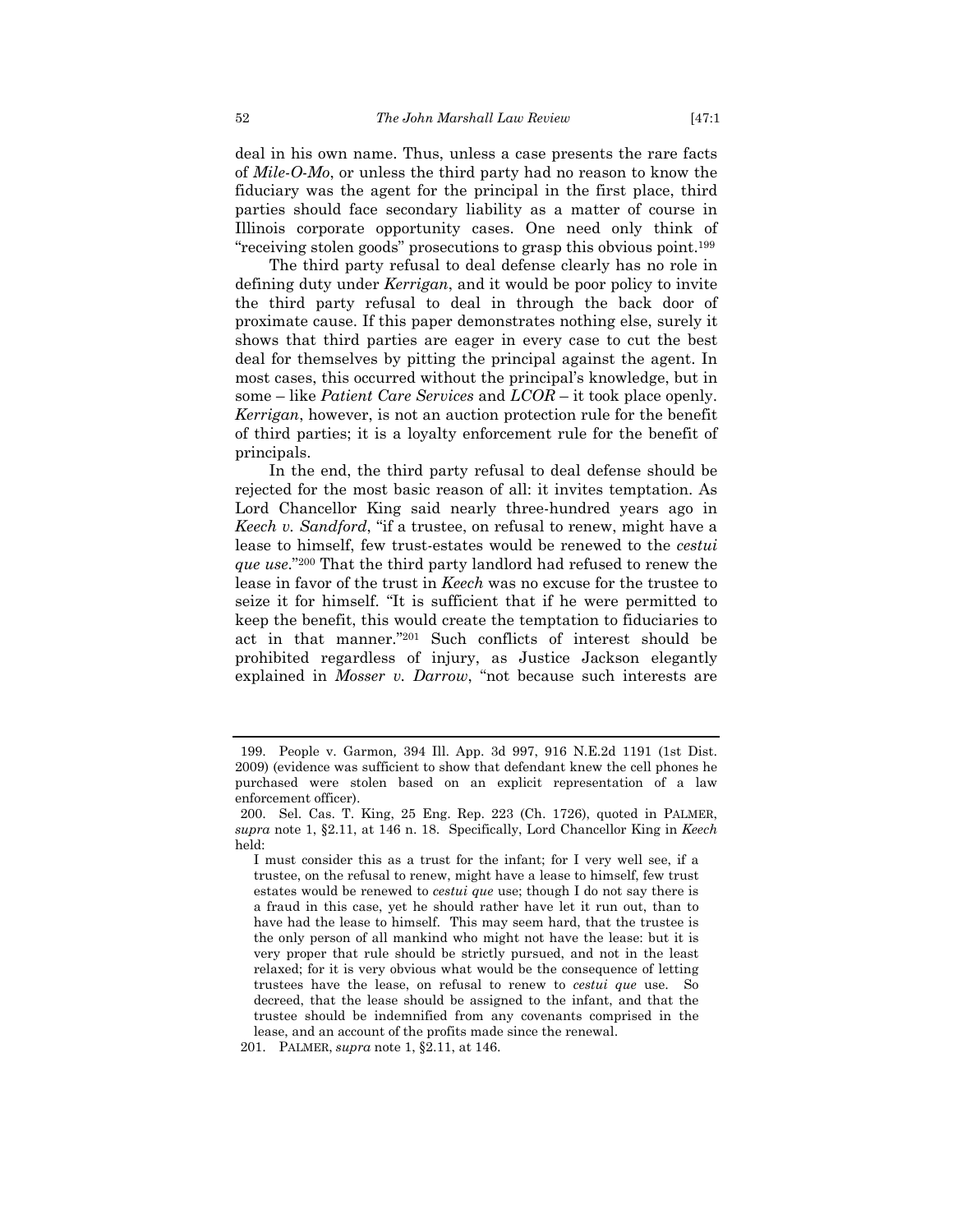deal in his own name. Thus, unless a case presents the rare facts of *Mile-O-Mo*, or unless the third party had no reason to know the fiduciary was the agent for the principal in the first place, third parties should face secondary liability as a matter of course in Illinois corporate opportunity cases. One need only think of "receiving stolen goods" prosecutions to grasp this obvious point.[199]

The third party refusal to deal defense clearly has no role in defining duty under *Kerrigan*, and it would be poor policy to invite the third party refusal to deal in through the back door of proximate cause. If this paper demonstrates nothing else, surely it shows that third parties are eager in every case to cut the best deal for themselves by pitting the principal against the agent. In most cases, this occurred without the principal's knowledge, but in some – like *Patient Care Services* and *LCOR* – it took place openly. *Kerrigan*, however, is not an auction protection rule for the benefit of third parties; it is a loyalty enforcement rule for the benefit of principals.

In the end, the third party refusal to deal defense should be rejected for the most basic reason of all: it invites temptation. As Lord Chancellor King said nearly three-hundred years ago in *Keech v. Sandford*, "if a trustee, on refusal to renew, might have a lease to himself, few trust-estates would be renewed to the *cestui que use*."[200] That the third party landlord had refused to renew the lease in favor of the trust in *Keech* was no excuse for the trustee to seize it for himself. "It is sufficient that if he were permitted to keep the benefit, this would create the temptation to fiduciaries to act in that manner."[201] Such conflicts of interest should be prohibited regardless of injury, as Justice Jackson elegantly explained in *Mosser v. Darrow*, "not because such interests are

---

199. People v. Garmon, 394 Ill. App. 3d 997, 916 N.E.2d 1191 (1st Dist. 2009) (evidence was sufficient to show that defendant knew the cell phones he purchased were stolen based on an explicit representation of a law enforcement officer).

200. Sel. Cas. T. King, 25 Eng. Rep. 223 (Ch. 1726), quoted in PALMER, *supra* note 1, §2.11, at 146 n. 18. Specifically, Lord Chancellor King in *Keech* held:

> I must consider this as a trust for the infant; for I very well see, if a trustee, on the refusal to renew, might have a lease to himself, few trust estates would be renewed to *cestui que* use; though I do not say there is a fraud in this case, yet he should rather have let it run out, than to have had the lease to himself. This may seem hard, that the trustee is the only person of all mankind who might not have the lease: but it is very proper that rule should be strictly pursued, and not in the least relaxed; for it is very obvious what would be the consequence of letting trustees have the lease, on refusal to renew to *cestui que* use. So decreed, that the lease should be assigned to the infant, and that the trustee should be indemnified from any covenants comprised in the lease, and an account of the profits made since the renewal.

201. PALMER, *supra* note 1, §2.11, at 146.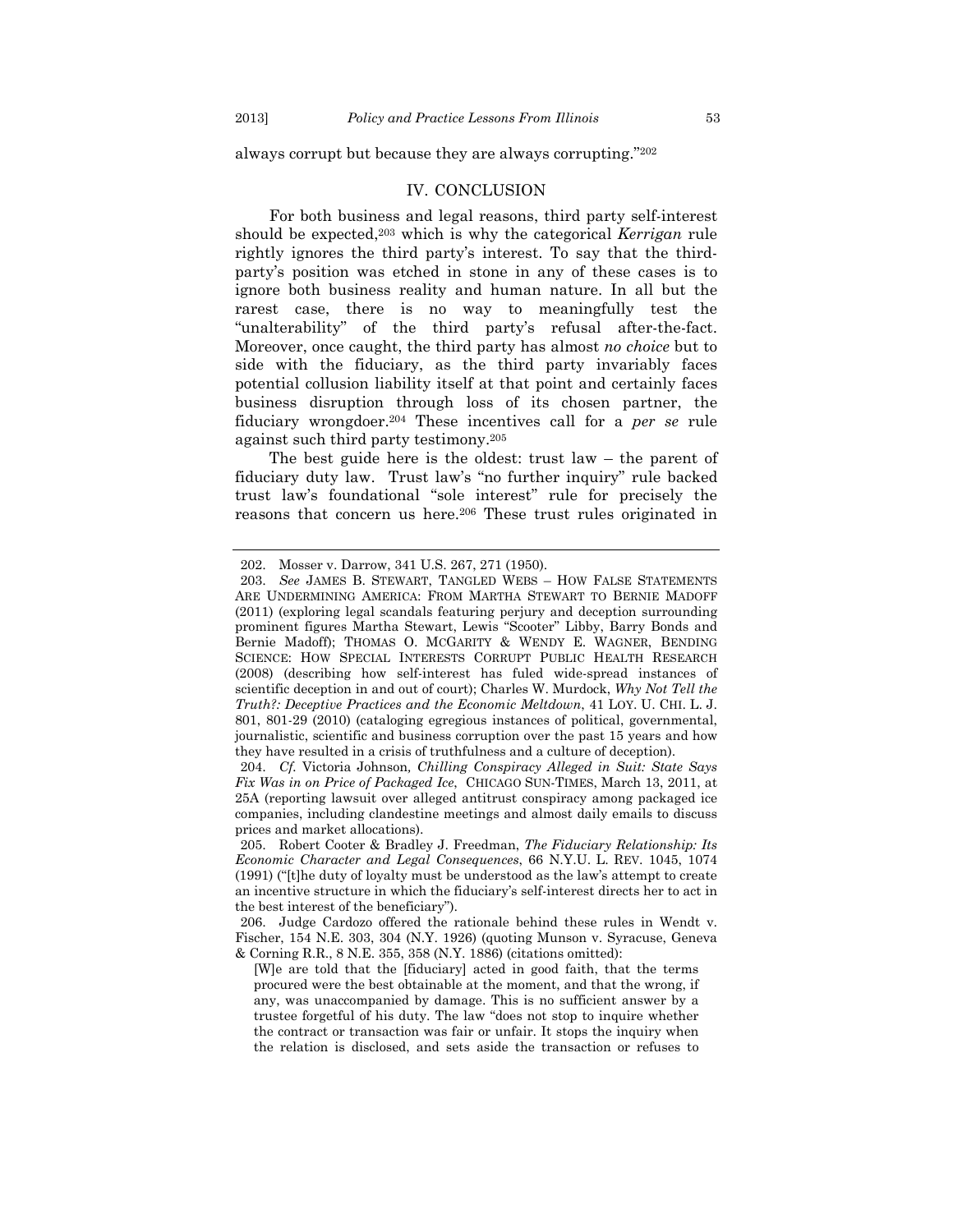always corrupt but because they are always corrupting."[202]

## IV. CONCLUSION

For both business and legal reasons, third party self-interest should be expected,[203] which is why the categorical *Kerrigan* rule rightly ignores the third party's interest. To say that the third-party's position was etched in stone in any of these cases is to ignore both business reality and human nature. In all but the rarest case, there is no way to meaningfully test the "unalterability" of the third party's refusal after-the-fact. Moreover, once caught, the third party has almost *no choice* but to side with the fiduciary, as the third party invariably faces potential collusion liability itself at that point and certainly faces business disruption through loss of its chosen partner, the fiduciary wrongdoer.[204] These incentives call for a *per se* rule against such third party testimony.[205]

The best guide here is the oldest: trust law – the parent of fiduciary duty law. Trust law's "no further inquiry" rule backed trust law's foundational "sole interest" rule for precisely the reasons that concern us here.[206] These trust rules originated in

---

202. Mosser v. Darrow, 341 U.S. 267, 271 (1950).

203. *See* JAMES B. STEWART, TANGLED WEBS – HOW FALSE STATEMENTS ARE UNDERMINING AMERICA: FROM MARTHA STEWART TO BERNIE MADOFF (2011) (exploring legal scandals featuring perjury and deception surrounding prominent figures Martha Stewart, Lewis "Scooter" Libby, Barry Bonds and Bernie Madoff); THOMAS O. MCGARITY & WENDY E. WAGNER, BENDING SCIENCE: HOW SPECIAL INTERESTS CORRUPT PUBLIC HEALTH RESEARCH (2008) (describing how self-interest has fuled wide-spread instances of scientific deception in and out of court); Charles W. Murdock, *Why Not Tell the Truth?: Deceptive Practices and the Economic Meltdown*, 41 LOY. U. CHI. L. J. 801, 801-29 (2010) (cataloging egregious instances of political, governmental, journalistic, scientific and business corruption over the past 15 years and how they have resulted in a crisis of truthfulness and a culture of deception).

204. *Cf.* Victoria Johnson, *Chilling Conspiracy Alleged in Suit: State Says Fix Was in on Price of Packaged Ice*, CHICAGO SUN-TIMES, March 13, 2011, at 25A (reporting lawsuit over alleged antitrust conspiracy among packaged ice companies, including clandestine meetings and almost daily emails to discuss prices and market allocations).

205. Robert Cooter & Bradley J. Freedman, *The Fiduciary Relationship: Its Economic Character and Legal Consequences*, 66 N.Y.U. L. REV. 1045, 1074 (1991) ("[t]he duty of loyalty must be understood as the law's attempt to create an incentive structure in which the fiduciary's self-interest directs her to act in the best interest of the beneficiary").

206. Judge Cardozo offered the rationale behind these rules in Wendt v. Fischer, 154 N.E. 303, 304 (N.Y. 1926) (quoting Munson v. Syracuse, Geneva & Corning R.R., 8 N.E. 355, 358 (N.Y. 1886) (citations omitted):

> [W]e are told that the [fiduciary] acted in good faith, that the terms procured were the best obtainable at the moment, and that the wrong, if any, was unaccompanied by damage. This is no sufficient answer by a trustee forgetful of his duty. The law "does not stop to inquire whether the contract or transaction was fair or unfair. It stops the inquiry when the relation is disclosed, and sets aside the transaction or refuses to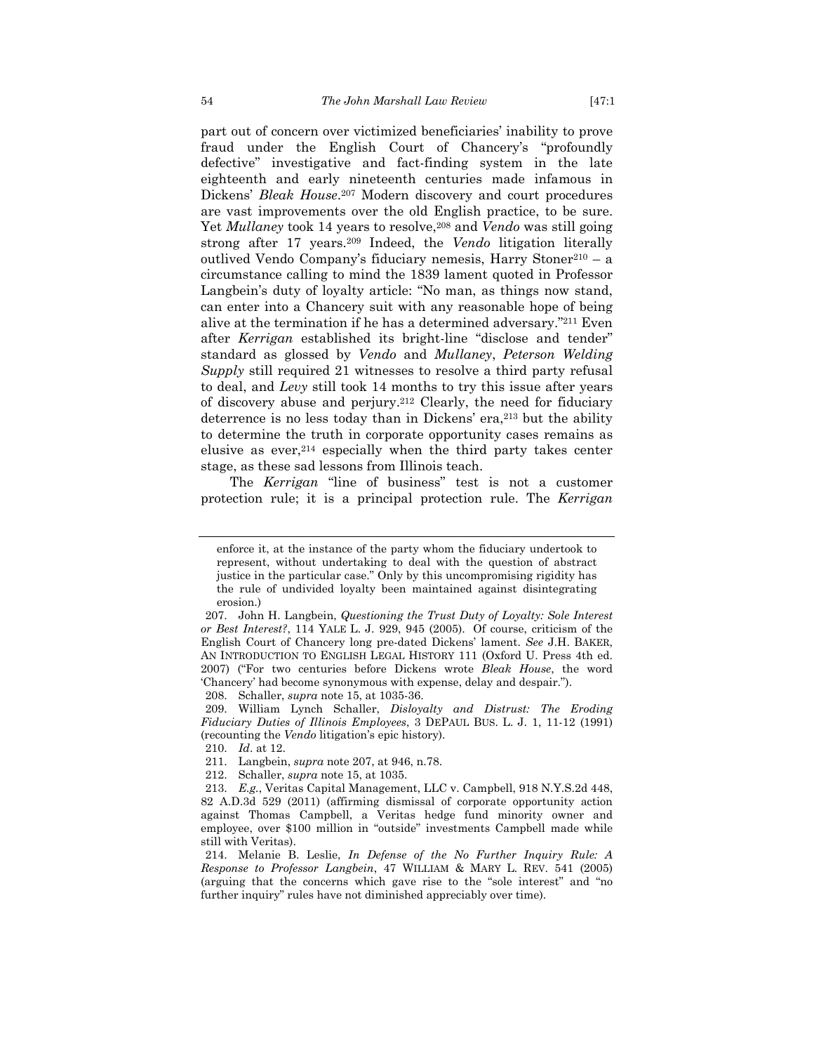part out of concern over victimized beneficiaries' inability to prove fraud under the English Court of Chancery's "profoundly defective" investigative and fact-finding system in the late eighteenth and early nineteenth centuries made infamous in Dickens' *Bleak House*.[207] Modern discovery and court procedures are vast improvements over the old English practice, to be sure. Yet *Mullaney* took 14 years to resolve,[208] and *Vendo* was still going strong after 17 years.[209] Indeed, the *Vendo* litigation literally outlived Vendo Company's fiduciary nemesis, Harry Stoner[210] – a circumstance calling to mind the 1839 lament quoted in Professor Langbein's duty of loyalty article: "No man, as things now stand, can enter into a Chancery suit with any reasonable hope of being alive at the termination if he has a determined adversary."[211] Even after *Kerrigan* established its bright-line "disclose and tender" standard as glossed by *Vendo* and *Mullaney*, *Peterson Welding Supply* still required 21 witnesses to resolve a third party refusal to deal, and *Levy* still took 14 months to try this issue after years of discovery abuse and perjury.[212] Clearly, the need for fiduciary deterrence is no less today than in Dickens' era,[213] but the ability to determine the truth in corporate opportunity cases remains as elusive as ever,[214] especially when the third party takes center stage, as these sad lessons from Illinois teach.

The *Kerrigan* "line of business" test is not a customer protection rule; it is a principal protection rule. The *Kerrigan*

---

enforce it, at the instance of the party whom the fiduciary undertook to represent, without undertaking to deal with the question of abstract justice in the particular case." Only by this uncompromising rigidity has the rule of undivided loyalty been maintained against disintegrating erosion.)

207. John H. Langbein, *Questioning the Trust Duty of Loyalty: Sole Interest or Best Interest?*, 114 YALE L. J. 929, 945 (2005). Of course, criticism of the English Court of Chancery long pre-dated Dickens' lament. *See* J.H. BAKER, AN INTRODUCTION TO ENGLISH LEGAL HISTORY 111 (Oxford U. Press 4th ed. 2007) ("For two centuries before Dickens wrote *Bleak House*, the word 'Chancery' had become synonymous with expense, delay and despair.").

208. Schaller, *supra* note 15, at 1035-36.

209. William Lynch Schaller, *Disloyalty and Distrust: The Eroding Fiduciary Duties of Illinois Employees*, 3 DEPAUL BUS. L. J. 1, 11-12 (1991) (recounting the *Vendo* litigation's epic history).

210. *Id*. at 12.

211. Langbein, *supra* note 207, at 946, n.78.

212. Schaller, *supra* note 15, at 1035.

213. *E.g.*, Veritas Capital Management, LLC v. Campbell, 918 N.Y.S.2d 448, 82 A.D.3d 529 (2011) (affirming dismissal of corporate opportunity action against Thomas Campbell, a Veritas hedge fund minority owner and employee, over $100 million in "outside" investments Campbell made while still with Veritas).

214. Melanie B. Leslie, *In Defense of the No Further Inquiry Rule: A Response to Professor Langbein*, 47 WILLIAM & MARY L. REV. 541 (2005) (arguing that the concerns which gave rise to the "sole interest" and "no further inquiry" rules have not diminished appreciably over time).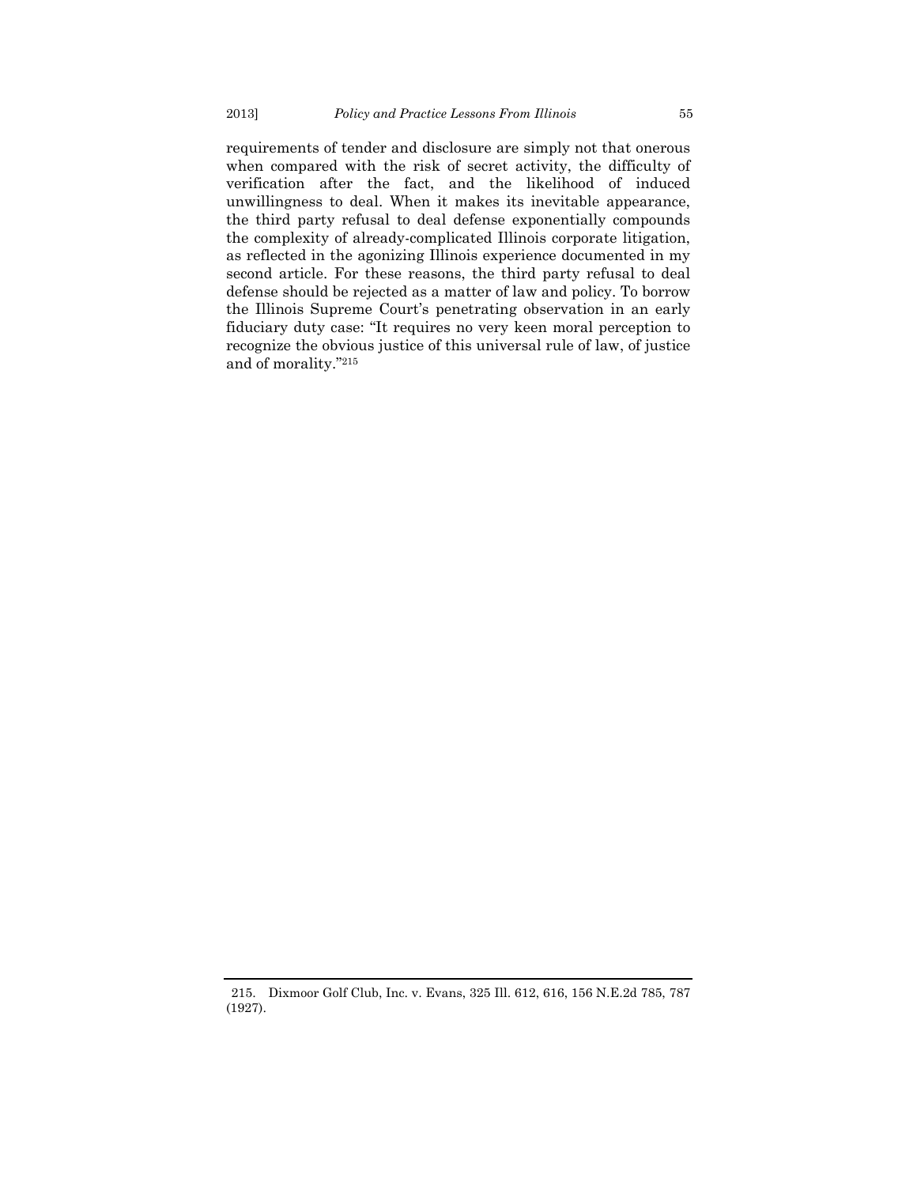requirements of tender and disclosure are simply not that onerous when compared with the risk of secret activity, the difficulty of verification after the fact, and the likelihood of induced unwillingness to deal. When it makes its inevitable appearance, the third party refusal to deal defense exponentially compounds the complexity of already-complicated Illinois corporate litigation, as reflected in the agonizing Illinois experience documented in my second article. For these reasons, the third party refusal to deal defense should be rejected as a matter of law and policy. To borrow the Illinois Supreme Court's penetrating observation in an early fiduciary duty case: "It requires no very keen moral perception to recognize the obvious justice of this universal rule of law, of justice and of morality."[215]

---

215. Dixmoor Golf Club, Inc. v. Evans, 325 Ill. 612, 616, 156 N.E.2d 785, 787 (1927).